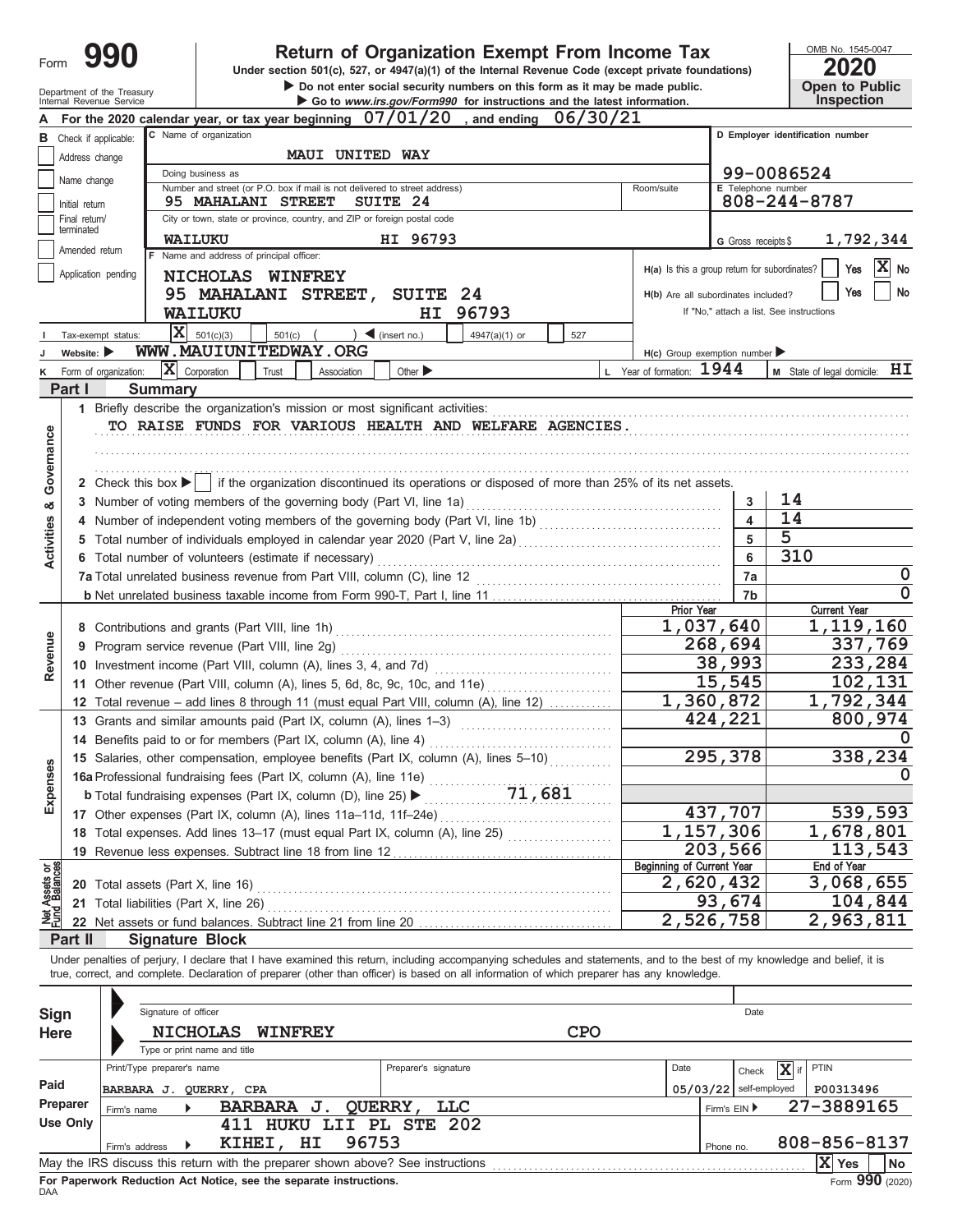Form **990**

# Return of Organization Exempt From Income Tax

Under section 501(c), 527, or 4947(a)(1) of the Internal Revenue Code (except private foundations)

▶ Do not enter social security numbers on this form as it may be made public.

▶ Go to www.irs.gov/Form990 for instructions and the latest information.

Department of the Treasury
Internal Revenue Service

OMB No. 1545-0047

**2020**

**Open to Public Inspection**

**A** For the 2020 calendar year, or tax year beginning 07/01/20 , and ending 06/30/21

**B** Check if applicable:
- Address change
- Name change
- Initial return
- Final return/terminated
- Amended return
- Application pending

**C** Name of organization: MAUI UNITED WAY

Doing business as

Number and street (or P.O. box if mail is not delivered to street address): 95 MAHALANI STREET SUITE 24 | Room/suite

City or town, state or province, country, and ZIP or foreign postal code: WAILUKU HI 96793

**D** Employer identification number: 99-0086524

**E** Telephone number: 808-244-8787

**G** Gross receipts $ 1,792,344

**F** Name and address of principal officer: NICHOLAS WINFREY, 95 MAHALANI STREET, SUITE 24, WAILUKU HI 96793

H(a) Is this a group return for subordinates? Yes [ ] No [X]

H(b) Are all subordinates included? Yes [ ] No [ ]
If "No," attach a list. See instructions

**I** Tax-exempt status: [X] 501(c)(3) [ ] 501(c) ( ) ◀ (insert no.) [ ] 4947(a)(1) or [ ] 527

**J** Website: ▶ WWW.MAUIUNITEDWAY.ORG

H(c) Group exemption number ▶

**K** Form of organization: [X] Corporation [ ] Trust [ ] Association [ ] Other ▶

**L** Year of formation: 1944

**M** State of legal domicile: HI

## Part I Summary

**Activities & Governance**

1 Briefly describe the organization's mission or most significant activities:
TO RAISE FUNDS FOR VARIOUS HEALTH AND WELFARE AGENCIES.

2 Check this box ▶ [ ] if the organization discontinued its operations or disposed of more than 25% of its net assets.

| | | Line | Value |
|---|---|---|---|
| 3 | Number of voting members of the governing body (Part VI, line 1a) | 3 | 14 |
| 4 | Number of independent voting members of the governing body (Part VI, line 1b) | 4 | 14 |
| 5 | Total number of individuals employed in calendar year 2020 (Part V, line 2a) | 5 | 5 |
| 6 | Total number of volunteers (estimate if necessary) | 6 | 310 |
| 7a | Total unrelated business revenue from Part VIII, column (C), line 12 | 7a | 0 |
| b | Net unrelated business taxable income from Form 990-T, Part I, line 11 | 7b | 0 |

| | | | Prior Year | Current Year |
|---|---|---|---|---|
| **Revenue** | 8 | Contributions and grants (Part VIII, line 1h) | 1,037,640 | 1,119,160 |
| | 9 | Program service revenue (Part VIII, line 2g) | 268,694 | 337,769 |
| | 10 | Investment income (Part VIII, column (A), lines 3, 4, and 7d) | 38,993 | 233,284 |
| | 11 | Other revenue (Part VIII, column (A), lines 5, 6d, 8c, 9c, 10c, and 11e) | 15,545 | 102,131 |
| | 12 | Total revenue – add lines 8 through 11 (must equal Part VIII, column (A), line 12) | 1,360,872 | 1,792,344 |
| **Expenses** | 13 | Grants and similar amounts paid (Part IX, column (A), lines 1–3) | 424,221 | 800,974 |
| | 14 | Benefits paid to or for members (Part IX, column (A), line 4) | | 0 |
| | 15 | Salaries, other compensation, employee benefits (Part IX, column (A), lines 5–10) | 295,378 | 338,234 |
| | 16a | Professional fundraising fees (Part IX, column (A), line 11e) | | 0 |
| | b | Total fundraising expenses (Part IX, column (D), line 25) ▶ 71,681 | | |
| | 17 | Other expenses (Part IX, column (A), lines 11a–11d, 11f–24e) | 437,707 | 539,593 |
| | 18 | Total expenses. Add lines 13–17 (must equal Part IX, column (A), line 25) | 1,157,306 | 1,678,801 |
| | 19 | Revenue less expenses. Subtract line 18 from line 12 | 203,566 | 113,543 |
| | | | **Beginning of Current Year** | **End of Year** |
| **Net Assets or Fund Balances** | 20 | Total assets (Part X, line 16) | 2,620,432 | 3,068,655 |
| | 21 | Total liabilities (Part X, line 26) | 93,674 | 104,844 |
| | 22 | Net assets or fund balances. Subtract line 21 from line 20 | 2,526,758 | 2,963,811 |

## Part II Signature Block

Under penalties of perjury, I declare that I have examined this return, including accompanying schedules and statements, and to the best of my knowledge and belief, it is true, correct, and complete. Declaration of preparer (other than officer) is based on all information of which preparer has any knowledge.

**Sign Here**

Signature of officer | Date

NICHOLAS WINFREY CPO
Type or print name and title

**Paid Preparer Use Only**

| Print/Type preparer's name | Preparer's signature | Date | Check [X] if self-employed | PTIN |
|---|---|---|---|---|
| BARBARA J. QUERRY, CPA | | 05/03/22 | | P00313496 |

Firm's name ▶ BARBARA J. QUERRY, LLC — Firm's EIN ▶ 27-3889165

Firm's address ▶ 411 HUKU LII PL STE 202, KIHEI, HI 96753 — Phone no. 808-856-8137

May the IRS discuss this return with the preparer shown above? See instructions [X] Yes [ ] No

**For Paperwork Reduction Act Notice, see the separate instructions.**

DAA Form **990** (2020)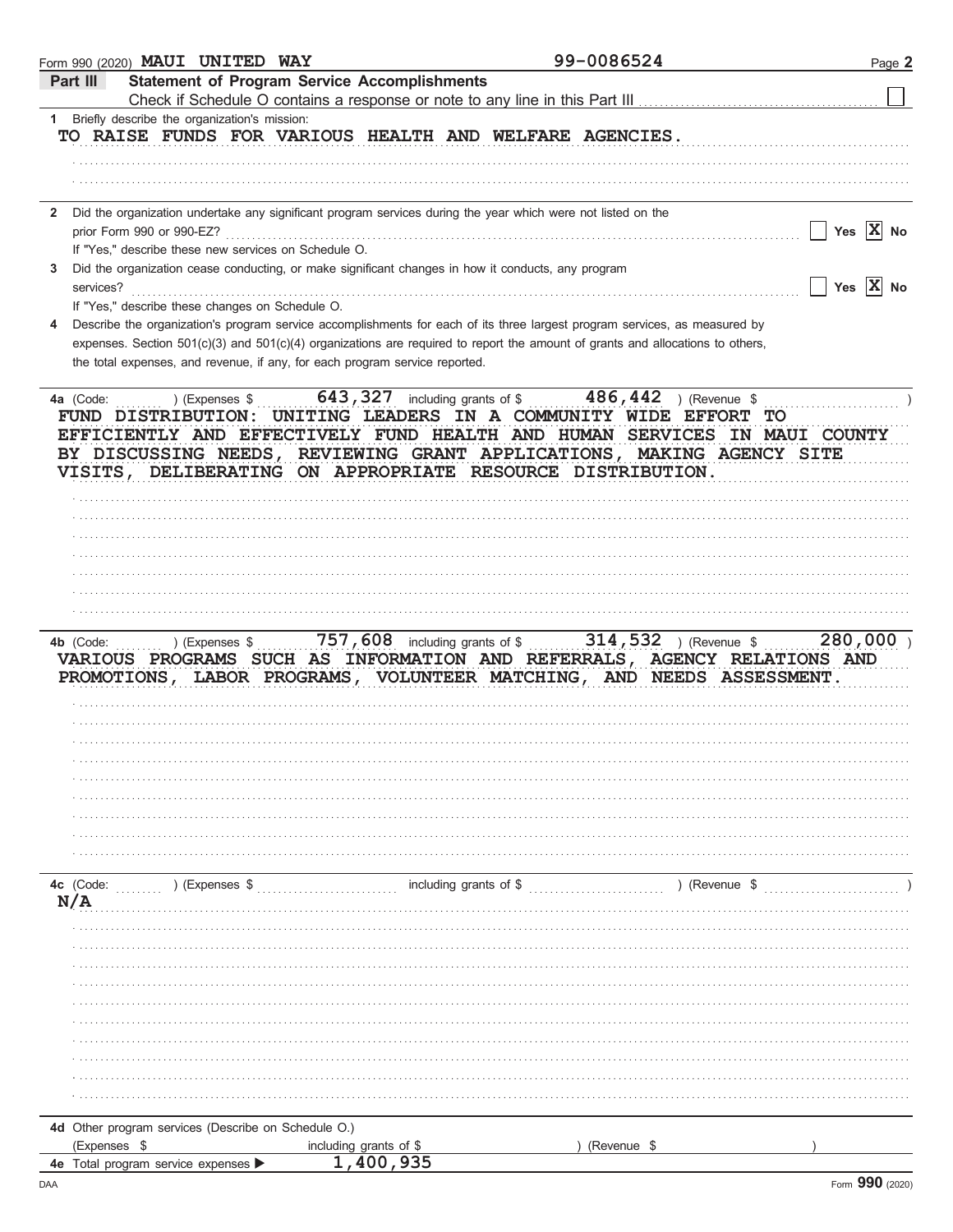Form 990 (2020) MAUI UNITED WAY 99-0086524 Page **2**

## Part III Statement of Program Service Accomplishments

Check if Schedule O contains a response or note to any line in this Part III ☐

**1** Briefly describe the organization's mission:

TO RAISE FUNDS FOR VARIOUS HEALTH AND WELFARE AGENCIES.

**2** Did the organization undertake any significant program services during the year which were not listed on the prior Form 990 or 990-EZ? ☐ Yes ☒ No

If "Yes," describe these new services on Schedule O.

**3** Did the organization cease conducting, or make significant changes in how it conducts, any program services? ☐ Yes ☒ No

If "Yes," describe these changes on Schedule O.

**4** Describe the organization's program service accomplishments for each of its three largest program services, as measured by expenses. Section 501(c)(3) and 501(c)(4) organizations are required to report the amount of grants and allocations to others, the total expenses, and revenue, if any, for each program service reported.

**4a** (Code: ) (Expenses $ 643,327 including grants of $ 486,442 ) (Revenue $ )

FUND DISTRIBUTION: UNITING LEADERS IN A COMMUNITY WIDE EFFORT TO EFFICIENTLY AND EFFECTIVELY FUND HEALTH AND HUMAN SERVICES IN MAUI COUNTY BY DISCUSSING NEEDS, REVIEWING GRANT APPLICATIONS, MAKING AGENCY SITE VISITS, DELIBERATING ON APPROPRIATE RESOURCE DISTRIBUTION.

**4b** (Code: ) (Expenses $ 757,608 including grants of $ 314,532 ) (Revenue $ 280,000 )

VARIOUS PROGRAMS SUCH AS INFORMATION AND REFERRALS, AGENCY RELATIONS AND PROMOTIONS, LABOR PROGRAMS, VOLUNTEER MATCHING, AND NEEDS ASSESSMENT.

**4c** (Code: ) (Expenses $ including grants of $ ) (Revenue $ )

N/A

**4d** Other program services (Describe on Schedule O.)

(Expenses $ including grants of $ ) (Revenue $ )

**4e** Total program service expenses ▶ 1,400,935

DAA Form **990** (2020)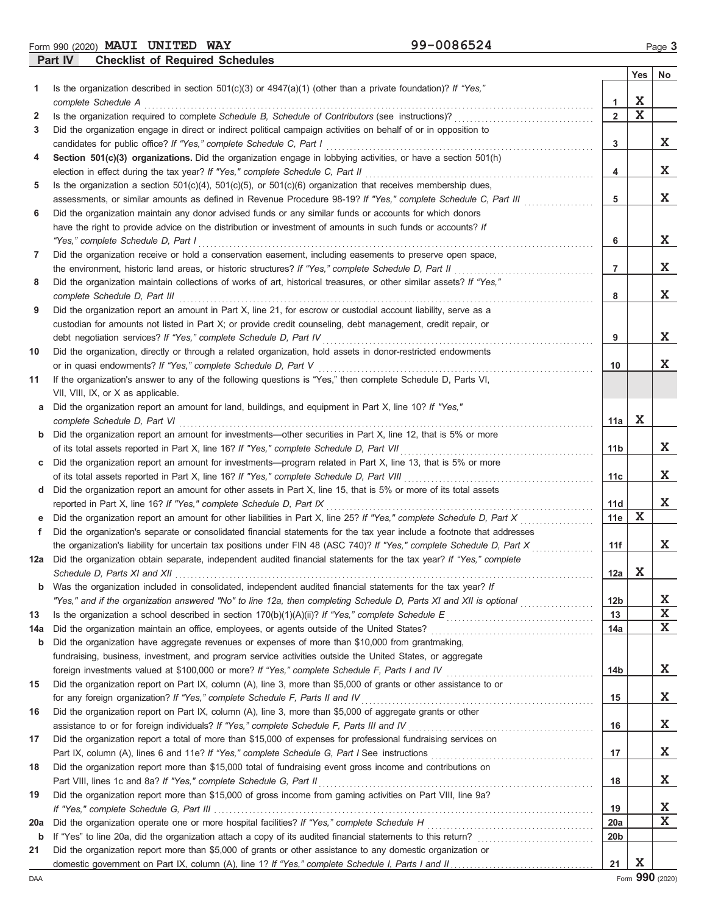Form 990 (2020) **MAUI UNITED WAY** **99-0086524**

## Part IV Checklist of Required Schedules

| | | | Yes | No |
|---|---|---|---|---|
| 1 | Is the organization described in section 501(c)(3) or 4947(a)(1) (other than a private foundation)? *If "Yes," complete Schedule A* | 1 | X | |
| 2 | Is the organization required to complete *Schedule B, Schedule of Contributors* (see instructions)? | 2 | X | |
| 3 | Did the organization engage in direct or indirect political campaign activities on behalf of or in opposition to candidates for public office? *If "Yes," complete Schedule C, Part I* | 3 | | X |
| 4 | **Section 501(c)(3) organizations.** Did the organization engage in lobbying activities, or have a section 501(h) election in effect during the tax year? *If "Yes," complete Schedule C, Part II* | 4 | | X |
| 5 | Is the organization a section 501(c)(4), 501(c)(5), or 501(c)(6) organization that receives membership dues, assessments, or similar amounts as defined in Revenue Procedure 98-19? *If "Yes," complete Schedule C, Part III* | 5 | | X |
| 6 | Did the organization maintain any donor advised funds or any similar funds or accounts for which donors have the right to provide advice on the distribution or investment of amounts in such funds or accounts? *If "Yes," complete Schedule D, Part I* | 6 | | X |
| 7 | Did the organization receive or hold a conservation easement, including easements to preserve open space, the environment, historic land areas, or historic structures? *If "Yes," complete Schedule D, Part II* | 7 | | X |
| 8 | Did the organization maintain collections of works of art, historical treasures, or other similar assets? *If "Yes," complete Schedule D, Part III* | 8 | | X |
| 9 | Did the organization report an amount in Part X, line 21, for escrow or custodial account liability, serve as a custodian for amounts not listed in Part X; or provide credit counseling, debt management, credit repair, or debt negotiation services? *If "Yes," complete Schedule D, Part IV* | 9 | | X |
| 10 | Did the organization, directly or through a related organization, hold assets in donor-restricted endowments or in quasi endowments? *If "Yes," complete Schedule D, Part V* | 10 | | X |
| 11 | If the organization's answer to any of the following questions is "Yes," then complete Schedule D, Parts VI, VII, VIII, IX, or X as applicable. | | | |
| a | Did the organization report an amount for land, buildings, and equipment in Part X, line 10? *If "Yes," complete Schedule D, Part VI* | 11a | X | |
| b | Did the organization report an amount for investments—other securities in Part X, line 12, that is 5% or more of its total assets reported in Part X, line 16? *If "Yes," complete Schedule D, Part VII* | 11b | | X |
| c | Did the organization report an amount for investments—program related in Part X, line 13, that is 5% or more of its total assets reported in Part X, line 16? *If "Yes," complete Schedule D, Part VIII* | 11c | | X |
| d | Did the organization report an amount for other assets in Part X, line 15, that is 5% or more of its total assets reported in Part X, line 16? *If "Yes," complete Schedule D, Part IX* | 11d | | X |
| e | Did the organization report an amount for other liabilities in Part X, line 25? *If "Yes," complete Schedule D, Part X* | 11e | X | |
| f | Did the organization's separate or consolidated financial statements for the tax year include a footnote that addresses the organization's liability for uncertain tax positions under FIN 48 (ASC 740)? *If "Yes," complete Schedule D, Part X* | 11f | | X |
| 12a | Did the organization obtain separate, independent audited financial statements for the tax year? *If "Yes," complete Schedule D, Parts XI and XII* | 12a | X | |
| b | Was the organization included in consolidated, independent audited financial statements for the tax year? *If "Yes," and if the organization answered "No" to line 12a, then completing Schedule D, Parts XI and XII is optional* | 12b | | X |
| 13 | Is the organization a school described in section 170(b)(1)(A)(ii)? *If "Yes," complete Schedule E* | 13 | | X |
| 14a | Did the organization maintain an office, employees, or agents outside of the United States? | 14a | | X |
| b | Did the organization have aggregate revenues or expenses of more than $10,000 from grantmaking, fundraising, business, investment, and program service activities outside the United States, or aggregate foreign investments valued at $100,000 or more? *If "Yes," complete Schedule F, Parts I and IV* | 14b | | X |
| 15 | Did the organization report on Part IX, column (A), line 3, more than $5,000 of grants or other assistance to or for any foreign organization? *If "Yes," complete Schedule F, Parts II and IV* | 15 | | X |
| 16 | Did the organization report on Part IX, column (A), line 3, more than $5,000 of aggregate grants or other assistance to or for foreign individuals? *If "Yes," complete Schedule F, Parts III and IV* | 16 | | X |
| 17 | Did the organization report a total of more than $15,000 of expenses for professional fundraising services on Part IX, column (A), lines 6 and 11e? *If "Yes," complete Schedule G, Part I* See instructions | 17 | | X |
| 18 | Did the organization report more than $15,000 total of fundraising event gross income and contributions on Part VIII, lines 1c and 8a? *If "Yes," complete Schedule G, Part II* | 18 | | X |
| 19 | Did the organization report more than $15,000 of gross income from gaming activities on Part VIII, line 9a? *If "Yes," complete Schedule G, Part III* | 19 | | X |
| 20a | Did the organization operate one or more hospital facilities? *If "Yes," complete Schedule H* | 20a | | X |
| b | If "Yes" to line 20a, did the organization attach a copy of its audited financial statements to this return? | 20b | | |
| 21 | Did the organization report more than $5,000 of grants or other assistance to any domestic organization or domestic government on Part IX, column (A), line 1? *If "Yes," complete Schedule I, Parts I and II* | 21 | X | |

Form **990** (2020)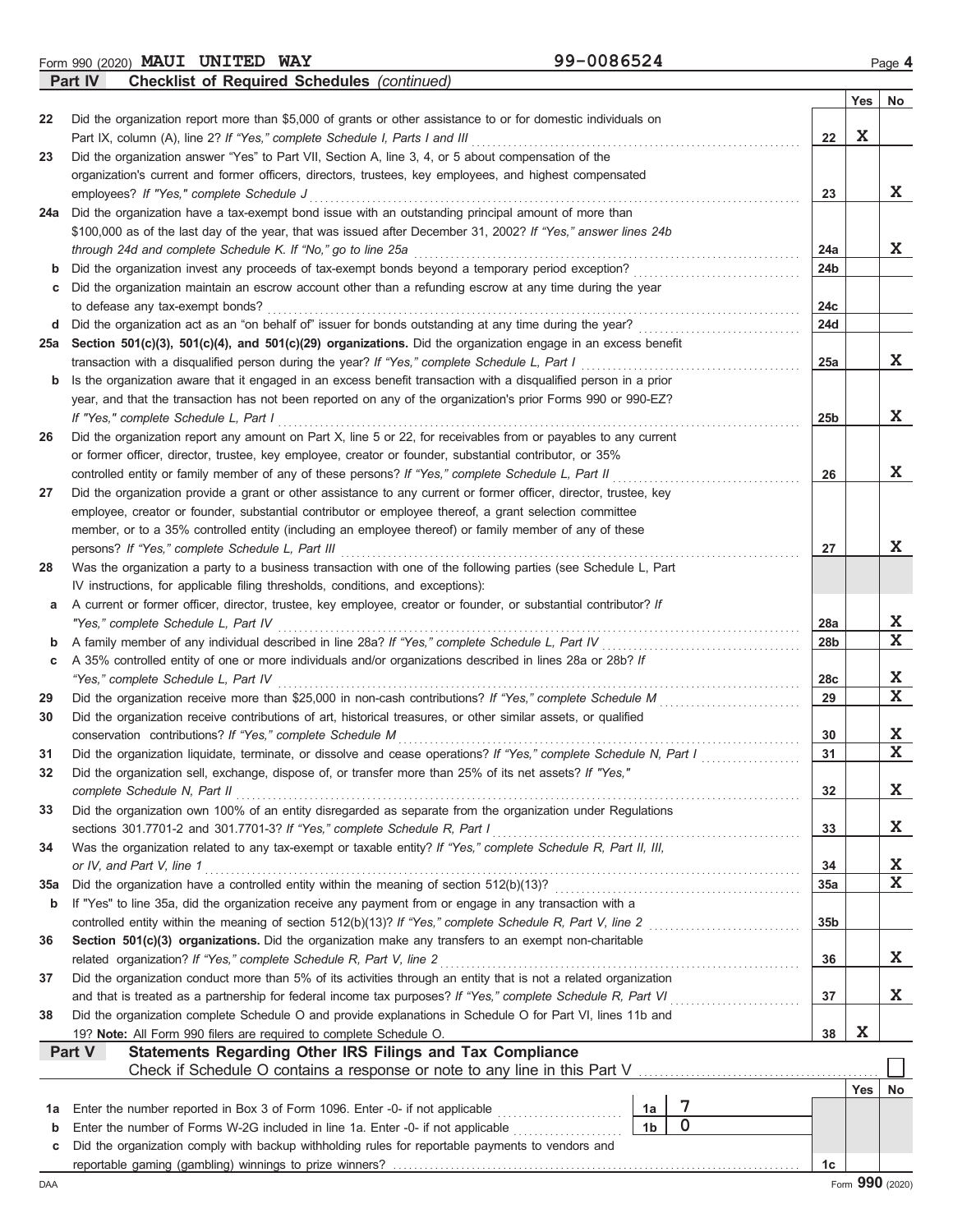Form 990 (2020) **MAUI UNITED WAY** 99-0086524 Page **4**

## Part IV Checklist of Required Schedules *(continued)*

| | | Line | Yes | No |
|---|---|---|---|---|
| 22 | Did the organization report more than $5,000 of grants or other assistance to or for domestic individuals on Part IX, column (A), line 2? *If "Yes," complete Schedule I, Parts I and III* | 22 | X | |
| 23 | Did the organization answer "Yes" to Part VII, Section A, line 3, 4, or 5 about compensation of the organization's current and former officers, directors, trustees, key employees, and highest compensated employees? *If "Yes," complete Schedule J* | 23 | | X |
| 24a | Did the organization have a tax-exempt bond issue with an outstanding principal amount of more than $100,000 as of the last day of the year, that was issued after December 31, 2002? *If "Yes," answer lines 24b through 24d and complete Schedule K. If "No," go to line 25a* | 24a | | X |
| b | Did the organization invest any proceeds of tax-exempt bonds beyond a temporary period exception? | 24b | | |
| c | Did the organization maintain an escrow account other than a refunding escrow at any time during the year to defease any tax-exempt bonds? | 24c | | |
| d | Did the organization act as an "on behalf of" issuer for bonds outstanding at any time during the year? | 24d | | |
| 25a | **Section 501(c)(3), 501(c)(4), and 501(c)(29) organizations.** Did the organization engage in an excess benefit transaction with a disqualified person during the year? *If "Yes," complete Schedule L, Part I* | 25a | | X |
| b | Is the organization aware that it engaged in an excess benefit transaction with a disqualified person in a prior year, and that the transaction has not been reported on any of the organization's prior Forms 990 or 990-EZ? *If "Yes," complete Schedule L, Part I* | 25b | | X |
| 26 | Did the organization report any amount on Part X, line 5 or 22, for receivables from or payables to any current or former officer, director, trustee, key employee, creator or founder, substantial contributor, or 35% controlled entity or family member of any of these persons? *If "Yes," complete Schedule L, Part II* | 26 | | X |
| 27 | Did the organization provide a grant or other assistance to any current or former officer, director, trustee, key employee, creator or founder, substantial contributor or employee thereof, a grant selection committee member, or to a 35% controlled entity (including an employee thereof) or family member of any of these persons? *If "Yes," complete Schedule L, Part III* | 27 | | X |
| 28 | Was the organization a party to a business transaction with one of the following parties (see Schedule L, Part IV instructions, for applicable filing thresholds, conditions, and exceptions): | | | |
| a | A current or former officer, director, trustee, key employee, creator or founder, or substantial contributor? *If "Yes," complete Schedule L, Part IV* | 28a | | X |
| b | A family member of any individual described in line 28a? *If "Yes," complete Schedule L, Part IV* | 28b | | X |
| c | A 35% controlled entity of one or more individuals and/or organizations described in lines 28a or 28b? *If "Yes," complete Schedule L, Part IV* | 28c | | X |
| 29 | Did the organization receive more than $25,000 in non-cash contributions? *If "Yes," complete Schedule M* | 29 | | X |
| 30 | Did the organization receive contributions of art, historical treasures, or other similar assets, or qualified conservation contributions? *If "Yes," complete Schedule M* | 30 | | X |
| 31 | Did the organization liquidate, terminate, or dissolve and cease operations? *If "Yes," complete Schedule N, Part I* | 31 | | X |
| 32 | Did the organization sell, exchange, dispose of, or transfer more than 25% of its net assets? *If "Yes," complete Schedule N, Part II* | 32 | | X |
| 33 | Did the organization own 100% of an entity disregarded as separate from the organization under Regulations sections 301.7701-2 and 301.7701-3? *If "Yes," complete Schedule R, Part I* | 33 | | X |
| 34 | Was the organization related to any tax-exempt or taxable entity? *If "Yes," complete Schedule R, Part II, III, or IV, and Part V, line 1* | 34 | | X |
| 35a | Did the organization have a controlled entity within the meaning of section 512(b)(13)? | 35a | | X |
| b | If "Yes" to line 35a, did the organization receive any payment from or engage in any transaction with a controlled entity within the meaning of section 512(b)(13)? *If "Yes," complete Schedule R, Part V, line 2* | 35b | | |
| 36 | **Section 501(c)(3) organizations.** Did the organization make any transfers to an exempt non-charitable related organization? *If "Yes," complete Schedule R, Part V, line 2* | 36 | | X |
| 37 | Did the organization conduct more than 5% of its activities through an entity that is not a related organization and that is treated as a partnership for federal income tax purposes? *If "Yes," complete Schedule R, Part VI* | 37 | | X |
| 38 | Did the organization complete Schedule O and provide explanations in Schedule O for Part VI, lines 11b and 19? **Note:** All Form 990 filers are required to complete Schedule O. | 38 | X | |

## Part V Statements Regarding Other IRS Filings and Tax Compliance

Check if Schedule O contains a response or note to any line in this Part V ☐

| | | | | Line | Yes | No |
|---|---|---|---|---|---|---|
| 1a | Enter the number reported in Box 3 of Form 1096. Enter -0- if not applicable | 1a | 7 | | | |
| b | Enter the number of Forms W-2G included in line 1a. Enter -0- if not applicable | 1b | 0 | | | |
| c | Did the organization comply with backup withholding rules for reportable payments to vendors and reportable gaming (gambling) winnings to prize winners? | | | 1c | | |

DAA Form **990** (2020)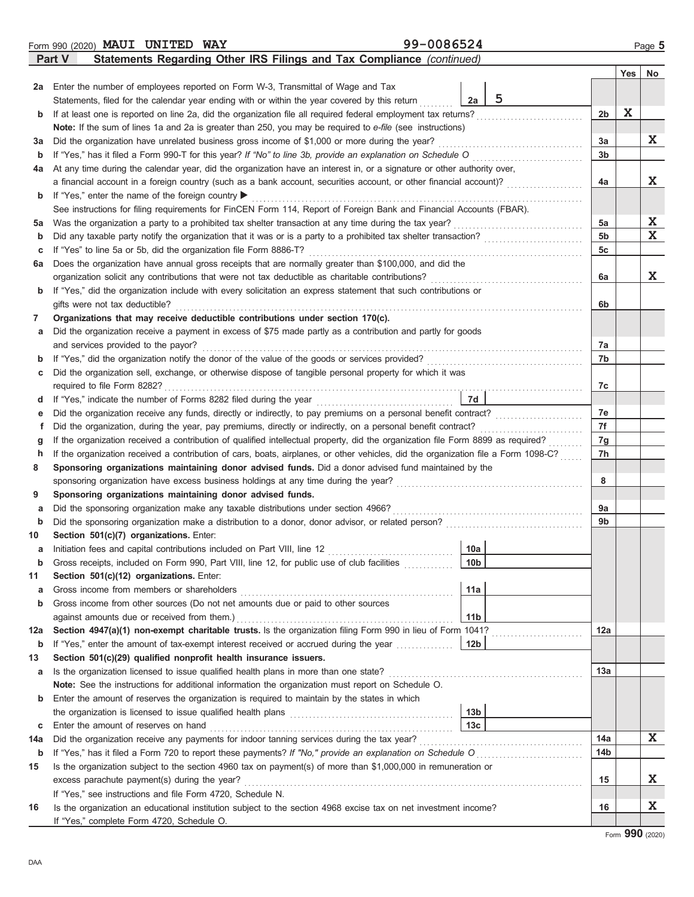Form 990 (2020) **MAUI UNITED WAY** 99-0086524 Page **5**

## Part V Statements Regarding Other IRS Filings and Tax Compliance *(continued)*

| | | | | | Yes | No |
|---|---|---|---|---|---|---|
| **2a** | Enter the number of employees reported on Form W-3, Transmittal of Wage and Tax Statements, filed for the calendar year ending with or within the year covered by this return | 2a | 5 | | | |
| **b** | If at least one is reported on line 2a, did the organization file all required federal employment tax returns? | | | 2b | X | |
| | **Note:** If the sum of lines 1a and 2a is greater than 250, you may be required to *e-file* (see instructions) | | | | | |
| **3a** | Did the organization have unrelated business gross income of $1,000 or more during the year? | | | 3a | | X |
| **b** | If "Yes," has it filed a Form 990-T for this year? *If "No" to line 3b, provide an explanation on Schedule O* | | | 3b | | |
| **4a** | At any time during the calendar year, did the organization have an interest in, or a signature or other authority over, a financial account in a foreign country (such as a bank account, securities account, or other financial account)? | | | 4a | | X |
| **b** | If "Yes," enter the name of the foreign country ▶ | | | | | |
| | See instructions for filing requirements for FinCEN Form 114, Report of Foreign Bank and Financial Accounts (FBAR). | | | | | |
| **5a** | Was the organization a party to a prohibited tax shelter transaction at any time during the tax year? | | | 5a | | X |
| **b** | Did any taxable party notify the organization that it was or is a party to a prohibited tax shelter transaction? | | | 5b | | X |
| **c** | If "Yes" to line 5a or 5b, did the organization file Form 8886-T? | | | 5c | | |
| **6a** | Does the organization have annual gross receipts that are normally greater than $100,000, and did the organization solicit any contributions that were not tax deductible as charitable contributions? | | | 6a | | X |
| **b** | If "Yes," did the organization include with every solicitation an express statement that such contributions or gifts were not tax deductible? | | | 6b | | |
| **7** | **Organizations that may receive deductible contributions under section 170(c).** | | | | | |
| **a** | Did the organization receive a payment in excess of $75 made partly as a contribution and partly for goods and services provided to the payor? | | | 7a | | |
| **b** | If "Yes," did the organization notify the donor of the value of the goods or services provided? | | | 7b | | |
| **c** | Did the organization sell, exchange, or otherwise dispose of tangible personal property for which it was required to file Form 8282? | | | 7c | | |
| **d** | If "Yes," indicate the number of Forms 8282 filed during the year | 7d | | | | |
| **e** | Did the organization receive any funds, directly or indirectly, to pay premiums on a personal benefit contract? | | | 7e | | |
| **f** | Did the organization, during the year, pay premiums, directly or indirectly, on a personal benefit contract? | | | 7f | | |
| **g** | If the organization received a contribution of qualified intellectual property, did the organization file Form 8899 as required? | | | 7g | | |
| **h** | If the organization received a contribution of cars, boats, airplanes, or other vehicles, did the organization file a Form 1098-C? | | | 7h | | |
| **8** | **Sponsoring organizations maintaining donor advised funds.** Did a donor advised fund maintained by the sponsoring organization have excess business holdings at any time during the year? | | | 8 | | |
| **9** | **Sponsoring organizations maintaining donor advised funds.** | | | | | |
| **a** | Did the sponsoring organization make any taxable distributions under section 4966? | | | 9a | | |
| **b** | Did the sponsoring organization make a distribution to a donor, donor advisor, or related person? | | | 9b | | |
| **10** | **Section 501(c)(7) organizations.** Enter: | | | | | |
| **a** | Initiation fees and capital contributions included on Part VIII, line 12 | 10a | | | | |
| **b** | Gross receipts, included on Form 990, Part VIII, line 12, for public use of club facilities | 10b | | | | |
| **11** | **Section 501(c)(12) organizations.** Enter: | | | | | |
| **a** | Gross income from members or shareholders | 11a | | | | |
| **b** | Gross income from other sources (Do not net amounts due or paid to other sources against amounts due or received from them.) | 11b | | | | |
| **12a** | **Section 4947(a)(1) non-exempt charitable trusts.** Is the organization filing Form 990 in lieu of Form 1041? | | | 12a | | |
| **b** | If "Yes," enter the amount of tax-exempt interest received or accrued during the year | 12b | | | | |
| **13** | **Section 501(c)(29) qualified nonprofit health insurance issuers.** | | | | | |
| **a** | Is the organization licensed to issue qualified health plans in more than one state? | | | 13a | | |
| | **Note:** See the instructions for additional information the organization must report on Schedule O. | | | | | |
| **b** | Enter the amount of reserves the organization is required to maintain by the states in which the organization is licensed to issue qualified health plans | 13b | | | | |
| **c** | Enter the amount of reserves on hand | 13c | | | | |
| **14a** | Did the organization receive any payments for indoor tanning services during the tax year? | | | 14a | | X |
| **b** | If "Yes," has it filed a Form 720 to report these payments? *If "No," provide an explanation on Schedule O* | | | 14b | | |
| **15** | Is the organization subject to the section 4960 tax on payment(s) of more than $1,000,000 in remuneration or excess parachute payment(s) during the year? | | | 15 | | X |
| | If "Yes," see instructions and file Form 4720, Schedule N. | | | | | |
| **16** | Is the organization an educational institution subject to the section 4968 excise tax on net investment income? | | | 16 | | X |
| | If "Yes," complete Form 4720, Schedule O. | | | | | |

Form **990** (2020)

DAA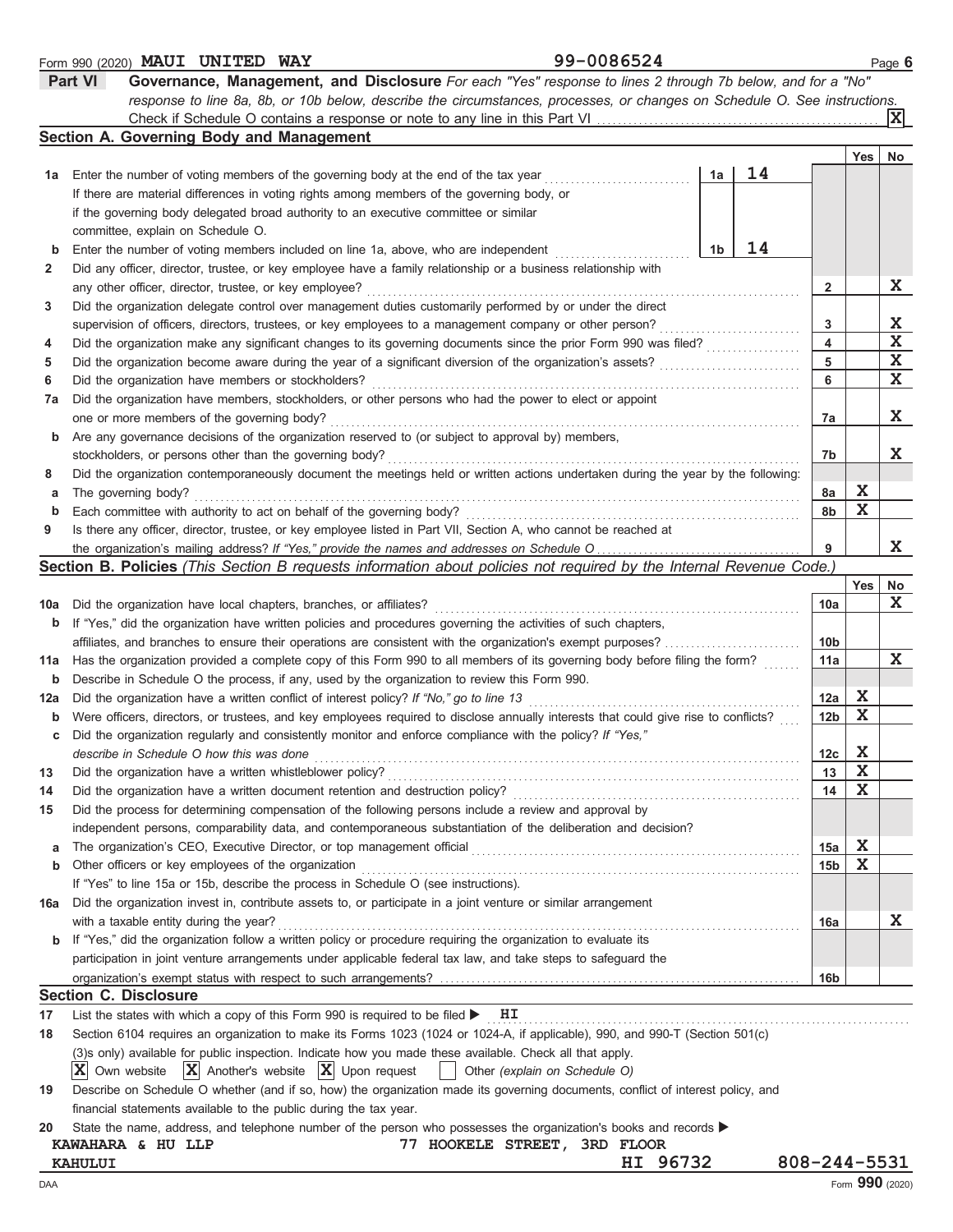Form 990 (2020) **MAUI UNITED WAY** 99-0086524 Page **6**

## Part VI Governance, Management, and Disclosure

*For each "Yes" response to lines 2 through 7b below, and for a "No" response to line 8a, 8b, or 10b below, describe the circumstances, processes, or changes on Schedule O. See instructions.*

Check if Schedule O contains a response or note to any line in this Part VI .......... [X]

### Section A. Governing Body and Management

| | | | | Yes | No |
|---|---|---|---|---|---|
| **1a** | Enter the number of voting members of the governing body at the end of the tax year ..... **1a** **14** If there are material differences in voting rights among members of the governing body, or if the governing body delegated broad authority to an executive committee or similar committee, explain on Schedule O. | | | | |
| **b** | Enter the number of voting members included on line 1a, above, who are independent ..... **1b** **14** | | | | |
| **2** | Did any officer, director, trustee, or key employee have a family relationship or a business relationship with any other officer, director, trustee, or key employee? | **2** | | | X |
| **3** | Did the organization delegate control over management duties customarily performed by or under the direct supervision of officers, directors, trustees, or key employees to a management company or other person? | **3** | | | X |
| **4** | Did the organization make any significant changes to its governing documents since the prior Form 990 was filed? | **4** | | | X |
| **5** | Did the organization become aware during the year of a significant diversion of the organization's assets? | **5** | | | X |
| **6** | Did the organization have members or stockholders? | **6** | | | X |
| **7a** | Did the organization have members, stockholders, or other persons who had the power to elect or appoint one or more members of the governing body? | **7a** | | | X |
| **b** | Are any governance decisions of the organization reserved to (or subject to approval by) members, stockholders, or persons other than the governing body? | **7b** | | | X |
| **8** | Did the organization contemporaneously document the meetings held or written actions undertaken during the year by the following: | | | | |
| **a** | The governing body? | **8a** | | X | |
| **b** | Each committee with authority to act on behalf of the governing body? | **8b** | | X | |
| **9** | Is there any officer, director, trustee, or key employee listed in Part VII, Section A, who cannot be reached at the organization's mailing address? *If "Yes," provide the names and addresses on Schedule O* | **9** | | | X |

### Section B. Policies *(This Section B requests information about policies not required by the Internal Revenue Code.)*

| | | | Yes | No |
|---|---|---|---|---|
| **10a** | Did the organization have local chapters, branches, or affiliates? | **10a** | | X |
| **b** | If "Yes," did the organization have written policies and procedures governing the activities of such chapters, affiliates, and branches to ensure their operations are consistent with the organization's exempt purposes? | **10b** | | |
| **11a** | Has the organization provided a complete copy of this Form 990 to all members of its governing body before filing the form? | **11a** | | X |
| **b** | Describe in Schedule O the process, if any, used by the organization to review this Form 990. | | | |
| **12a** | Did the organization have a written conflict of interest policy? *If "No," go to line 13* | **12a** | X | |
| **b** | Were officers, directors, or trustees, and key employees required to disclose annually interests that could give rise to conflicts? | **12b** | X | |
| **c** | Did the organization regularly and consistently monitor and enforce compliance with the policy? *If "Yes," describe in Schedule O how this was done* | **12c** | X | |
| **13** | Did the organization have a written whistleblower policy? | **13** | X | |
| **14** | Did the organization have a written document retention and destruction policy? | **14** | X | |
| **15** | Did the process for determining compensation of the following persons include a review and approval by independent persons, comparability data, and contemporaneous substantiation of the deliberation and decision? | | | |
| **a** | The organization's CEO, Executive Director, or top management official | **15a** | X | |
| **b** | Other officers or key employees of the organization | **15b** | X | |
| | If "Yes" to line 15a or 15b, describe the process in Schedule O (see instructions). | | | |
| **16a** | Did the organization invest in, contribute assets to, or participate in a joint venture or similar arrangement with a taxable entity during the year? | **16a** | | X |
| **b** | If "Yes," did the organization follow a written policy or procedure requiring the organization to evaluate its participation in joint venture arrangements under applicable federal tax law, and take steps to safeguard the organization's exempt status with respect to such arrangements? | **16b** | | |

### Section C. Disclosure

**17** List the states with which a copy of this Form 990 is required to be filed ▶ **HI**

**18** Section 6104 requires an organization to make its Forms 1023 (1024 or 1024-A, if applicable), 990, and 990-T (Section 501(c)(3)s only) available for public inspection. Indicate how you made these available. Check all that apply.

[X] Own website [X] Another's website [X] Upon request [ ] Other *(explain on Schedule O)*

**19** Describe on Schedule O whether (and if so, how) the organization made its governing documents, conflict of interest policy, and financial statements available to the public during the tax year.

**20** State the name, address, and telephone number of the person who possesses the organization's books and records ▶

**KAWAHARA & HU LLP** **77 HOOKELE STREET, 3RD FLOOR**
**KAHULUI** **HI 96732** **808-244-5531**

DAA Form **990** (2020)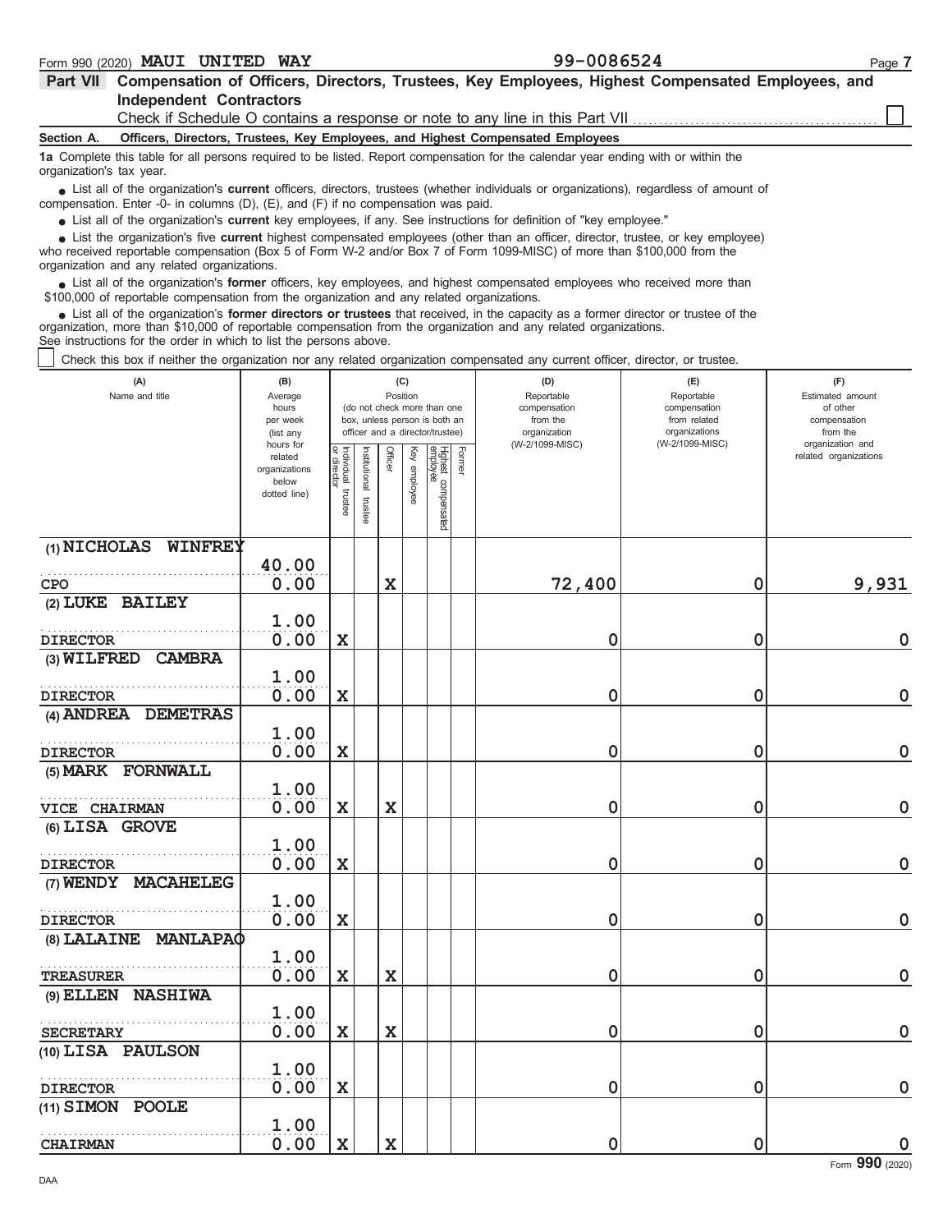Form 990 (2020) **MAUI UNITED WAY** **99-0086524** Page **7**

## Part VII Compensation of Officers, Directors, Trustees, Key Employees, Highest Compensated Employees, and Independent Contractors

Check if Schedule O contains a response or note to any line in this Part VII ☐

**Section A. Officers, Directors, Trustees, Key Employees, and Highest Compensated Employees**

**1a** Complete this table for all persons required to be listed. Report compensation for the calendar year ending with or within the organization's tax year.

- List all of the organization's **current** officers, directors, trustees (whether individuals or organizations), regardless of amount of compensation. Enter -0- in columns (D), (E), and (F) if no compensation was paid.
- List all of the organization's **current** key employees, if any. See instructions for definition of "key employee."
- List the organization's five **current** highest compensated employees (other than an officer, director, trustee, or key employee) who received reportable compensation (Box 5 of Form W-2 and/or Box 7 of Form 1099-MISC) of more than $100,000 from the organization and any related organizations.
- List all of the organization's **former** officers, key employees, and highest compensated employees who received more than $100,000 of reportable compensation from the organization and any related organizations.
- List all of the organization's **former directors or trustees** that received, in the capacity as a former director or trustee of the organization, more than $10,000 of reportable compensation from the organization and any related organizations.

See instructions for the order in which to list the persons above.

☐ Check this box if neither the organization nor any related organization compensated any current officer, director, or trustee.

| (A) Name and title | (B) Average hours per week (list any hours for related organizations below dotted line) | (C) Position: Individual trustee or director | Institutional trustee | Officer | Key employee | Highest compensated employee | Former | (D) Reportable compensation from the organization (W-2/1099-MISC) | (E) Reportable compensation from related organizations (W-2/1099-MISC) | (F) Estimated amount of other compensation from the organization and related organizations |
|---|---|---|---|---|---|---|---|---|---|---|
| (1) NICHOLAS WINFREY<br>CPO | 40.00<br>0.00 | | | X | | | | 72,400 | 0 | 9,931 |
| (2) LUKE BAILEY<br>DIRECTOR | 1.00<br>0.00 | X | | | | | | 0 | 0 | 0 |
| (3) WILFRED CAMBRA<br>DIRECTOR | 1.00<br>0.00 | X | | | | | | 0 | 0 | 0 |
| (4) ANDREA DEMETRAS<br>DIRECTOR | 1.00<br>0.00 | X | | | | | | 0 | 0 | 0 |
| (5) MARK FORNWALL<br>VICE CHAIRMAN | 1.00<br>0.00 | X | | X | | | | 0 | 0 | 0 |
| (6) LISA GROVE<br>DIRECTOR | 1.00<br>0.00 | X | | | | | | 0 | 0 | 0 |
| (7) WENDY MACAHELEG<br>DIRECTOR | 1.00<br>0.00 | X | | | | | | 0 | 0 | 0 |
| (8) LALAINE MANLAPAO<br>TREASURER | 1.00<br>0.00 | X | | X | | | | 0 | 0 | 0 |
| (9) ELLEN NASHIWA<br>SECRETARY | 1.00<br>0.00 | X | | X | | | | 0 | 0 | 0 |
| (10) LISA PAULSON<br>DIRECTOR | 1.00<br>0.00 | X | | | | | | 0 | 0 | 0 |
| (11) SIMON POOLE<br>CHAIRMAN | 1.00<br>0.00 | X | | X | | | | 0 | 0 | 0 |

Form **990** (2020)

DAA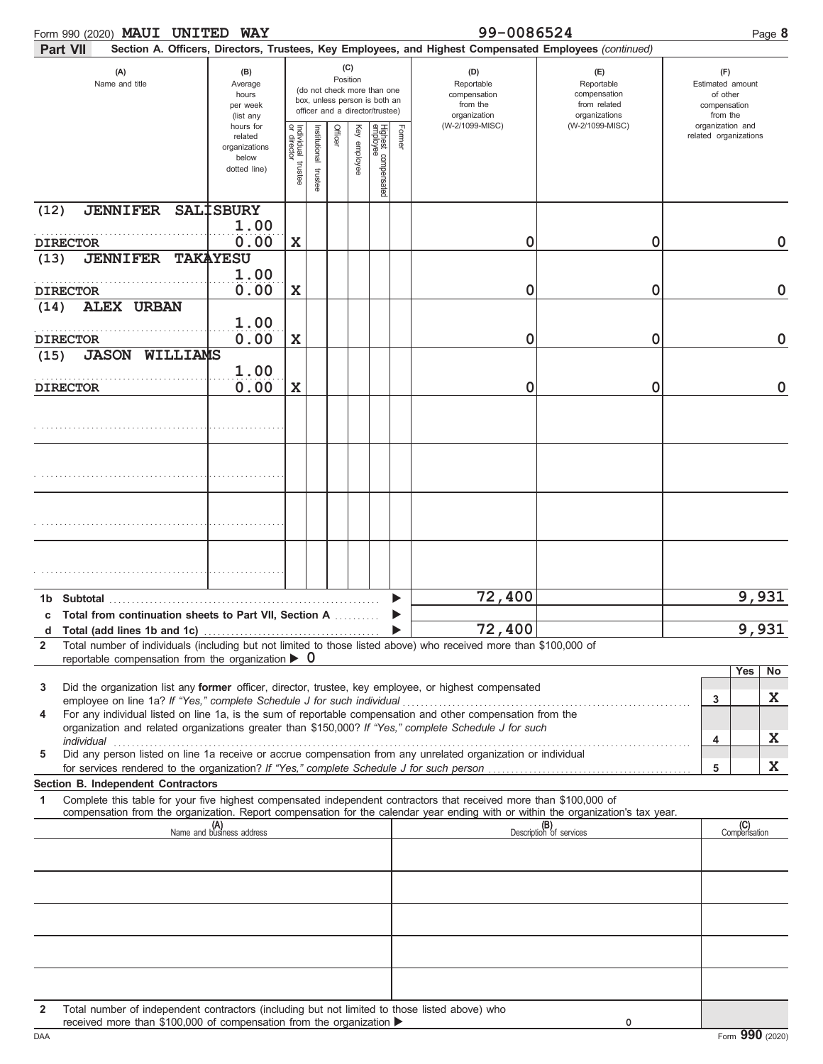Form 990 (2020) **MAUI UNITED WAY** 99-0086524

**Part VII** Section A. Officers, Directors, Trustees, Key Employees, and Highest Compensated Employees *(continued)*

| (A) Name and title | (B) Average hours per week (list any hours for related organizations below dotted line) | (C) Position: Individual trustee or director | Institutional trustee | Officer | Key employee | Highest compensated employee | Former | (D) Reportable compensation from the organization (W-2/1099-MISC) | (E) Reportable compensation from related organizations (W-2/1099-MISC) | (F) Estimated amount of other compensation from the organization and related organizations |
|---|---|---|---|---|---|---|---|---|---|---|
| (12) JENNIFER SALISBURY DIRECTOR | 1.00 0.00 | X | | | | | | 0 | 0 | 0 |
| (13) JENNIFER TAKAYESU DIRECTOR | 1.00 0.00 | X | | | | | | 0 | 0 | 0 |
| (14) ALEX URBAN DIRECTOR | 1.00 0.00 | X | | | | | | 0 | 0 | 0 |
| (15) JASON WILLIAMS DIRECTOR | 1.00 0.00 | X | | | | | | 0 | 0 | 0 |
| | | | | | | | | | | |
| | | | | | | | | | | |
| | | | | | | | | | | |
| | | | | | | | | | | |
| 1b Subtotal | | | | | | | | 72,400 | | 9,931 |
| c Total from continuation sheets to Part VII, Section A | | | | | | | | | | |
| d Total (add lines 1b and 1c) | | | | | | | | 72,400 | | 9,931 |

2 Total number of individuals (including but not limited to those listed above) who received more than $100,000 of reportable compensation from the organization ▶ 0

| | | | Yes | No |
|---|---|---|---|---|
| 3 | Did the organization list any **former** officer, director, trustee, key employee, or highest compensated employee on line 1a? *If "Yes," complete Schedule J for such individual* | 3 | | X |
| 4 | For any individual listed on line 1a, is the sum of reportable compensation and other compensation from the organization and related organizations greater than $150,000? *If "Yes," complete Schedule J for such individual* | 4 | | X |
| 5 | Did any person listed on line 1a receive or accrue compensation from any unrelated organization or individual for services rendered to the organization? *If "Yes," complete Schedule J for such person* | 5 | | X |

**Section B. Independent Contractors**

1 Complete this table for your five highest compensated independent contractors that received more than $100,000 of compensation from the organization. Report compensation for the calendar year ending with or within the organization's tax year.

| (A) Name and business address | (B) Description of services | (C) Compensation |
|---|---|---|
| | | |
| | | |
| | | |
| | | |
| | | |

2 Total number of independent contractors (including but not limited to those listed above) who received more than $100,000 of compensation from the organization ▶ 0

DAA Form **990** (2020)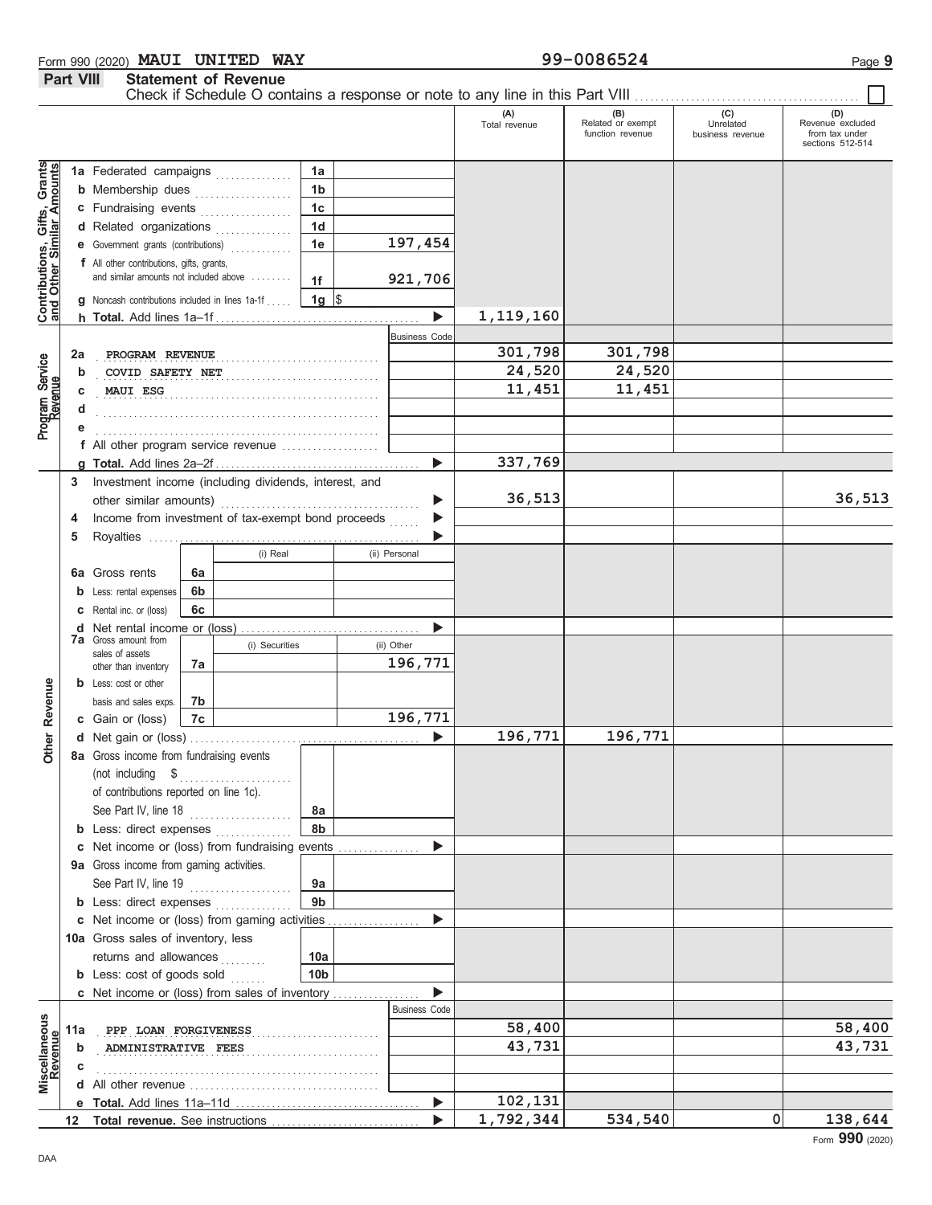Form 990 (2020) **MAUI UNITED WAY** 99-0086524 Page **9**

## Part VIII Statement of Revenue

Check if Schedule O contains a response or note to any line in this Part VIII ☐

| | | | | (A) Total revenue | (B) Related or exempt function revenue | (C) Unrelated business revenue | (D) Revenue excluded from tax under sections 512-514 |
|---|---|---|---|---|---|---|---|
| **Contributions, Gifts, Grants and Other Similar Amounts** | 1a Federated campaigns | 1a | | | | | |
| | b Membership dues | 1b | | | | | |
| | c Fundraising events | 1c | | | | | |
| | d Related organizations | 1d | | | | | |
| | e Government grants (contributions) | 1e | 197,454 | | | | |
| | f All other contributions, gifts, grants, and similar amounts not included above | 1f | 921,706 | | | | |
| | g Noncash contributions included in lines 1a-1f | 1g | $ | | | | |
| | h **Total.** Add lines 1a–1f | | ▶ | 1,119,160 | | | |
| **Program Service Revenue** | | | Business Code | | | | |
| | 2a PROGRAM REVENUE | | | 301,798 | 301,798 | | |
| | b COVID SAFETY NET | | | 24,520 | 24,520 | | |
| | c MAUI ESG | | | 11,451 | 11,451 | | |
| | d | | | | | | |
| | e | | | | | | |
| | f All other program service revenue | | | | | | |
| | g **Total.** Add lines 2a–2f | | ▶ | 337,769 | | | |
| **Other Revenue** | 3 Investment income (including dividends, interest, and other similar amounts) | | ▶ | 36,513 | | | 36,513 |
| | 4 Income from investment of tax-exempt bond proceeds | | ▶ | | | | |
| | 5 Royalties | | ▶ | | | | |
| | | (i) Real | (ii) Personal | | | | |
| | 6a Gross rents (6a) | | | | | | |
| | b Less: rental expenses (6b) | | | | | | |
| | c Rental inc. or (loss) (6c) | | | | | | |
| | d Net rental income or (loss) | | ▶ | | | | |
| | | (i) Securities | (ii) Other | | | | |
| | 7a Gross amount from sales of assets other than inventory (7a) | | 196,771 | | | | |
| | b Less: cost or other basis and sales exps. (7b) | | | | | | |
| | c Gain or (loss) (7c) | | 196,771 | | | | |
| | d Net gain or (loss) | | ▶ | 196,771 | 196,771 | | |
| | 8a Gross income from fundraising events (not including $ ........ of contributions reported on line 1c). See Part IV, line 18 | 8a | | | | | |
| | b Less: direct expenses | 8b | | | | | |
| | c Net income or (loss) from fundraising events | | ▶ | | | | |
| | 9a Gross income from gaming activities. See Part IV, line 19 | 9a | | | | | |
| | b Less: direct expenses | 9b | | | | | |
| | c Net income or (loss) from gaming activities | | ▶ | | | | |
| | 10a Gross sales of inventory, less returns and allowances | 10a | | | | | |
| | b Less: cost of goods sold | 10b | | | | | |
| | c Net income or (loss) from sales of inventory | | ▶ | | | | |
| **Miscellaneous Revenue** | | | Business Code | | | | |
| | 11a PPP LOAN FORGIVENESS | | | 58,400 | | | 58,400 |
| | b ADMINISTRATIVE FEES | | | 43,731 | | | 43,731 |
| | c | | | | | | |
| | d All other revenue | | | | | | |
| | e **Total.** Add lines 11a–11d | | ▶ | 102,131 | | | |
| | 12 **Total revenue.** See instructions | | ▶ | 1,792,344 | 534,540 | 0 | 138,644 |

Form **990** (2020)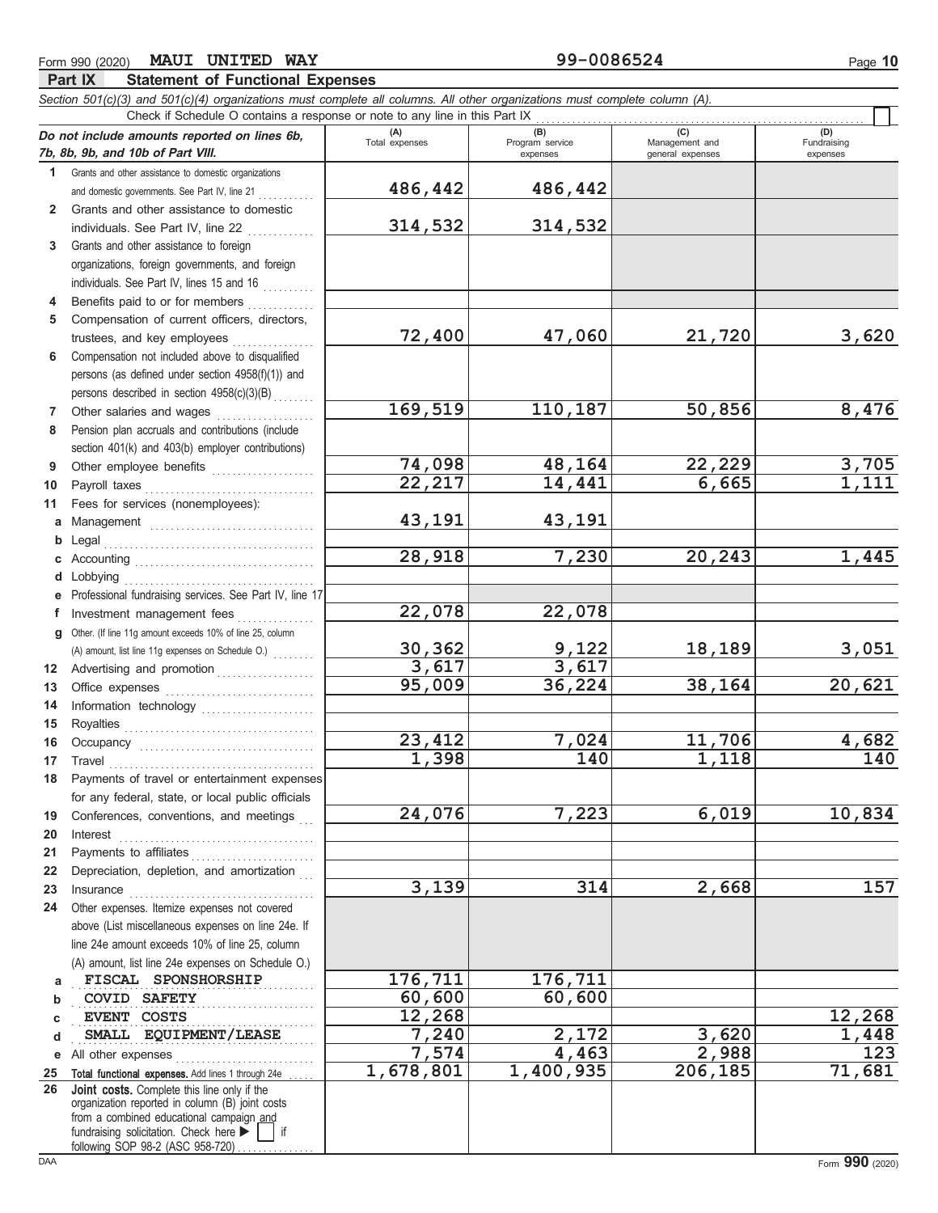Form 990 (2020) **MAUI UNITED WAY** 99-0086524

## Part IX Statement of Functional Expenses

*Section 501(c)(3) and 501(c)(4) organizations must complete all columns. All other organizations must complete column (A).*

Check if Schedule O contains a response or note to any line in this Part IX ☐

| *Do not include amounts reported on lines 6b, 7b, 8b, 9b, and 10b of Part VIII.* | (A) Total expenses | (B) Program service expenses | (C) Management and general expenses | (D) Fundraising expenses |
|---|---|---|---|---|
| 1 Grants and other assistance to domestic organizations and domestic governments. See Part IV, line 21 | 486,442 | 486,442 | | |
| 2 Grants and other assistance to domestic individuals. See Part IV, line 22 | 314,532 | 314,532 | | |
| 3 Grants and other assistance to foreign organizations, foreign governments, and foreign individuals. See Part IV, lines 15 and 16 | | | | |
| 4 Benefits paid to or for members | | | | |
| 5 Compensation of current officers, directors, trustees, and key employees | 72,400 | 47,060 | 21,720 | 3,620 |
| 6 Compensation not included above to disqualified persons (as defined under section 4958(f)(1)) and persons described in section 4958(c)(3)(B) | | | | |
| 7 Other salaries and wages | 169,519 | 110,187 | 50,856 | 8,476 |
| 8 Pension plan accruals and contributions (include section 401(k) and 403(b) employer contributions) | | | | |
| 9 Other employee benefits | 74,098 | 48,164 | 22,229 | 3,705 |
| 10 Payroll taxes | 22,217 | 14,441 | 6,665 | 1,111 |
| 11 Fees for services (nonemployees): | | | | |
| a Management | 43,191 | 43,191 | | |
| b Legal | | | | |
| c Accounting | 28,918 | 7,230 | 20,243 | 1,445 |
| d Lobbying | | | | |
| e Professional fundraising services. See Part IV, line 17 | | | | |
| f Investment management fees | 22,078 | 22,078 | | |
| g Other. (If line 11g amount exceeds 10% of line 25, column (A) amount, list line 11g expenses on Schedule O.) | 30,362 | 9,122 | 18,189 | 3,051 |
| 12 Advertising and promotion | 3,617 | 3,617 | | |
| 13 Office expenses | 95,009 | 36,224 | 38,164 | 20,621 |
| 14 Information technology | | | | |
| 15 Royalties | | | | |
| 16 Occupancy | 23,412 | 7,024 | 11,706 | 4,682 |
| 17 Travel | 1,398 | 140 | 1,118 | 140 |
| 18 Payments of travel or entertainment expenses for any federal, state, or local public officials | | | | |
| 19 Conferences, conventions, and meetings | 24,076 | 7,223 | 6,019 | 10,834 |
| 20 Interest | | | | |
| 21 Payments to affiliates | | | | |
| 22 Depreciation, depletion, and amortization | | | | |
| 23 Insurance | 3,139 | 314 | 2,668 | 157 |
| 24 Other expenses. Itemize expenses not covered above (List miscellaneous expenses on line 24e. If line 24e amount exceeds 10% of line 25, column (A) amount, list line 24e expenses on Schedule O.) | | | | |
| a FISCAL SPONSHORSHIP | 176,711 | 176,711 | | |
| b COVID SAFETY | 60,600 | 60,600 | | |
| c EVENT COSTS | 12,268 | | | 12,268 |
| d SMALL EQUIPMENT/LEASE | 7,240 | 2,172 | 3,620 | 1,448 |
| e All other expenses | 7,574 | 4,463 | 2,988 | 123 |
| 25 **Total functional expenses.** Add lines 1 through 24e | 1,678,801 | 1,400,935 | 206,185 | 71,681 |
| 26 **Joint costs.** Complete this line only if the organization reported in column (B) joint costs from a combined educational campaign and fundraising solicitation. Check here ☐ if following SOP 98-2 (ASC 958-720) | | | | |

Form **990** (2020)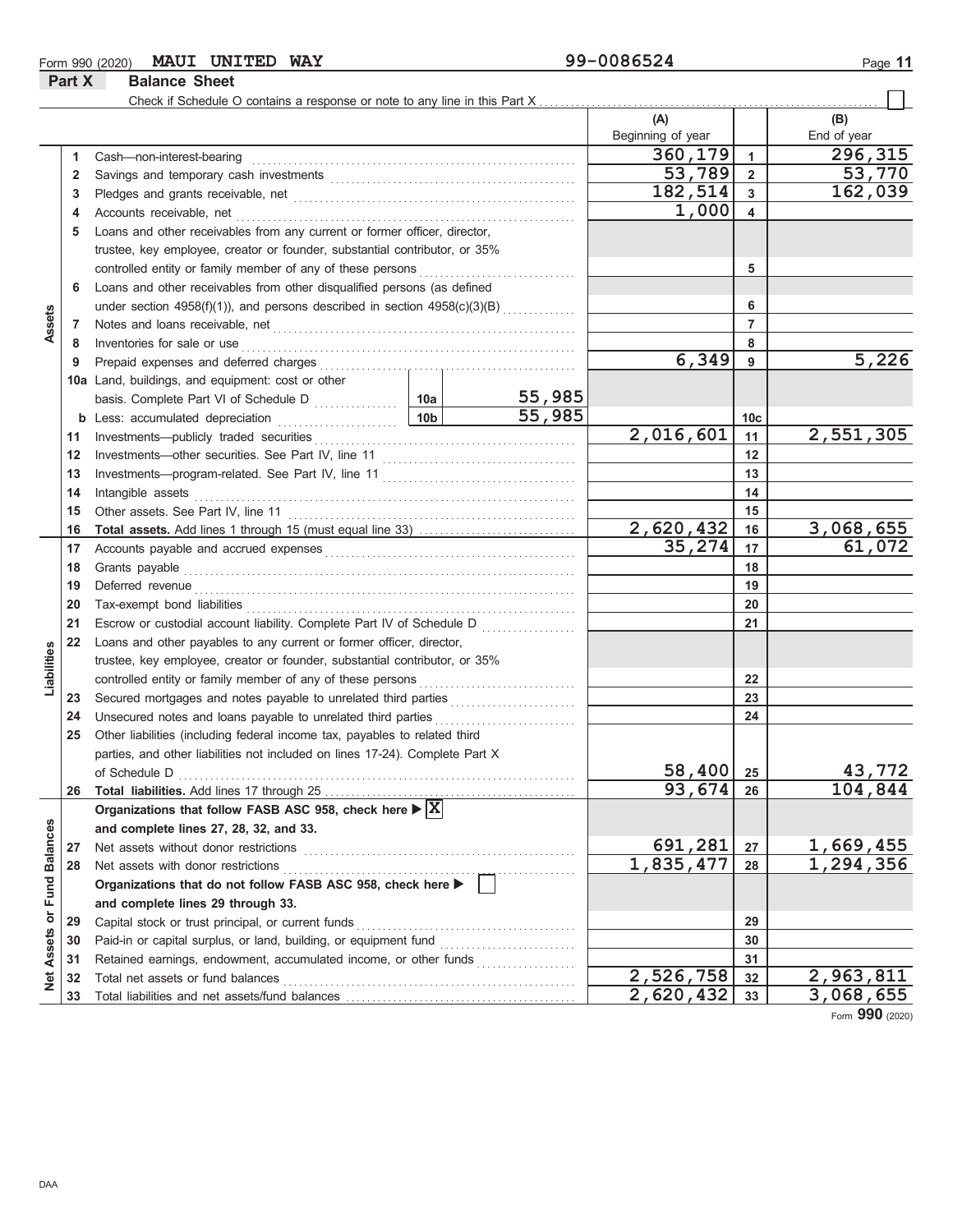Form 990 (2020) **MAUI UNITED WAY** 99-0086524

## Part X Balance Sheet

Check if Schedule O contains a response or note to any line in this Part X . . . . . ☐

| | | Description | | | (A) Beginning of year | | (B) End of year |
|---|---|---|---|---|---|---|---|
| Assets | 1 | Cash—non-interest-bearing | | | 360,179 | 1 | 296,315 |
| | 2 | Savings and temporary cash investments | | | 53,789 | 2 | 53,770 |
| | 3 | Pledges and grants receivable, net | | | 182,514 | 3 | 162,039 |
| | 4 | Accounts receivable, net | | | 1,000 | 4 | |
| | 5 | Loans and other receivables from any current or former officer, director, trustee, key employee, creator or founder, substantial contributor, or 35% controlled entity or family member of any of these persons | | | | 5 | |
| | 6 | Loans and other receivables from other disqualified persons (as defined under section 4958(f)(1)), and persons described in section 4958(c)(3)(B) | | | | 6 | |
| | 7 | Notes and loans receivable, net | | | | 7 | |
| | 8 | Inventories for sale or use | | | | 8 | |
| | 9 | Prepaid expenses and deferred charges | | | 6,349 | 9 | 5,226 |
| | 10a | Land, buildings, and equipment: cost or other basis. Complete Part VI of Schedule D | 10a | 55,985 | | | |
| | b | Less: accumulated depreciation | 10b | 55,985 | | 10c | |
| | 11 | Investments—publicly traded securities | | | 2,016,601 | 11 | 2,551,305 |
| | 12 | Investments—other securities. See Part IV, line 11 | | | | 12 | |
| | 13 | Investments—program-related. See Part IV, line 11 | | | | 13 | |
| | 14 | Intangible assets | | | | 14 | |
| | 15 | Other assets. See Part IV, line 11 | | | | 15 | |
| | 16 | **Total assets.** Add lines 1 through 15 (must equal line 33) | | | 2,620,432 | 16 | 3,068,655 |
| Liabilities | 17 | Accounts payable and accrued expenses | | | 35,274 | 17 | 61,072 |
| | 18 | Grants payable | | | | 18 | |
| | 19 | Deferred revenue | | | | 19 | |
| | 20 | Tax-exempt bond liabilities | | | | 20 | |
| | 21 | Escrow or custodial account liability. Complete Part IV of Schedule D | | | | 21 | |
| | 22 | Loans and other payables to any current or former officer, director, trustee, key employee, creator or founder, substantial contributor, or 35% controlled entity or family member of any of these persons | | | | 22 | |
| | 23 | Secured mortgages and notes payable to unrelated third parties | | | | 23 | |
| | 24 | Unsecured notes and loans payable to unrelated third parties | | | | 24 | |
| | 25 | Other liabilities (including federal income tax, payables to related third parties, and other liabilities not included on lines 17-24). Complete Part X of Schedule D | | | 58,400 | 25 | 43,772 |
| | 26 | **Total liabilities.** Add lines 17 through 25 | | | 93,674 | 26 | 104,844 |
| Net Assets or Fund Balances | | **Organizations that follow FASB ASC 958, check here ▶ ☒ and complete lines 27, 28, 32, and 33.** | | | | | |
| | 27 | Net assets without donor restrictions | | | 691,281 | 27 | 1,669,455 |
| | 28 | Net assets with donor restrictions | | | 1,835,477 | 28 | 1,294,356 |
| | | **Organizations that do not follow FASB ASC 958, check here ▶ ☐ and complete lines 29 through 33.** | | | | | |
| | 29 | Capital stock or trust principal, or current funds | | | | 29 | |
| | 30 | Paid-in or capital surplus, or land, building, or equipment fund | | | | 30 | |
| | 31 | Retained earnings, endowment, accumulated income, or other funds | | | | 31 | |
| | 32 | Total net assets or fund balances | | | 2,526,758 | 32 | 2,963,811 |
| | 33 | Total liabilities and net assets/fund balances | | | 2,620,432 | 33 | 3,068,655 |

Form **990** (2020)

DAA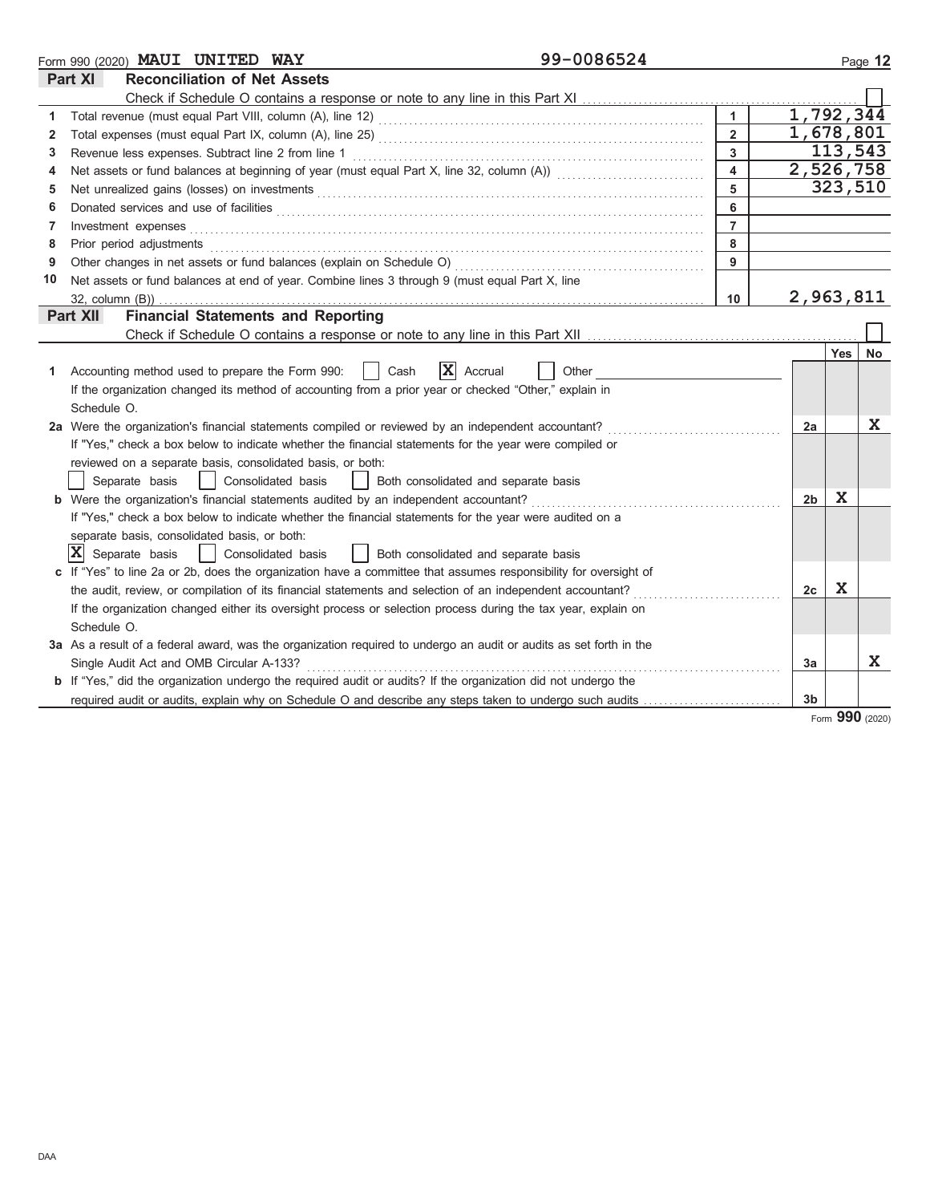Form 990 (2020) **MAUI UNITED WAY** 99-0086524

## Part XI Reconciliation of Net Assets

Check if Schedule O contains a response or note to any line in this Part XI ☐

| | | | |
|---|---|---|---|
| 1 | Total revenue (must equal Part VIII, column (A), line 12) | 1 | 1,792,344 |
| 2 | Total expenses (must equal Part IX, column (A), line 25) | 2 | 1,678,801 |
| 3 | Revenue less expenses. Subtract line 2 from line 1 | 3 | 113,543 |
| 4 | Net assets or fund balances at beginning of year (must equal Part X, line 32, column (A)) | 4 | 2,526,758 |
| 5 | Net unrealized gains (losses) on investments | 5 | 323,510 |
| 6 | Donated services and use of facilities | 6 | |
| 7 | Investment expenses | 7 | |
| 8 | Prior period adjustments | 8 | |
| 9 | Other changes in net assets or fund balances (explain on Schedule O) | 9 | |
| 10 | Net assets or fund balances at end of year. Combine lines 3 through 9 (must equal Part X, line 32, column (B)) | 10 | 2,963,811 |

## Part XII Financial Statements and Reporting

Check if Schedule O contains a response or note to any line in this Part XII ☐

| | | | Yes | No |
|---|---|---|---|---|
| 1 | Accounting method used to prepare the Form 990: ☐ Cash ☒ Accrual ☐ Other<br>If the organization changed its method of accounting from a prior year or checked "Other," explain in Schedule O. | | | |
| 2a | Were the organization's financial statements compiled or reviewed by an independent accountant?<br>If "Yes," check a box below to indicate whether the financial statements for the year were compiled or reviewed on a separate basis, consolidated basis, or both:<br>☐ Separate basis ☐ Consolidated basis ☐ Both consolidated and separate basis | 2a | | X |
| b | Were the organization's financial statements audited by an independent accountant?<br>If "Yes," check a box below to indicate whether the financial statements for the year were audited on a separate basis, consolidated basis, or both:<br>☒ Separate basis ☐ Consolidated basis ☐ Both consolidated and separate basis | 2b | X | |
| c | If "Yes" to line 2a or 2b, does the organization have a committee that assumes responsibility for oversight of the audit, review, or compilation of its financial statements and selection of an independent accountant?<br>If the organization changed either its oversight process or selection process during the tax year, explain on Schedule O. | 2c | X | |
| 3a | As a result of a federal award, was the organization required to undergo an audit or audits as set forth in the Single Audit Act and OMB Circular A-133? | 3a | | X |
| b | If "Yes," did the organization undergo the required audit or audits? If the organization did not undergo the required audit or audits, explain why on Schedule O and describe any steps taken to undergo such audits | 3b | | |

Form **990** (2020)

DAA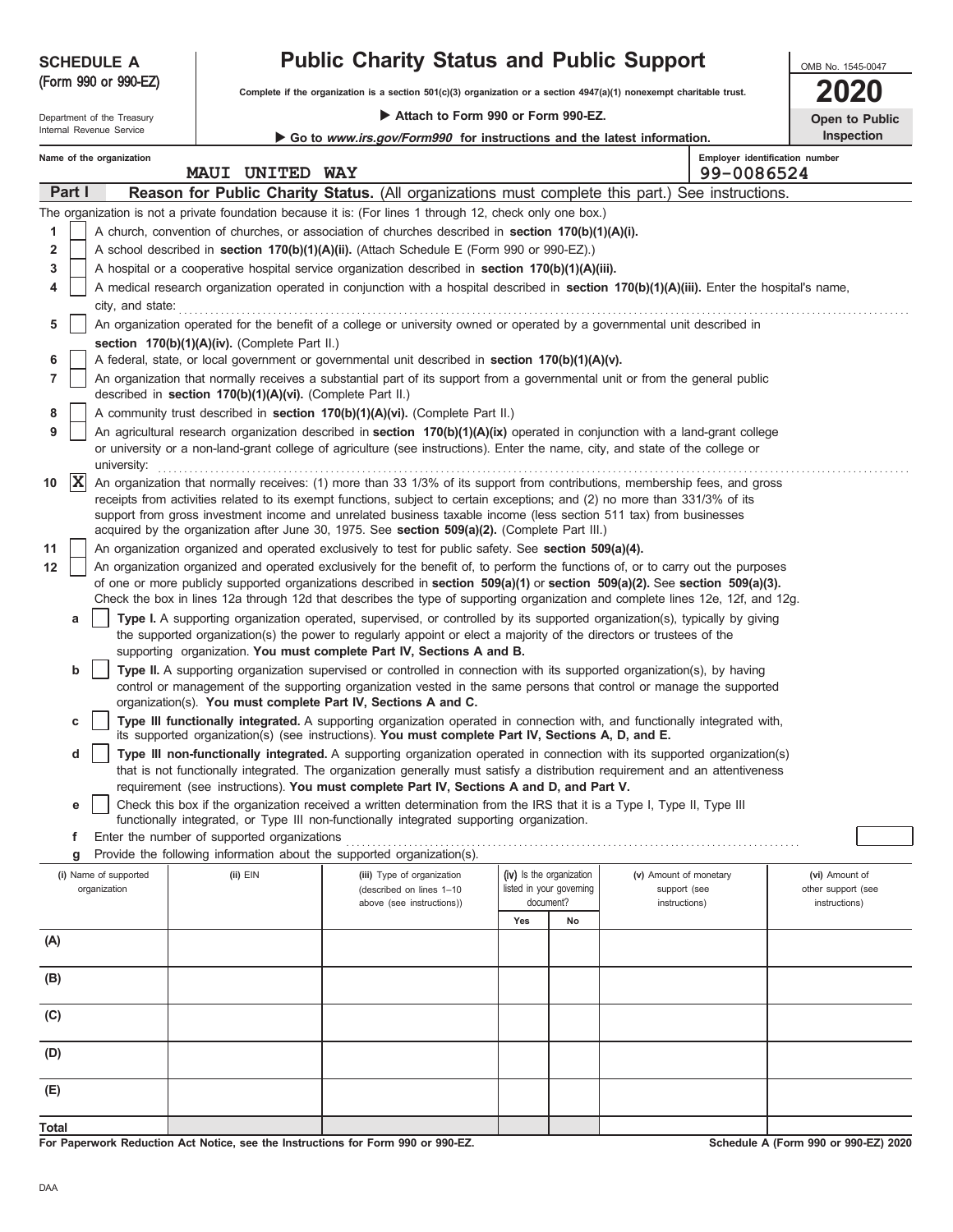**SCHEDULE A (Form 990 or 990-EZ)**

Department of the Treasury
Internal Revenue Service

# Public Charity Status and Public Support

**Complete if the organization is a section 501(c)(3) organization or a section 4947(a)(1) nonexempt charitable trust.**

▶ Attach to Form 990 or Form 990-EZ.

▶ Go to *www.irs.gov/Form990* for instructions and the latest information.

OMB No. 1545-0047

**2020**

**Open to Public Inspection**

Name of the organization: MAUI UNITED WAY

Employer identification number: 99-0086524

## Part I — Reason for Public Charity Status. (All organizations must complete this part.) See instructions.

The organization is not a private foundation because it is: (For lines 1 through 12, check only one box.)

1. [ ] A church, convention of churches, or association of churches described in **section 170(b)(1)(A)(i).**
2. [ ] A school described in **section 170(b)(1)(A)(ii).** (Attach Schedule E (Form 990 or 990-EZ).)
3. [ ] A hospital or a cooperative hospital service organization described in **section 170(b)(1)(A)(iii).**
4. [ ] A medical research organization operated in conjunction with a hospital described in **section 170(b)(1)(A)(iii).** Enter the hospital's name, city, and state:
5. [ ] An organization operated for the benefit of a college or university owned or operated by a governmental unit described in **section 170(b)(1)(A)(iv).** (Complete Part II.)
6. [ ] A federal, state, or local government or governmental unit described in **section 170(b)(1)(A)(v).**
7. [ ] An organization that normally receives a substantial part of its support from a governmental unit or from the general public described in **section 170(b)(1)(A)(vi).** (Complete Part II.)
8. [ ] A community trust described in **section 170(b)(1)(A)(vi).** (Complete Part II.)
9. [ ] An agricultural research organization described in **section 170(b)(1)(A)(ix)** operated in conjunction with a land-grant college or university or a non-land-grant college of agriculture (see instructions). Enter the name, city, and state of the college or university:
10. [X] An organization that normally receives: (1) more than 33 1/3% of its support from contributions, membership fees, and gross receipts from activities related to its exempt functions, subject to certain exceptions; and (2) no more than 331/3% of its support from gross investment income and unrelated business taxable income (less section 511 tax) from businesses acquired by the organization after June 30, 1975. See **section 509(a)(2).** (Complete Part III.)
11. [ ] An organization organized and operated exclusively to test for public safety. See **section 509(a)(4).**
12. [ ] An organization organized and operated exclusively for the benefit of, to perform the functions of, or to carry out the purposes of one or more publicly supported organizations described in **section 509(a)(1)** or **section 509(a)(2).** See **section 509(a)(3).** Check the box in lines 12a through 12d that describes the type of supporting organization and complete lines 12e, 12f, and 12g.
   - **a** [ ] **Type I.** A supporting organization operated, supervised, or controlled by its supported organization(s), typically by giving the supported organization(s) the power to regularly appoint or elect a majority of the directors or trustees of the supporting organization. **You must complete Part IV, Sections A and B.**
   - **b** [ ] **Type II.** A supporting organization supervised or controlled in connection with its supported organization(s), by having control or management of the supporting organization vested in the same persons that control or manage the supported organization(s). **You must complete Part IV, Sections A and C.**
   - **c** [ ] **Type III functionally integrated.** A supporting organization operated in connection with, and functionally integrated with, its supported organization(s) (see instructions). **You must complete Part IV, Sections A, D, and E.**
   - **d** [ ] **Type III non-functionally integrated.** A supporting organization operated in connection with its supported organization(s) that is not functionally integrated. The organization generally must satisfy a distribution requirement and an attentiveness requirement (see instructions). **You must complete Part IV, Sections A and D, and Part V.**
   - **e** [ ] Check this box if the organization received a written determination from the IRS that it is a Type I, Type II, Type III functionally integrated, or Type III non-functionally integrated supporting organization.
   - **f** Enter the number of supported organizations
   - **g** Provide the following information about the supported organization(s).

| (i) Name of supported organization | (ii) EIN | (iii) Type of organization (described on lines 1–10 above (see instructions)) | (iv) Is the organization listed in your governing document? Yes | No | (v) Amount of monetary support (see instructions) | (vi) Amount of other support (see instructions) |
|---|---|---|---|---|---|---|
| (A) | | | | | | |
| (B) | | | | | | |
| (C) | | | | | | |
| (D) | | | | | | |
| (E) | | | | | | |
| Total | | | | | | |

**For Paperwork Reduction Act Notice, see the Instructions for Form 990 or 990-EZ.**

**Schedule A (Form 990 or 990-EZ) 2020**

DAA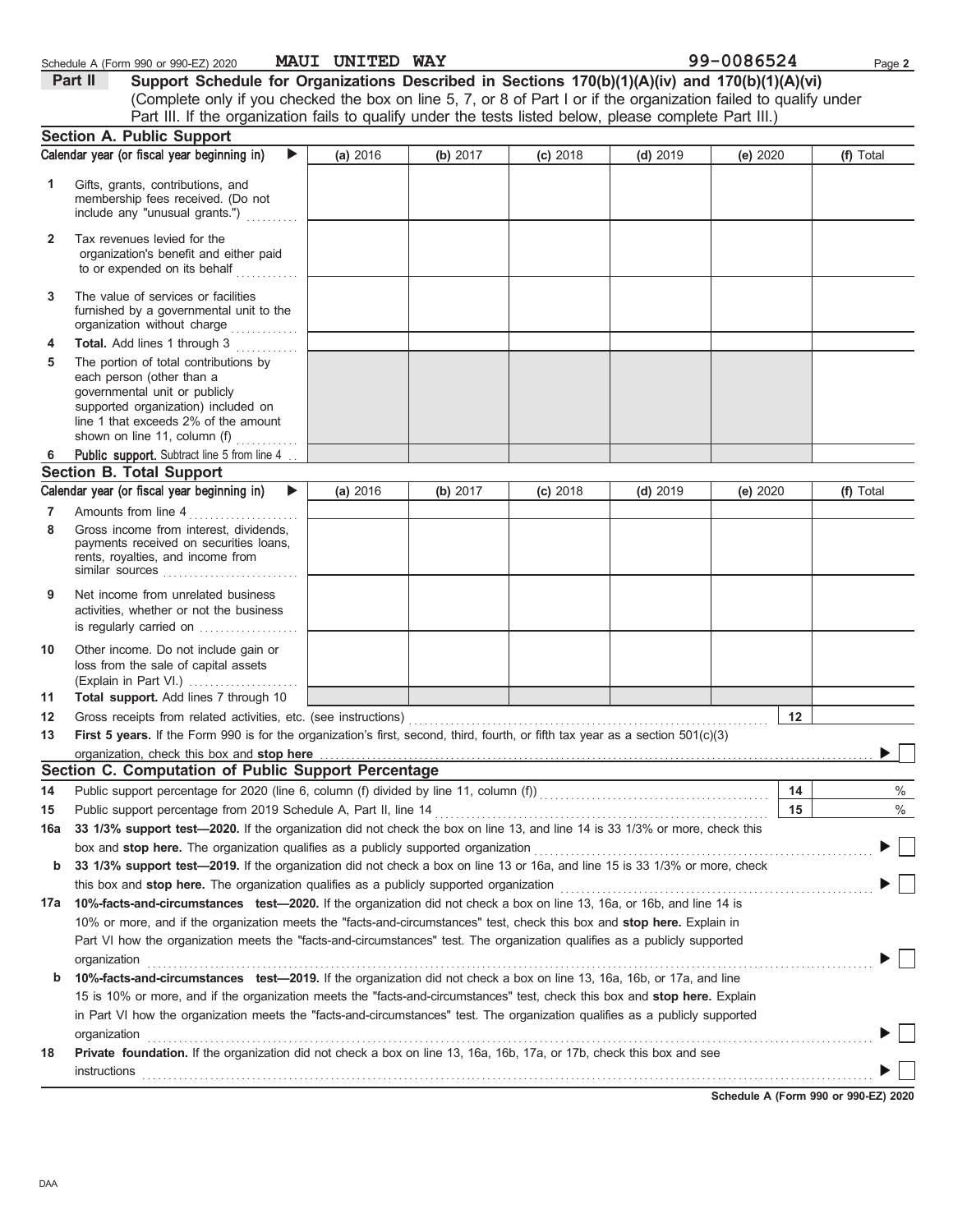Schedule A (Form 990 or 990-EZ) 2020 MAUI UNITED WAY 99-0086524 Page 2

**Part II** **Support Schedule for Organizations Described in Sections 170(b)(1)(A)(iv) and 170(b)(1)(A)(vi)**
(Complete only if you checked the box on line 5, 7, or 8 of Part I or if the organization failed to qualify under Part III. If the organization fails to qualify under the tests listed below, please complete Part III.)

## Section A. Public Support

| | Calendar year (or fiscal year beginning in) ▶ | (a) 2016 | (b) 2017 | (c) 2018 | (d) 2019 | (e) 2020 | (f) Total |
|---|---|---|---|---|---|---|---|
| 1 | Gifts, grants, contributions, and membership fees received. (Do not include any "unusual grants.") | | | | | | |
| 2 | Tax revenues levied for the organization's benefit and either paid to or expended on its behalf | | | | | | |
| 3 | The value of services or facilities furnished by a governmental unit to the organization without charge | | | | | | |
| 4 | **Total.** Add lines 1 through 3 | | | | | | |
| 5 | The portion of total contributions by each person (other than a governmental unit or publicly supported organization) included on line 1 that exceeds 2% of the amount shown on line 11, column (f) | | | | | | |
| 6 | **Public support.** Subtract line 5 from line 4 | | | | | | |

## Section B. Total Support

| | Calendar year (or fiscal year beginning in) ▶ | (a) 2016 | (b) 2017 | (c) 2018 | (d) 2019 | (e) 2020 | (f) Total |
|---|---|---|---|---|---|---|---|
| 7 | Amounts from line 4 | | | | | | |
| 8 | Gross income from interest, dividends, payments received on securities loans, rents, royalties, and income from similar sources | | | | | | |
| 9 | Net income from unrelated business activities, whether or not the business is regularly carried on | | | | | | |
| 10 | Other income. Do not include gain or loss from the sale of capital assets (Explain in Part VI.) | | | | | | |
| 11 | **Total support.** Add lines 7 through 10 | | | | | | |

**12** Gross receipts from related activities, etc. (see instructions) **12**

**13** **First 5 years.** If the Form 990 is for the organization's first, second, third, fourth, or fifth tax year as a section 501(c)(3) organization, check this box and **stop here** ▶ ☐

## Section C. Computation of Public Support Percentage

**14** Public support percentage for 2020 (line 6, column (f) divided by line 11, column (f)) **14** %

**15** Public support percentage from 2019 Schedule A, Part II, line 14 **15** %

**16a** **33 1/3% support test—2020.** If the organization did not check the box on line 13, and line 14 is 33 1/3% or more, check this box and **stop here.** The organization qualifies as a publicly supported organization ▶ ☐

**b** **33 1/3% support test—2019.** If the organization did not check a box on line 13 or 16a, and line 15 is 33 1/3% or more, check this box and **stop here.** The organization qualifies as a publicly supported organization ▶ ☐

**17a** **10%-facts-and-circumstances test—2020.** If the organization did not check a box on line 13, 16a, or 16b, and line 14 is 10% or more, and if the organization meets the "facts-and-circumstances" test, check this box and **stop here.** Explain in Part VI how the organization meets the "facts-and-circumstances" test. The organization qualifies as a publicly supported organization ▶ ☐

**b** **10%-facts-and-circumstances test—2019.** If the organization did not check a box on line 13, 16a, 16b, or 17a, and line 15 is 10% or more, and if the organization meets the "facts-and-circumstances" test, check this box and **stop here.** Explain in Part VI how the organization meets the "facts-and-circumstances" test. The organization qualifies as a publicly supported organization ▶ ☐

**18** **Private foundation.** If the organization did not check a box on line 13, 16a, 16b, 17a, or 17b, check this box and see instructions ▶ ☐

**Schedule A (Form 990 or 990-EZ) 2020**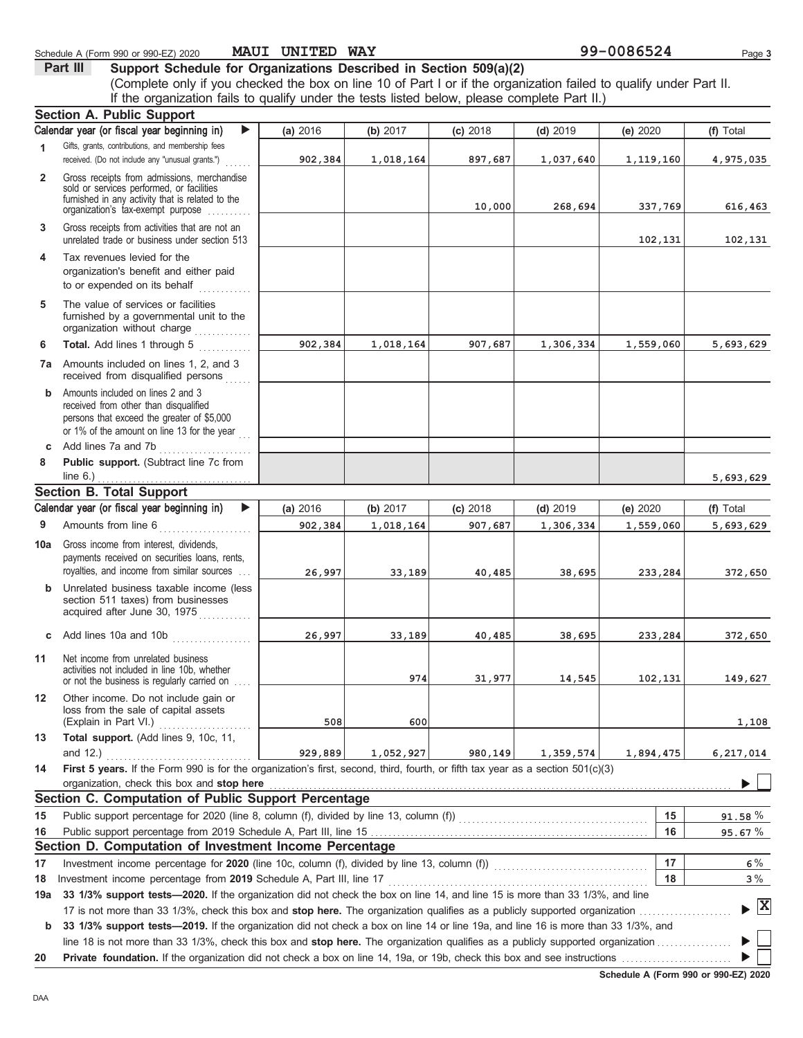Schedule A (Form 990 or 990-EZ) 2020 MAUI UNITED WAY 99-0086524

## Part III Support Schedule for Organizations Described in Section 509(a)(2)

(Complete only if you checked the box on line 10 of Part I or if the organization failed to qualify under Part II. If the organization fails to qualify under the tests listed below, please complete Part II.)

### Section A. Public Support

| Calendar year (or fiscal year beginning in) ▶ | (a) 2016 | (b) 2017 | (c) 2018 | (d) 2019 | (e) 2020 | (f) Total |
|---|---|---|---|---|---|---|
| **1** Gifts, grants, contributions, and membership fees received. (Do not include any "unusual grants.") | 902,384 | 1,018,164 | 897,687 | 1,037,640 | 1,119,160 | 4,975,035 |
| **2** Gross receipts from admissions, merchandise sold or services performed, or facilities furnished in any activity that is related to the organization's tax-exempt purpose | | | 10,000 | 268,694 | 337,769 | 616,463 |
| **3** Gross receipts from activities that are not an unrelated trade or business under section 513 | | | | | 102,131 | 102,131 |
| **4** Tax revenues levied for the organization's benefit and either paid to or expended on its behalf | | | | | | |
| **5** The value of services or facilities furnished by a governmental unit to the organization without charge | | | | | | |
| **6** **Total.** Add lines 1 through 5 | 902,384 | 1,018,164 | 907,687 | 1,306,334 | 1,559,060 | 5,693,629 |
| **7a** Amounts included on lines 1, 2, and 3 received from disqualified persons | | | | | | |
| **b** Amounts included on lines 2 and 3 received from other than disqualified persons that exceed the greater of $5,000 or 1% of the amount on line 13 for the year | | | | | | |
| **c** Add lines 7a and 7b | | | | | | |
| **8** **Public support.** (Subtract line 7c from line 6.) | | | | | | 5,693,629 |

### Section B. Total Support

| Calendar year (or fiscal year beginning in) ▶ | (a) 2016 | (b) 2017 | (c) 2018 | (d) 2019 | (e) 2020 | (f) Total |
|---|---|---|---|---|---|---|
| **9** Amounts from line 6 | 902,384 | 1,018,164 | 907,687 | 1,306,334 | 1,559,060 | 5,693,629 |
| **10a** Gross income from interest, dividends, payments received on securities loans, rents, royalties, and income from similar sources | 26,997 | 33,189 | 40,485 | 38,695 | 233,284 | 372,650 |
| **b** Unrelated business taxable income (less section 511 taxes) from businesses acquired after June 30, 1975 | | | | | | |
| **c** Add lines 10a and 10b | 26,997 | 33,189 | 40,485 | 38,695 | 233,284 | 372,650 |
| **11** Net income from unrelated business activities not included in line 10b, whether or not the business is regularly carried on | | 974 | 31,977 | 14,545 | 102,131 | 149,627 |
| **12** Other income. Do not include gain or loss from the sale of capital assets (Explain in Part VI.) | 508 | 600 | | | | 1,108 |
| **13** **Total support.** (Add lines 9, 10c, 11, and 12.) | 929,889 | 1,052,927 | 980,149 | 1,359,574 | 1,894,475 | 6,217,014 |

**14** **First 5 years.** If the Form 990 is for the organization's first, second, third, fourth, or fifth tax year as a section 501(c)(3) organization, check this box and **stop here** ▶ ☐

### Section C. Computation of Public Support Percentage

| | | | |
|---|---|---|---|
| **15** | Public support percentage for 2020 (line 8, column (f), divided by line 13, column (f)) | 15 | 91.58 % |
| **16** | Public support percentage from 2019 Schedule A, Part III, line 15 | 16 | 95.67 % |

### Section D. Computation of Investment Income Percentage

| | | | |
|---|---|---|---|
| **17** | Investment income percentage for **2020** (line 10c, column (f), divided by line 13, column (f)) | 17 | 6 % |
| **18** | Investment income percentage from **2019** Schedule A, Part III, line 17 | 18 | 3 % |

**19a** **33 1/3% support tests—2020.** If the organization did not check the box on line 14, and line 15 is more than 33 1/3%, and line 17 is not more than 33 1/3%, check this box and **stop here.** The organization qualifies as a publicly supported organization ▶ ☒

**b** **33 1/3% support tests—2019.** If the organization did not check a box on line 14 or line 19a, and line 16 is more than 33 1/3%, and line 18 is not more than 33 1/3%, check this box and **stop here.** The organization qualifies as a publicly supported organization ▶ ☐

**20** **Private foundation.** If the organization did not check a box on line 14, 19a, or 19b, check this box and see instructions ▶ ☐

**Schedule A (Form 990 or 990-EZ) 2020**

DAA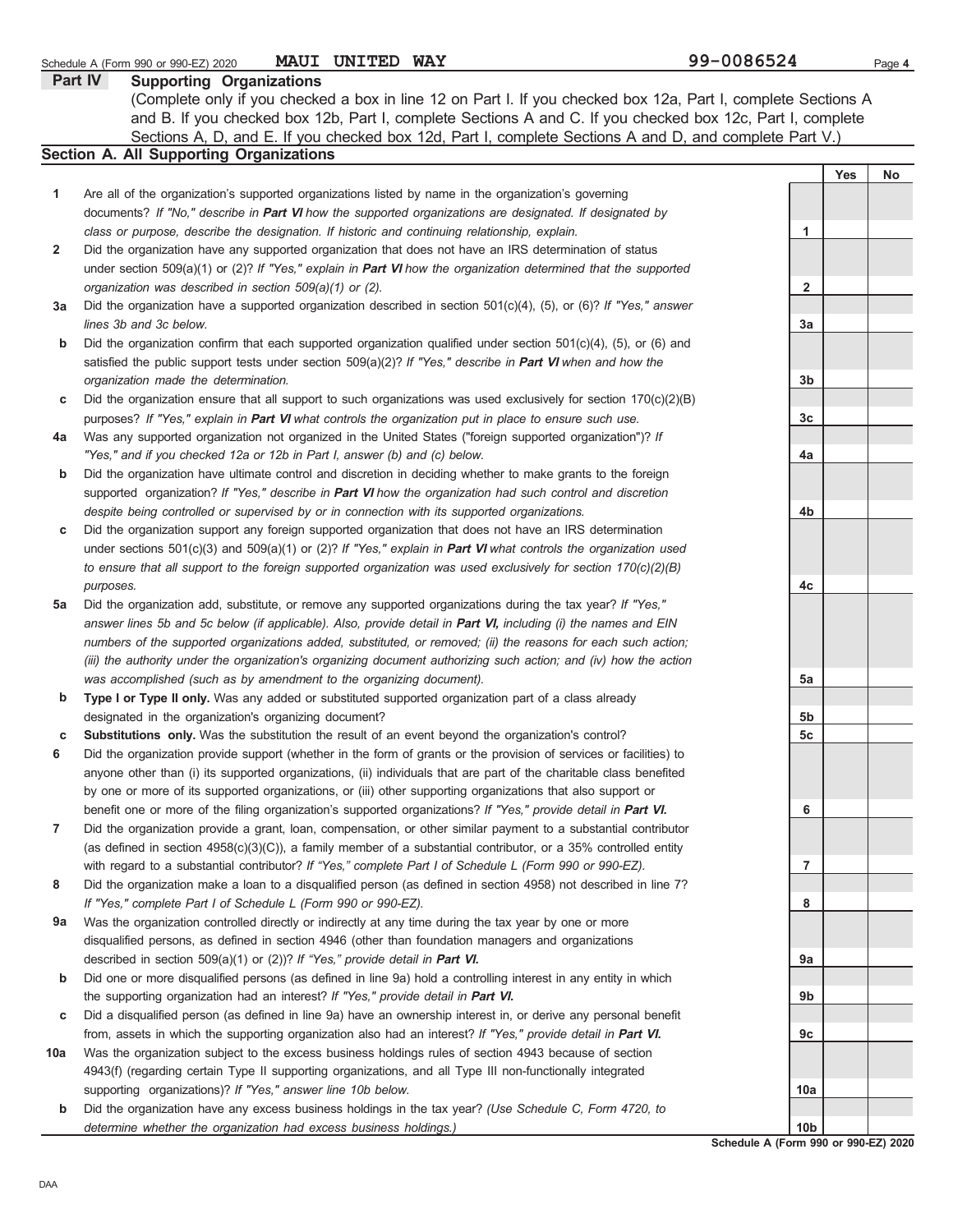Schedule A (Form 990 or 990-EZ) 2020 MAUI UNITED WAY 99-0086524

**Part IV Supporting Organizations**

(Complete only if you checked a box in line 12 on Part I. If you checked box 12a, Part I, complete Sections A and B. If you checked box 12b, Part I, complete Sections A and C. If you checked box 12c, Part I, complete Sections A, D, and E. If you checked box 12d, Part I, complete Sections A and D, and complete Part V.)

**Section A. All Supporting Organizations**

| | | | Yes | No |
|---|---|---|---|---|
| 1 | Are all of the organization's supported organizations listed by name in the organization's governing documents? *If "No," describe in **Part VI** how the supported organizations are designated. If designated by class or purpose, describe the designation. If historic and continuing relationship, explain.* | 1 | | |
| 2 | Did the organization have any supported organization that does not have an IRS determination of status under section 509(a)(1) or (2)? *If "Yes," explain in **Part VI** how the organization determined that the supported organization was described in section 509(a)(1) or (2).* | 2 | | |
| 3a | Did the organization have a supported organization described in section 501(c)(4), (5), or (6)? *If "Yes," answer lines 3b and 3c below.* | 3a | | |
| b | Did the organization confirm that each supported organization qualified under section 501(c)(4), (5), or (6) and satisfied the public support tests under section 509(a)(2)? *If "Yes," describe in **Part VI** when and how the organization made the determination.* | 3b | | |
| c | Did the organization ensure that all support to such organizations was used exclusively for section 170(c)(2)(B) purposes? *If "Yes," explain in **Part VI** what controls the organization put in place to ensure such use.* | 3c | | |
| 4a | Was any supported organization not organized in the United States ("foreign supported organization")? *If "Yes," and if you checked 12a or 12b in Part I, answer (b) and (c) below.* | 4a | | |
| b | Did the organization have ultimate control and discretion in deciding whether to make grants to the foreign supported organization? *If "Yes," describe in **Part VI** how the organization had such control and discretion despite being controlled or supervised by or in connection with its supported organizations.* | 4b | | |
| c | Did the organization support any foreign supported organization that does not have an IRS determination under sections 501(c)(3) and 509(a)(1) or (2)? *If "Yes," explain in **Part VI** what controls the organization used to ensure that all support to the foreign supported organization was used exclusively for section 170(c)(2)(B) purposes.* | 4c | | |
| 5a | Did the organization add, substitute, or remove any supported organizations during the tax year? *If "Yes," answer lines 5b and 5c below (if applicable). Also, provide detail in **Part VI,** including (i) the names and EIN numbers of the supported organizations added, substituted, or removed; (ii) the reasons for each such action; (iii) the authority under the organization's organizing document authorizing such action; and (iv) how the action was accomplished (such as by amendment to the organizing document).* | 5a | | |
| b | **Type I or Type II only.** Was any added or substituted supported organization part of a class already designated in the organization's organizing document? | 5b | | |
| c | **Substitutions only.** Was the substitution the result of an event beyond the organization's control? | 5c | | |
| 6 | Did the organization provide support (whether in the form of grants or the provision of services or facilities) to anyone other than (i) its supported organizations, (ii) individuals that are part of the charitable class benefited by one or more of its supported organizations, or (iii) other supporting organizations that also support or benefit one or more of the filing organization's supported organizations? *If "Yes," provide detail in **Part VI.*** | 6 | | |
| 7 | Did the organization provide a grant, loan, compensation, or other similar payment to a substantial contributor (as defined in section 4958(c)(3)(C)), a family member of a substantial contributor, or a 35% controlled entity with regard to a substantial contributor? *If "Yes," complete Part I of Schedule L (Form 990 or 990-EZ).* | 7 | | |
| 8 | Did the organization make a loan to a disqualified person (as defined in section 4958) not described in line 7? *If "Yes," complete Part I of Schedule L (Form 990 or 990-EZ).* | 8 | | |
| 9a | Was the organization controlled directly or indirectly at any time during the tax year by one or more disqualified persons, as defined in section 4946 (other than foundation managers and organizations described in section 509(a)(1) or (2))? *If "Yes," provide detail in **Part VI.*** | 9a | | |
| b | Did one or more disqualified persons (as defined in line 9a) hold a controlling interest in any entity in which the supporting organization had an interest? *If "Yes," provide detail in **Part VI.*** | 9b | | |
| c | Did a disqualified person (as defined in line 9a) have an ownership interest in, or derive any personal benefit from, assets in which the supporting organization also had an interest? *If "Yes," provide detail in **Part VI.*** | 9c | | |
| 10a | Was the organization subject to the excess business holdings rules of section 4943 because of section 4943(f) (regarding certain Type II supporting organizations, and all Type III non-functionally integrated supporting organizations)? *If "Yes," answer line 10b below.* | 10a | | |
| b | Did the organization have any excess business holdings in the tax year? *(Use Schedule C, Form 4720, to determine whether the organization had excess business holdings.)* | 10b | | |

**Schedule A (Form 990 or 990-EZ) 2020**

DAA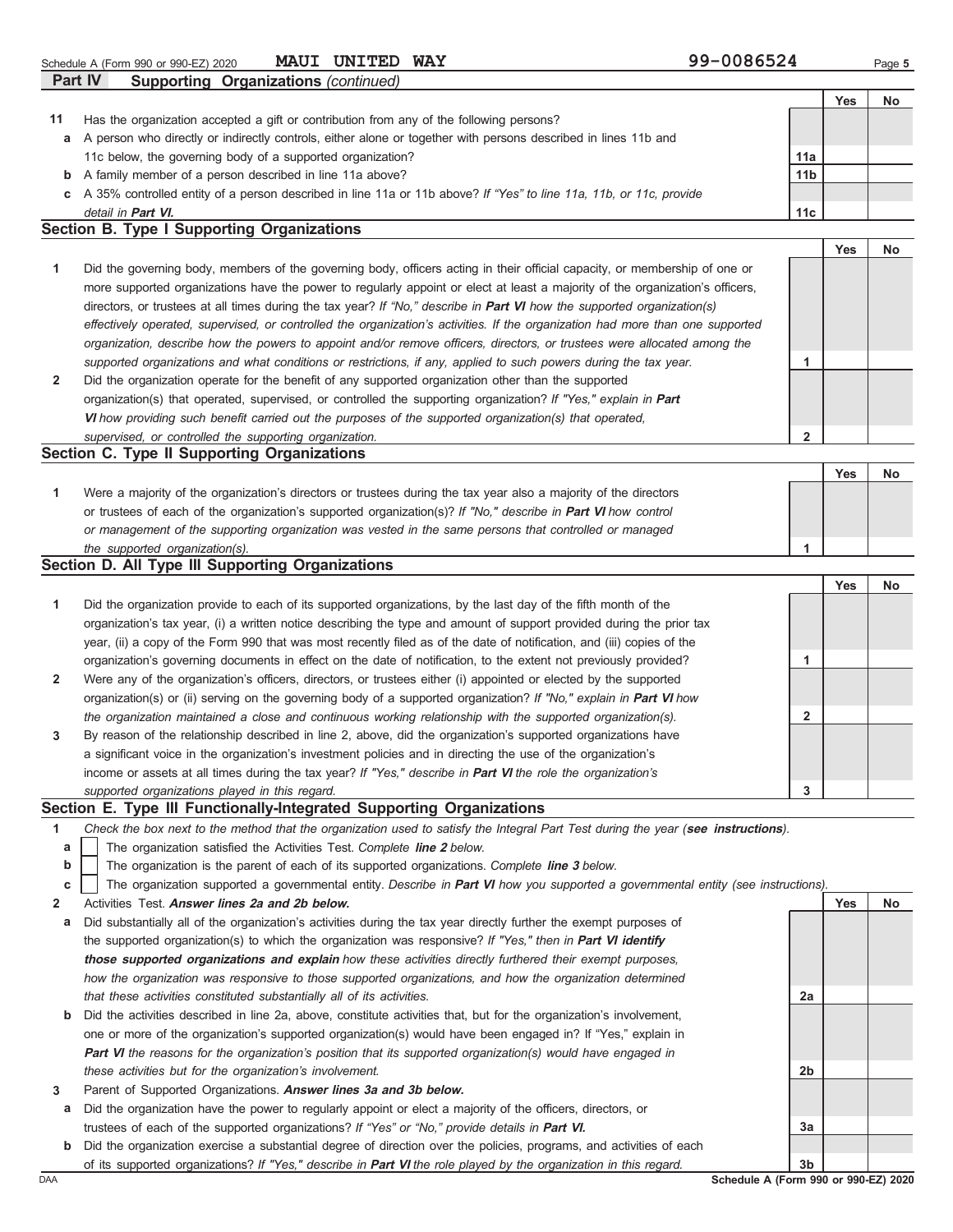Schedule A (Form 990 or 990-EZ) 2020 MAUI UNITED WAY 99-0086524

**Part IV Supporting Organizations** *(continued)*

| | | | Yes | No |
|---|---|---|---|---|
| **11** | Has the organization accepted a gift or contribution from any of the following persons? | | | |
| **a** | A person who directly or indirectly controls, either alone or together with persons described in lines 11b and 11c below, the governing body of a supported organization? | 11a | | |
| **b** | A family member of a person described in line 11a above? | 11b | | |
| **c** | A 35% controlled entity of a person described in line 11a or 11b above? *If "Yes" to line 11a, 11b, or 11c, provide detail in* ***Part VI.*** | 11c | | |

## Section B. Type I Supporting Organizations

| | | | Yes | No |
|---|---|---|---|---|
| **1** | Did the governing body, members of the governing body, officers acting in their official capacity, or membership of one or more supported organizations have the power to regularly appoint or elect at least a majority of the organization's officers, directors, or trustees at all times during the tax year? *If "No," describe in* ***Part VI*** *how the supported organization(s) effectively operated, supervised, or controlled the organization's activities. If the organization had more than one supported organization, describe how the powers to appoint and/or remove officers, directors, or trustees were allocated among the supported organizations and what conditions or restrictions, if any, applied to such powers during the tax year.* | 1 | | |
| **2** | Did the organization operate for the benefit of any supported organization other than the supported organization(s) that operated, supervised, or controlled the supporting organization? *If "Yes," explain in* ***Part VI*** *how providing such benefit carried out the purposes of the supported organization(s) that operated, supervised, or controlled the supporting organization.* | 2 | | |

## Section C. Type II Supporting Organizations

| | | | Yes | No |
|---|---|---|---|---|
| **1** | Were a majority of the organization's directors or trustees during the tax year also a majority of the directors or trustees of each of the organization's supported organization(s)? *If "No," describe in* ***Part VI*** *how control or management of the supporting organization was vested in the same persons that controlled or managed the supported organization(s).* | 1 | | |

## Section D. All Type III Supporting Organizations

| | | | Yes | No |
|---|---|---|---|---|
| **1** | Did the organization provide to each of its supported organizations, by the last day of the fifth month of the organization's tax year, (i) a written notice describing the type and amount of support provided during the prior tax year, (ii) a copy of the Form 990 that was most recently filed as of the date of notification, and (iii) copies of the organization's governing documents in effect on the date of notification, to the extent not previously provided? | 1 | | |
| **2** | Were any of the organization's officers, directors, or trustees either (i) appointed or elected by the supported organization(s) or (ii) serving on the governing body of a supported organization? *If "No," explain in* ***Part VI*** *how the organization maintained a close and continuous working relationship with the supported organization(s).* | 2 | | |
| **3** | By reason of the relationship described in line 2, above, did the organization's supported organizations have a significant voice in the organization's investment policies and in directing the use of the organization's income or assets at all times during the tax year? *If "Yes," describe in* ***Part VI*** *the role the organization's supported organizations played in this regard.* | 3 | | |

## Section E. Type III Functionally-Integrated Supporting Organizations

**1** *Check the box next to the method that the organization used to satisfy the Integral Part Test during the year (**see instructions**).*

**a** ☐ The organization satisfied the Activities Test. *Complete* ***line 2*** *below.*

**b** ☐ The organization is the parent of each of its supported organizations. *Complete* ***line 3*** *below.*

**c** ☐ The organization supported a governmental entity. *Describe in* ***Part VI*** *how you supported a governmental entity (see instructions).*

| | | | Yes | No |
|---|---|---|---|---|
| **2** | Activities Test. ***Answer lines 2a and 2b below.*** | | | |
| **a** | Did substantially all of the organization's activities during the tax year directly further the exempt purposes of the supported organization(s) to which the organization was responsive? *If "Yes," then in* ***Part VI identify those supported organizations and explain*** *how these activities directly furthered their exempt purposes, how the organization was responsive to those supported organizations, and how the organization determined that these activities constituted substantially all of its activities.* | 2a | | |
| **b** | Did the activities described in line 2a, above, constitute activities that, but for the organization's involvement, one or more of the organization's supported organization(s) would have been engaged in? If "Yes," explain in ***Part VI*** *the reasons for the organization's position that its supported organization(s) would have engaged in these activities but for the organization's involvement.* | 2b | | |
| **3** | Parent of Supported Organizations. ***Answer lines 3a and 3b below.*** | | | |
| **a** | Did the organization have the power to regularly appoint or elect a majority of the officers, directors, or trustees of each of the supported organizations? *If "Yes" or "No," provide details in* ***Part VI.*** | 3a | | |
| **b** | Did the organization exercise a substantial degree of direction over the policies, programs, and activities of each of its supported organizations? *If "Yes," describe in* ***Part VI*** *the role played by the organization in this regard.* | 3b | | |

DAA **Schedule A (Form 990 or 990-EZ) 2020**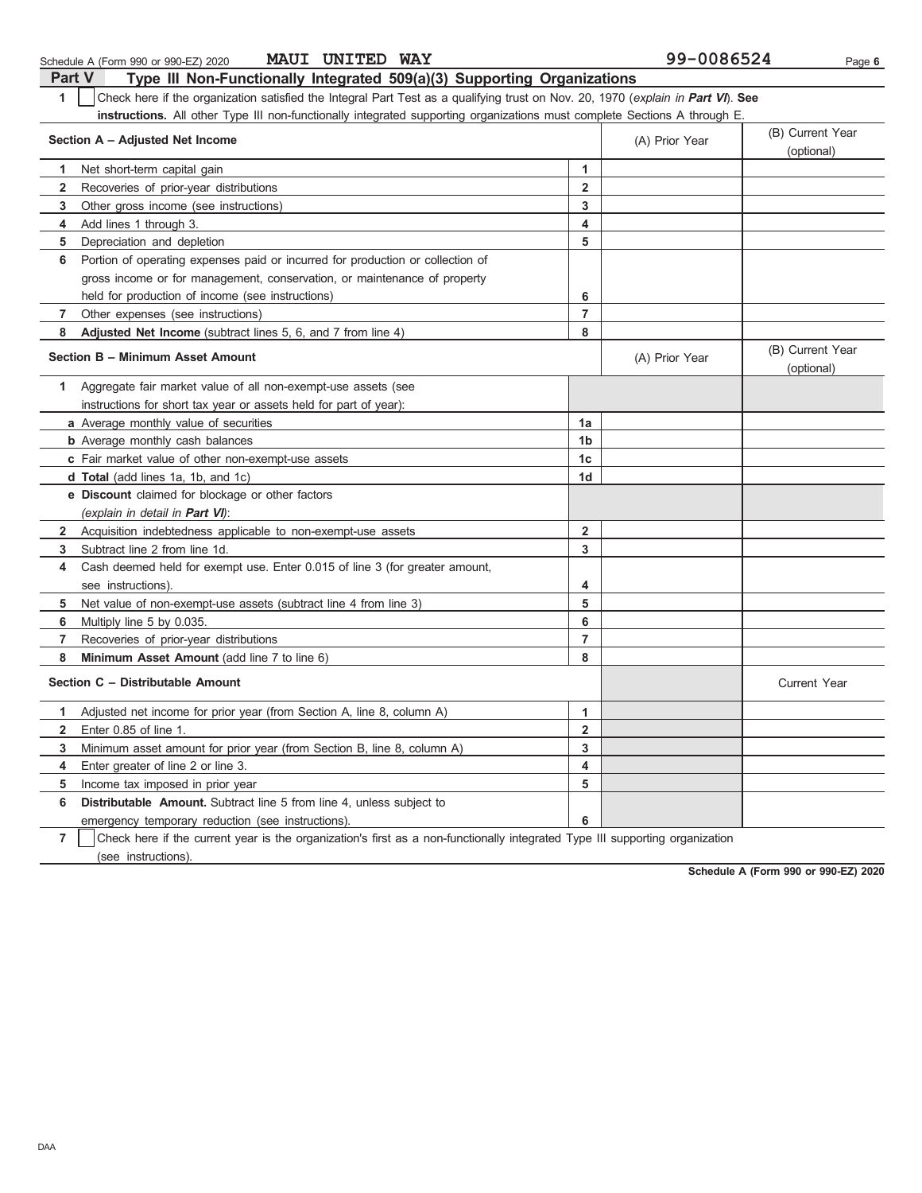Schedule A (Form 990 or 990-EZ) 2020 MAUI UNITED WAY 99-0086524

## Part V Type III Non-Functionally Integrated 509(a)(3) Supporting Organizations

**1** ☐ Check here if the organization satisfied the Integral Part Test as a qualifying trust on Nov. 20, 1970 (*explain in **Part VI***). **See instructions.** All other Type III non-functionally integrated supporting organizations must complete Sections A through E.

| Section A – Adjusted Net Income | | (A) Prior Year | (B) Current Year (optional) |
|---|---|---|---|
| **1** Net short-term capital gain | 1 | | |
| **2** Recoveries of prior-year distributions | 2 | | |
| **3** Other gross income (see instructions) | 3 | | |
| **4** Add lines 1 through 3. | 4 | | |
| **5** Depreciation and depletion | 5 | | |
| **6** Portion of operating expenses paid or incurred for production or collection of gross income or for management, conservation, or maintenance of property held for production of income (see instructions) | 6 | | |
| **7** Other expenses (see instructions) | 7 | | |
| **8** **Adjusted Net Income** (subtract lines 5, 6, and 7 from line 4) | 8 | | |

| Section B – Minimum Asset Amount | | (A) Prior Year | (B) Current Year (optional) |
|---|---|---|---|
| **1** Aggregate fair market value of all non-exempt-use assets (see instructions for short tax year or assets held for part of year): | | | |
| **a** Average monthly value of securities | 1a | | |
| **b** Average monthly cash balances | 1b | | |
| **c** Fair market value of other non-exempt-use assets | 1c | | |
| **d Total** (add lines 1a, 1b, and 1c) | 1d | | |
| **e Discount** claimed for blockage or other factors (*explain in detail in **Part VI***): | | | |
| **2** Acquisition indebtedness applicable to non-exempt-use assets | 2 | | |
| **3** Subtract line 2 from line 1d. | 3 | | |
| **4** Cash deemed held for exempt use. Enter 0.015 of line 3 (for greater amount, see instructions). | 4 | | |
| **5** Net value of non-exempt-use assets (subtract line 4 from line 3) | 5 | | |
| **6** Multiply line 5 by 0.035. | 6 | | |
| **7** Recoveries of prior-year distributions | 7 | | |
| **8** **Minimum Asset Amount** (add line 7 to line 6) | 8 | | |

| Section C – Distributable Amount | | | Current Year |
|---|---|---|---|
| **1** Adjusted net income for prior year (from Section A, line 8, column A) | 1 | | |
| **2** Enter 0.85 of line 1. | 2 | | |
| **3** Minimum asset amount for prior year (from Section B, line 8, column A) | 3 | | |
| **4** Enter greater of line 2 or line 3. | 4 | | |
| **5** Income tax imposed in prior year | 5 | | |
| **6** **Distributable Amount.** Subtract line 5 from line 4, unless subject to emergency temporary reduction (see instructions). | 6 | | |

**7** ☐ Check here if the current year is the organization's first as a non-functionally integrated Type III supporting organization (see instructions).

**Schedule A (Form 990 or 990-EZ) 2020**

DAA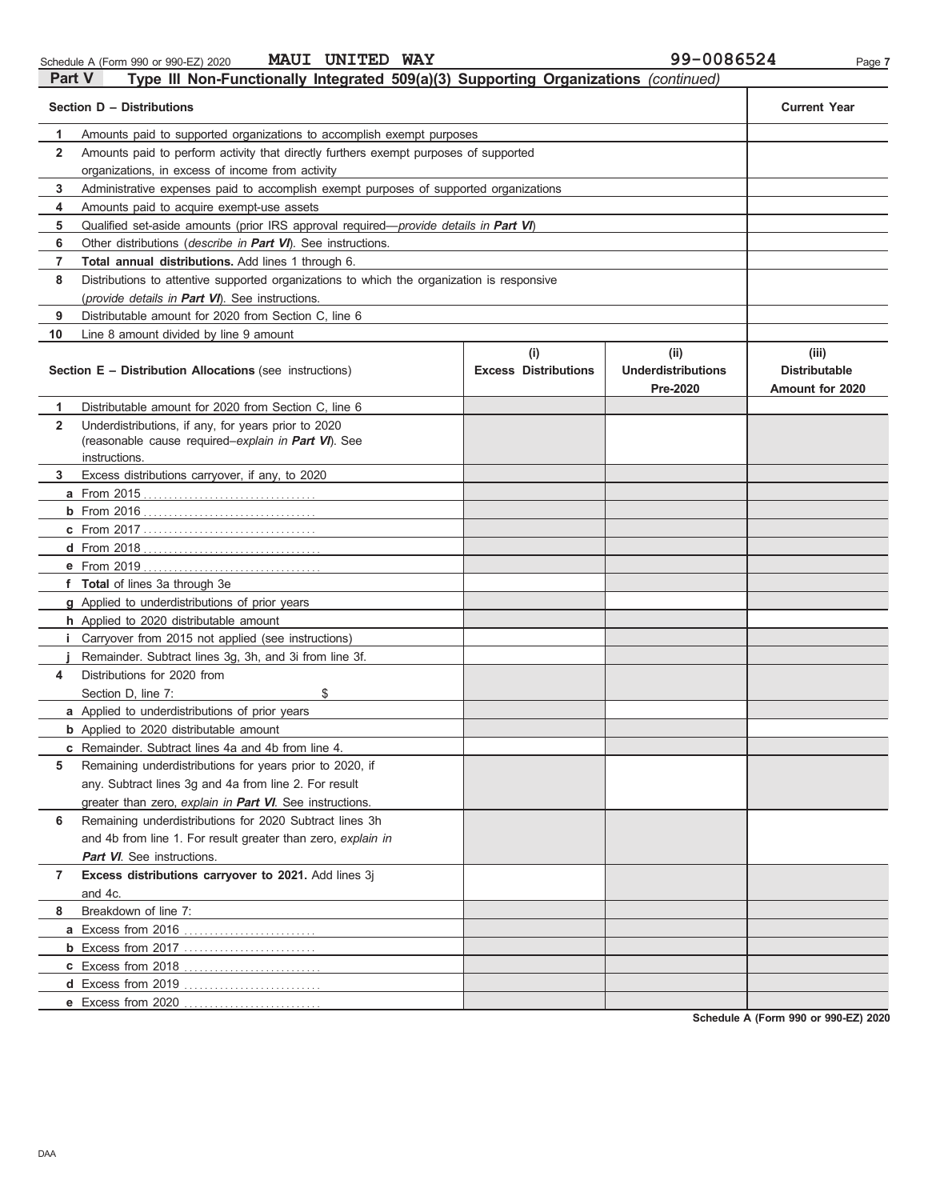Schedule A (Form 990 or 990-EZ) 2020 MAUI UNITED WAY 99-0086524

## Part V Type III Non-Functionally Integrated 509(a)(3) Supporting Organizations *(continued)*

| | Section D – Distributions | Current Year |
|---|---|---|
| 1 | Amounts paid to supported organizations to accomplish exempt purposes | |
| 2 | Amounts paid to perform activity that directly furthers exempt purposes of supported organizations, in excess of income from activity | |
| 3 | Administrative expenses paid to accomplish exempt purposes of supported organizations | |
| 4 | Amounts paid to acquire exempt-use assets | |
| 5 | Qualified set-aside amounts (prior IRS approval required—*provide details in **Part VI***) | |
| 6 | Other distributions (*describe in **Part VI***). See instructions. | |
| 7 | **Total annual distributions.** Add lines 1 through 6. | |
| 8 | Distributions to attentive supported organizations to which the organization is responsive (*provide details in **Part VI***). See instructions. | |
| 9 | Distributable amount for 2020 from Section C, line 6 | |
| 10 | Line 8 amount divided by line 9 amount | |

| | Section E – Distribution Allocations (see instructions) | (i) Excess Distributions | (ii) Underdistributions Pre-2020 | (iii) Distributable Amount for 2020 |
|---|---|---|---|---|
| 1 | Distributable amount for 2020 from Section C, line 6 | | | |
| 2 | Underdistributions, if any, for years prior to 2020 (reasonable cause required–*explain in **Part VI***). See instructions. | | | |
| 3 | Excess distributions carryover, if any, to 2020 | | | |
| a | From 2015 | | | |
| b | From 2016 | | | |
| c | From 2017 | | | |
| d | From 2018 | | | |
| e | From 2019 | | | |
| f | **Total** of lines 3a through 3e | | | |
| g | Applied to underdistributions of prior years | | | |
| h | Applied to 2020 distributable amount | | | |
| i | Carryover from 2015 not applied (see instructions) | | | |
| j | Remainder. Subtract lines 3g, 3h, and 3i from line 3f. | | | |
| 4 | Distributions for 2020 from Section D, line 7: $ | | | |
| a | Applied to underdistributions of prior years | | | |
| b | Applied to 2020 distributable amount | | | |
| c | Remainder. Subtract lines 4a and 4b from line 4. | | | |
| 5 | Remaining underdistributions for years prior to 2020, if any. Subtract lines 3g and 4a from line 2. For result greater than zero, *explain in **Part VI***. See instructions. | | | |
| 6 | Remaining underdistributions for 2020 Subtract lines 3h and 4b from line 1. For result greater than zero, *explain in **Part VI***. See instructions. | | | |
| 7 | **Excess distributions carryover to 2021.** Add lines 3j and 4c. | | | |
| 8 | Breakdown of line 7: | | | |
| a | Excess from 2016 | | | |
| b | Excess from 2017 | | | |
| c | Excess from 2018 | | | |
| d | Excess from 2019 | | | |
| e | Excess from 2020 | | | |

Schedule A (Form 990 or 990-EZ) 2020

DAA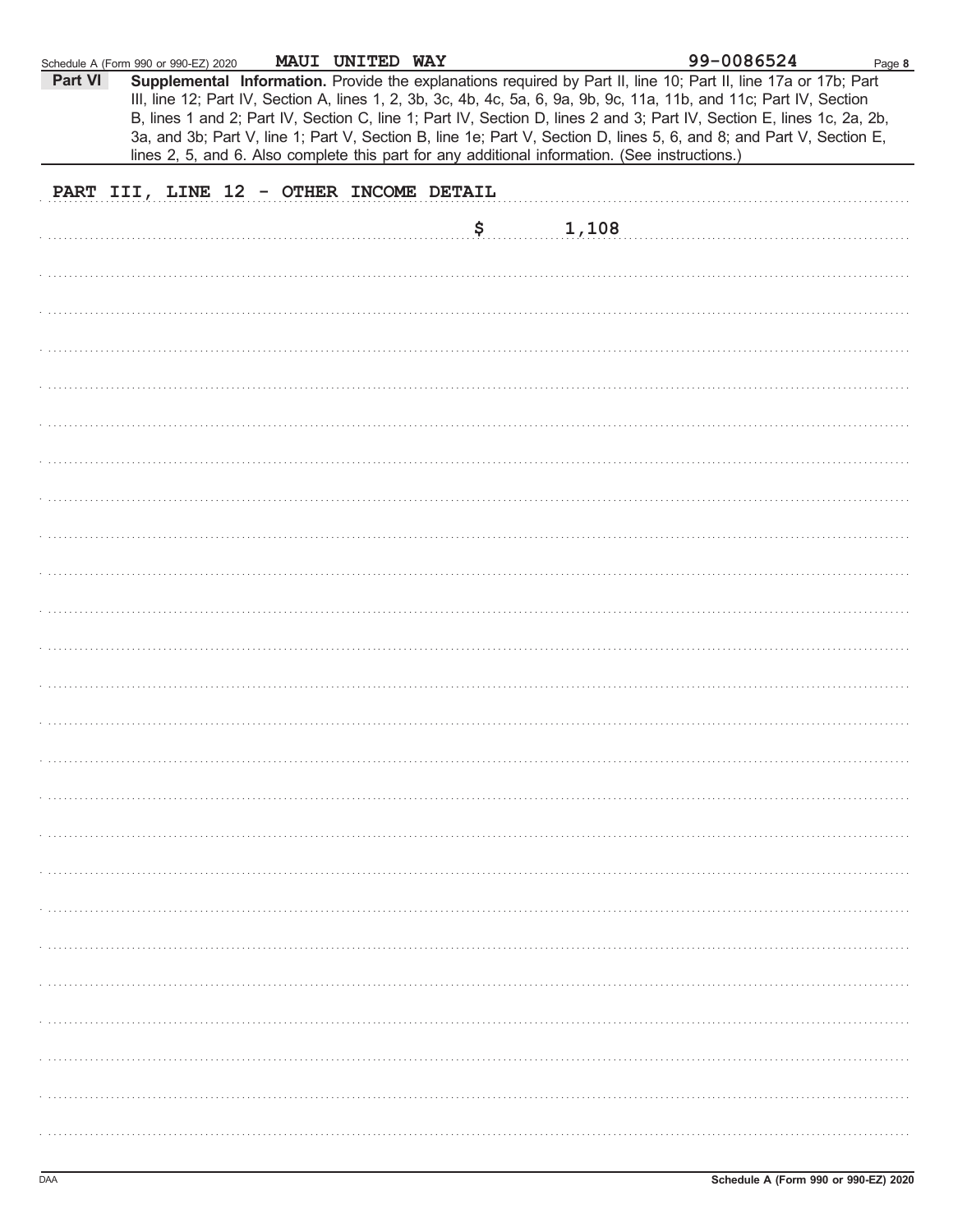Schedule A (Form 990 or 990-EZ) 2020 MAUI UNITED WAY 99-0086524 Page 8

**Part VI** **Supplemental Information.** Provide the explanations required by Part II, line 10; Part II, line 17a or 17b; Part III, line 12; Part IV, Section A, lines 1, 2, 3b, 3c, 4b, 4c, 5a, 6, 9a, 9b, 9c, 11a, 11b, and 11c; Part IV, Section B, lines 1 and 2; Part IV, Section C, line 1; Part IV, Section D, lines 2 and 3; Part IV, Section E, lines 1c, 2a, 2b, 3a, and 3b; Part V, line 1; Part V, Section B, line 1e; Part V, Section D, lines 5, 6, and 8; and Part V, Section E, lines 2, 5, and 6. Also complete this part for any additional information. (See instructions.)

PART III, LINE 12 - OTHER INCOME DETAIL

$ 1,108

DAA Schedule A (Form 990 or 990-EZ) 2020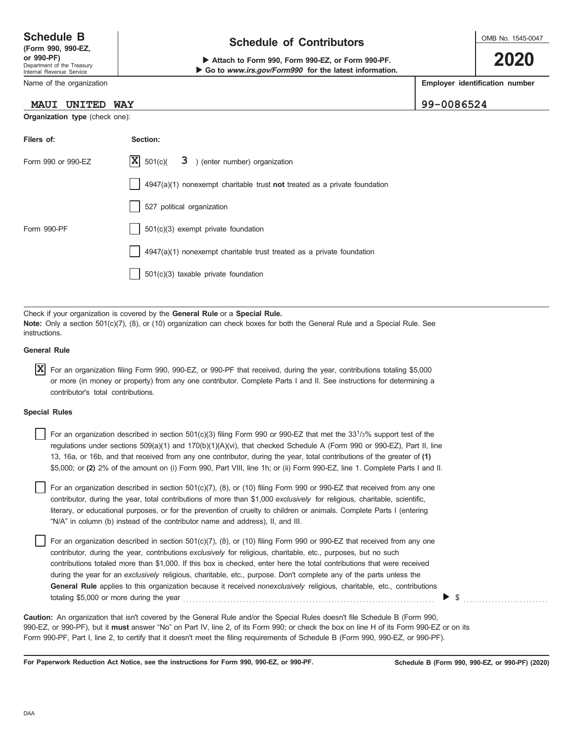# Schedule B

**(Form 990, 990-EZ, or 990-PF)**
Department of the Treasury
Internal Revenue Service

## Schedule of Contributors

▶ **Attach to Form 990, Form 990-EZ, or Form 990-PF.**
▶ **Go to *www.irs.gov/Form990* for the latest information.**

OMB No. 1545-0047

**2020**

| Name of the organization | Employer identification number |
|---|---|
| MAUI UNITED WAY | 99-0086524 |

**Organization type** (check one):

| Filers of: | Section: |
|---|---|
| Form 990 or 990-EZ | [X] 501(c)( 3 ) (enter number) organization |
| | [ ] 4947(a)(1) nonexempt charitable trust **not** treated as a private foundation |
| | [ ] 527 political organization |
| Form 990-PF | [ ] 501(c)(3) exempt private foundation |
| | [ ] 4947(a)(1) nonexempt charitable trust treated as a private foundation |
| | [ ] 501(c)(3) taxable private foundation |

Check if your organization is covered by the **General Rule** or a **Special Rule.**
**Note:** Only a section 501(c)(7), (8), or (10) organization can check boxes for both the General Rule and a Special Rule. See instructions.

**General Rule**

[X] For an organization filing Form 990, 990-EZ, or 990-PF that received, during the year, contributions totaling $5,000 or more (in money or property) from any one contributor. Complete Parts I and II. See instructions for determining a contributor's total contributions.

**Special Rules**

[ ] For an organization described in section 501(c)(3) filing Form 990 or 990-EZ that met the 33 1/3% support test of the regulations under sections 509(a)(1) and 170(b)(1)(A)(vi), that checked Schedule A (Form 990 or 990-EZ), Part II, line 13, 16a, or 16b, and that received from any one contributor, during the year, total contributions of the greater of **(1)** $5,000; or **(2)** 2% of the amount on (i) Form 990, Part VIII, line 1h; or (ii) Form 990-EZ, line 1. Complete Parts I and II.

[ ] For an organization described in section 501(c)(7), (8), or (10) filing Form 990 or 990-EZ that received from any one contributor, during the year, total contributions of more than $1,000 *exclusively* for religious, charitable, scientific, literary, or educational purposes, or for the prevention of cruelty to children or animals. Complete Parts I (entering "N/A" in column (b) instead of the contributor name and address), II, and III.

[ ] For an organization described in section 501(c)(7), (8), or (10) filing Form 990 or 990-EZ that received from any one contributor, during the year, contributions *exclusively* for religious, charitable, etc., purposes, but no such contributions totaled more than $1,000. If this box is checked, enter here the total contributions that were received during the year for an *exclusively* religious, charitable, etc., purpose. Don't complete any of the parts unless the **General Rule** applies to this organization because it received *nonexclusively* religious, charitable, etc., contributions totaling $5,000 or more during the year ▶ $

**Caution:** An organization that isn't covered by the General Rule and/or the Special Rules doesn't file Schedule B (Form 990, 990-EZ, or 990-PF), but it **must** answer "No" on Part IV, line 2, of its Form 990; or check the box on line H of its Form 990-EZ or on its Form 990-PF, Part I, line 2, to certify that it doesn't meet the filing requirements of Schedule B (Form 990, 990-EZ, or 990-PF).

**For Paperwork Reduction Act Notice, see the instructions for Form 990, 990-EZ, or 990-PF.** **Schedule B (Form 990, 990-EZ, or 990-PF) (2020)**

DAA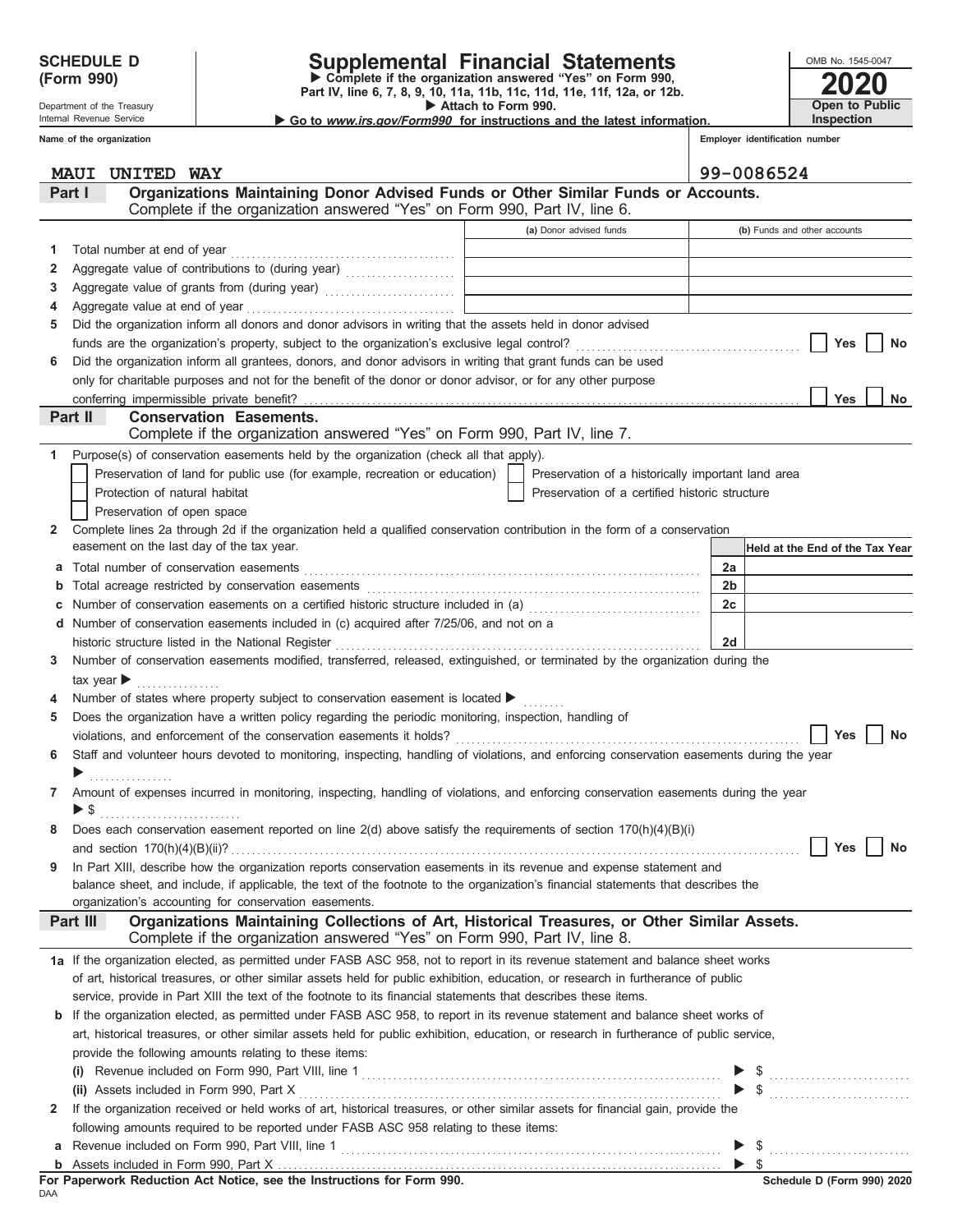**SCHEDULE D (Form 990)**

Department of the Treasury
Internal Revenue Service

# Supplemental Financial Statements

▶ Complete if the organization answered "Yes" on Form 990, Part IV, line 6, 7, 8, 9, 10, 11a, 11b, 11c, 11d, 11e, 11f, 12a, or 12b.
▶ Attach to Form 990.
▶ Go to *www.irs.gov/Form990* for instructions and the latest information.

OMB No. 1545-0047
**2020**
**Open to Public Inspection**

**Name of the organization:** MAUI UNITED WAY
**Employer identification number:** 99-0086524

## Part I Organizations Maintaining Donor Advised Funds or Other Similar Funds or Accounts.
Complete if the organization answered "Yes" on Form 990, Part IV, line 6.

| | | (a) Donor advised funds | (b) Funds and other accounts |
|---|---|---|---|
| 1 | Total number at end of year | | |
| 2 | Aggregate value of contributions to (during year) | | |
| 3 | Aggregate value of grants from (during year) | | |
| 4 | Aggregate value at end of year | | |

5 Did the organization inform all donors and donor advisors in writing that the assets held in donor advised funds are the organization's property, subject to the organization's exclusive legal control? ☐ Yes ☐ No

6 Did the organization inform all grantees, donors, and donor advisors in writing that grant funds can be used only for charitable purposes and not for the benefit of the donor or donor advisor, or for any other purpose conferring impermissible private benefit? ☐ Yes ☐ No

## Part II Conservation Easements.
Complete if the organization answered "Yes" on Form 990, Part IV, line 7.

1 Purpose(s) of conservation easements held by the organization (check all that apply).

- ☐ Preservation of land for public use (for example, recreation or education)
- ☐ Preservation of a historically important land area
- ☐ Protection of natural habitat
- ☐ Preservation of a certified historic structure
- ☐ Preservation of open space

2 Complete lines 2a through 2d if the organization held a qualified conservation contribution in the form of a conservation easement on the last day of the tax year.

| | | | Held at the End of the Tax Year |
|---|---|---|---|
| a | Total number of conservation easements | 2a | |
| b | Total acreage restricted by conservation easements | 2b | |
| c | Number of conservation easements on a certified historic structure included in (a) | 2c | |
| d | Number of conservation easements included in (c) acquired after 7/25/06, and not on a historic structure listed in the National Register | 2d | |

3 Number of conservation easements modified, transferred, released, extinguished, or terminated by the organization during the tax year ▶

4 Number of states where property subject to conservation easement is located ▶

5 Does the organization have a written policy regarding the periodic monitoring, inspection, handling of violations, and enforcement of the conservation easements it holds? ☐ Yes ☐ No

6 Staff and volunteer hours devoted to monitoring, inspecting, handling of violations, and enforcing conservation easements during the year ▶

7 Amount of expenses incurred in monitoring, inspecting, handling of violations, and enforcing conservation easements during the year ▶ $

8 Does each conservation easement reported on line 2(d) above satisfy the requirements of section 170(h)(4)(B)(i) and section 170(h)(4)(B)(ii)? ☐ Yes ☐ No

9 In Part XIII, describe how the organization reports conservation easements in its revenue and expense statement and balance sheet, and include, if applicable, the text of the footnote to the organization's financial statements that describes the organization's accounting for conservation easements.

## Part III Organizations Maintaining Collections of Art, Historical Treasures, or Other Similar Assets.
Complete if the organization answered "Yes" on Form 990, Part IV, line 8.

1a If the organization elected, as permitted under FASB ASC 958, not to report in its revenue statement and balance sheet works of art, historical treasures, or other similar assets held for public exhibition, education, or research in furtherance of public service, provide in Part XIII the text of the footnote to its financial statements that describes these items.

b If the organization elected, as permitted under FASB ASC 958, to report in its revenue statement and balance sheet works of art, historical treasures, or other similar assets held for public exhibition, education, or research in furtherance of public service, provide the following amounts relating to these items:

(i) Revenue included on Form 990, Part VIII, line 1 ▶ $

(ii) Assets included in Form 990, Part X ▶ $

2 If the organization received or held works of art, historical treasures, or other similar assets for financial gain, provide the following amounts required to be reported under FASB ASC 958 relating to these items:

a Revenue included on Form 990, Part VIII, line 1 ▶ $

b Assets included in Form 990, Part X ▶ $

**For Paperwork Reduction Act Notice, see the Instructions for Form 990.**

DAA

Schedule D (Form 990) 2020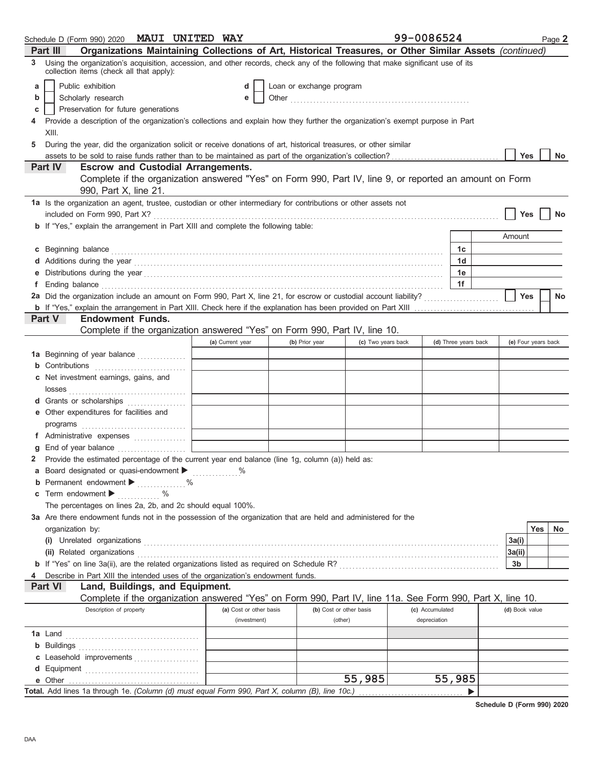Schedule D (Form 990) 2020 **MAUI UNITED WAY** 99-0086524 Page **2**

**Part III** **Organizations Maintaining Collections of Art, Historical Treasures, or Other Similar Assets** *(continued)*

**3** Using the organization's acquisition, accession, and other records, check any of the following that make significant use of its collection items (check all that apply):

- **a** ☐ Public exhibition
- **b** ☐ Scholarly research
- **c** ☐ Preservation for future generations
- **d** ☐ Loan or exchange program
- **e** ☐ Other

**4** Provide a description of the organization's collections and explain how they further the organization's exempt purpose in Part XIII.

**5** During the year, did the organization solicit or receive donations of art, historical treasures, or other similar assets to be sold to raise funds rather than to be maintained as part of the organization's collection? ☐ Yes ☐ No

**Part IV** **Escrow and Custodial Arrangements.**
Complete if the organization answered "Yes" on Form 990, Part IV, line 9, or reported an amount on Form 990, Part X, line 21.

**1a** Is the organization an agent, trustee, custodian or other intermediary for contributions or other assets not included on Form 990, Part X? ☐ Yes ☐ No

**b** If "Yes," explain the arrangement in Part XIII and complete the following table:

| | | Amount |
|---|---|---|
| **c** Beginning balance | 1c | |
| **d** Additions during the year | 1d | |
| **e** Distributions during the year | 1e | |
| **f** Ending balance | 1f | |

**2a** Did the organization include an amount on Form 990, Part X, line 21, for escrow or custodial account liability? ☐ Yes ☐ No

**b** If "Yes," explain the arrangement in Part XIII. Check here if the explanation has been provided on Part XIII ☐

**Part V** **Endowment Funds.**
Complete if the organization answered "Yes" on Form 990, Part IV, line 10.

| | (a) Current year | (b) Prior year | (c) Two years back | (d) Three years back | (e) Four years back |
|---|---|---|---|---|---|
| **1a** Beginning of year balance | | | | | |
| **b** Contributions | | | | | |
| **c** Net investment earnings, gains, and losses | | | | | |
| **d** Grants or scholarships | | | | | |
| **e** Other expenditures for facilities and programs | | | | | |
| **f** Administrative expenses | | | | | |
| **g** End of year balance | | | | | |

**2** Provide the estimated percentage of the current year end balance (line 1g, column (a)) held as:

- **a** Board designated or quasi-endowment ▶ ______ %
- **b** Permanent endowment ▶ ______ %
- **c** Term endowment ▶ ______ %

The percentages on lines 2a, 2b, and 2c should equal 100%.

**3a** Are there endowment funds not in the possession of the organization that are held and administered for the organization by:

| | | Yes | No |
|---|---|---|---|
| **(i)** Unrelated organizations | 3a(i) | | |
| **(ii)** Related organizations | 3a(ii) | | |
| **b** If "Yes" on line 3a(ii), are the related organizations listed as required on Schedule R? | 3b | | |

**4** Describe in Part XIII the intended uses of the organization's endowment funds.

**Part VI** **Land, Buildings, and Equipment.**
Complete if the organization answered "Yes" on Form 990, Part IV, line 11a. See Form 990, Part X, line 10.

| Description of property | (a) Cost or other basis (investment) | (b) Cost or other basis (other) | (c) Accumulated depreciation | (d) Book value |
|---|---|---|---|---|
| **1a** Land | | | | |
| **b** Buildings | | | | |
| **c** Leasehold improvements | | | | |
| **d** Equipment | | | | |
| **e** Other | | 55,985 | 55,985 | |
| **Total.** Add lines 1a through 1e. *(Column (d) must equal Form 990, Part X, column (B), line 10c.)* ▶ | | | | |

**Schedule D (Form 990) 2020**

DAA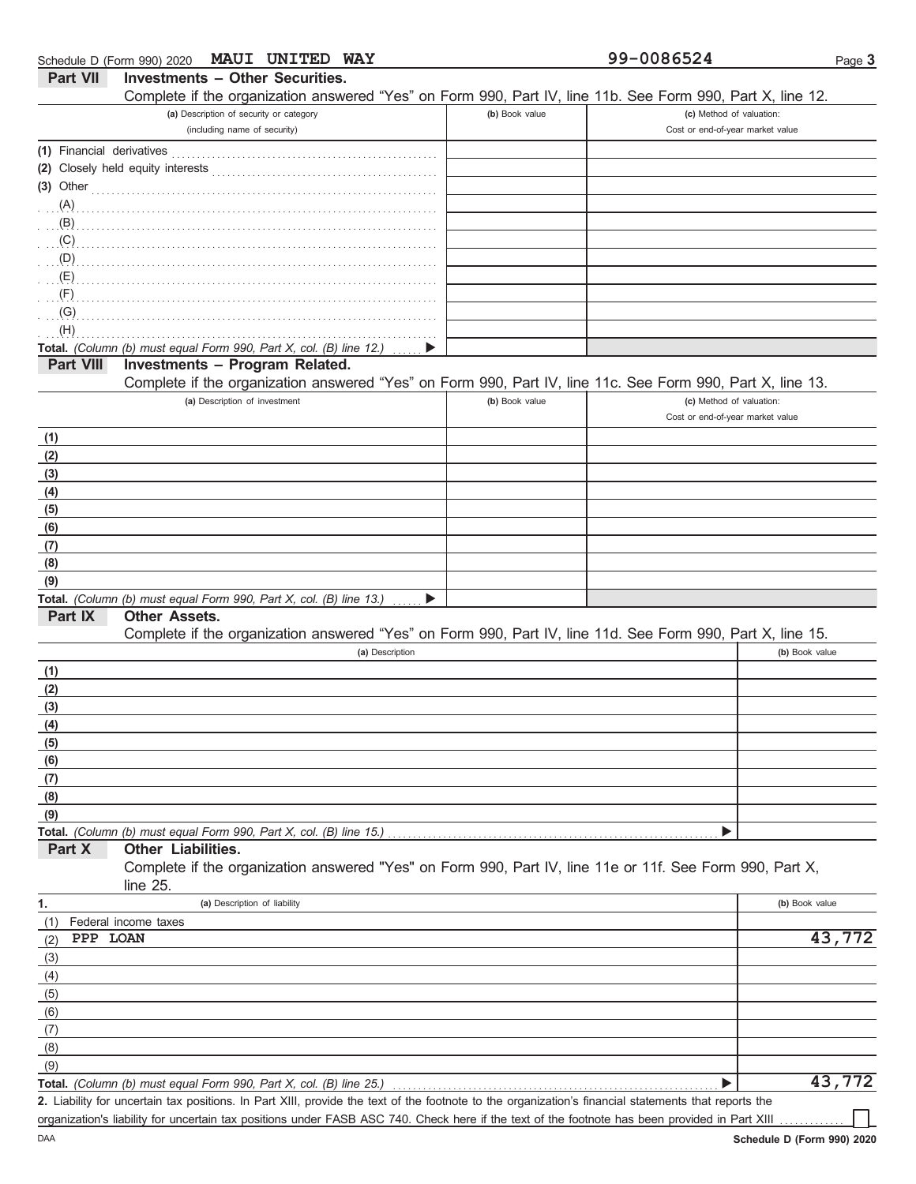Schedule D (Form 990) 2020 **MAUI UNITED WAY** **99-0086524**

## Part VII Investments – Other Securities.

Complete if the organization answered "Yes" on Form 990, Part IV, line 11b. See Form 990, Part X, line 12.

| (a) Description of security or category (including name of security) | (b) Book value | (c) Method of valuation: Cost or end-of-year market value |
|---|---|---|
| (1) Financial derivatives | | |
| (2) Closely held equity interests | | |
| (3) Other | | |
| (A) | | |
| (B) | | |
| (C) | | |
| (D) | | |
| (E) | | |
| (F) | | |
| (G) | | |
| (H) | | |
| **Total.** *(Column (b) must equal Form 990, Part X, col. (B) line 12.)* ▶ | | |

## Part VIII Investments – Program Related.

Complete if the organization answered "Yes" on Form 990, Part IV, line 11c. See Form 990, Part X, line 13.

| (a) Description of investment | (b) Book value | (c) Method of valuation: Cost or end-of-year market value |
|---|---|---|
| (1) | | |
| (2) | | |
| (3) | | |
| (4) | | |
| (5) | | |
| (6) | | |
| (7) | | |
| (8) | | |
| (9) | | |
| **Total.** *(Column (b) must equal Form 990, Part X, col. (B) line 13.)* ▶ | | |

## Part IX Other Assets.

Complete if the organization answered "Yes" on Form 990, Part IV, line 11d. See Form 990, Part X, line 15.

| (a) Description | (b) Book value |
|---|---|
| (1) | |
| (2) | |
| (3) | |
| (4) | |
| (5) | |
| (6) | |
| (7) | |
| (8) | |
| (9) | |
| **Total.** *(Column (b) must equal Form 990, Part X, col. (B) line 15.)* ▶ | |

## Part X Other Liabilities.

Complete if the organization answered "Yes" on Form 990, Part IV, line 11e or 11f. See Form 990, Part X, line 25.

| 1. (a) Description of liability | (b) Book value |
|---|---|
| (1) Federal income taxes | |
| (2) PPP LOAN | 43,772 |
| (3) | |
| (4) | |
| (5) | |
| (6) | |
| (7) | |
| (8) | |
| (9) | |
| **Total.** *(Column (b) must equal Form 990, Part X, col. (B) line 25.)* ▶ | 43,772 |

**2.** Liability for uncertain tax positions. In Part XIII, provide the text of the footnote to the organization's financial statements that reports the organization's liability for uncertain tax positions under FASB ASC 740. Check here if the text of the footnote has been provided in Part XIII ☐

DAA **Schedule D (Form 990) 2020**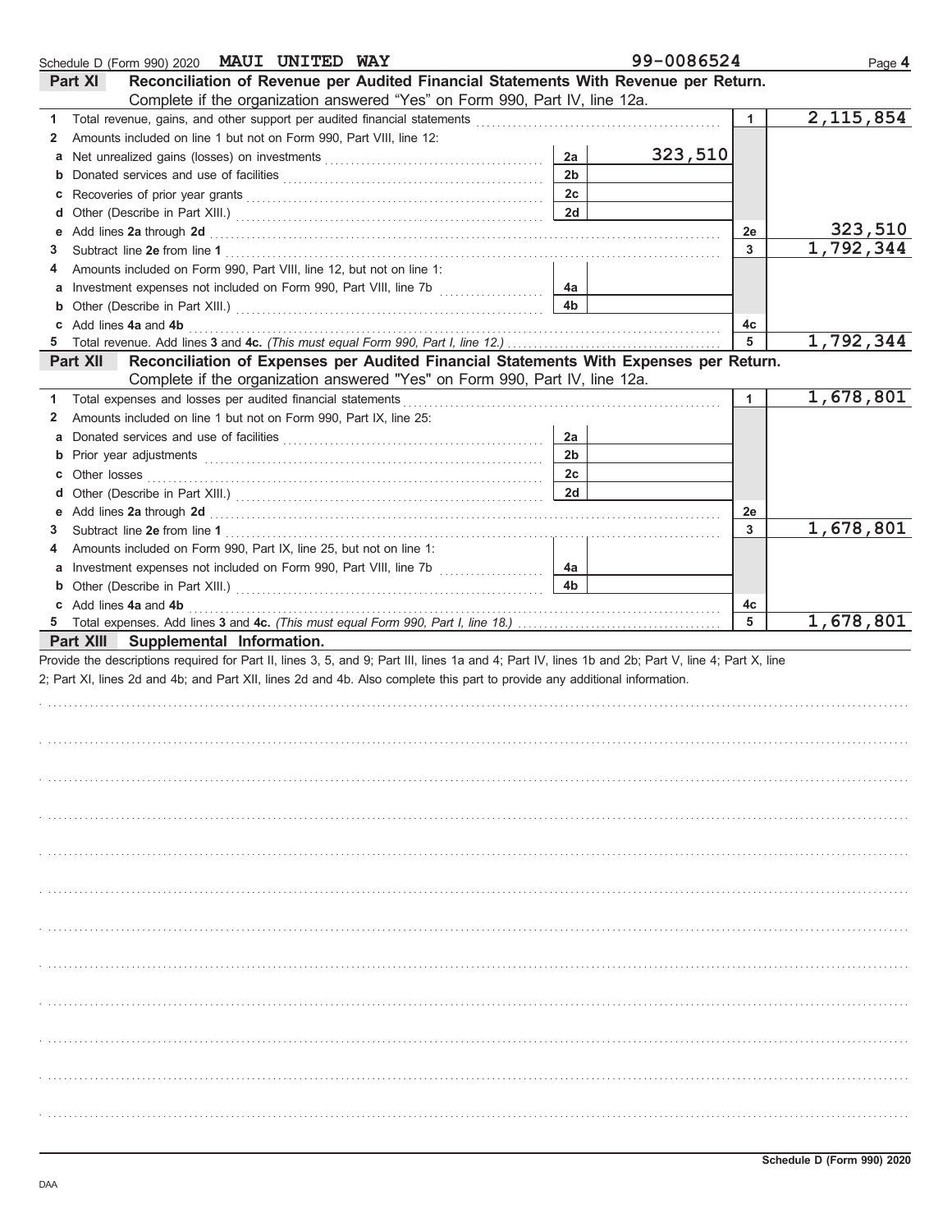Schedule D (Form 990) 2020 **MAUI UNITED WAY** 99-0086524 Page **4**

## Part XI Reconciliation of Revenue per Audited Financial Statements With Revenue per Return.

Complete if the organization answered "Yes" on Form 990, Part IV, line 12a.

| Line | Description | Sub-line | Sub-amount | Line | Amount |
|---|---|---|---|---|---|
| 1 | Total revenue, gains, and other support per audited financial statements | | | 1 | 2,115,854 |
| 2 | Amounts included on line 1 but not on Form 990, Part VIII, line 12: | | | | |
| a | Net unrealized gains (losses) on investments | 2a | 323,510 | | |
| b | Donated services and use of facilities | 2b | | | |
| c | Recoveries of prior year grants | 2c | | | |
| d | Other (Describe in Part XIII.) | 2d | | | |
| e | Add lines **2a** through **2d** | | | 2e | 323,510 |
| 3 | Subtract line **2e** from line **1** | | | 3 | 1,792,344 |
| 4 | Amounts included on Form 990, Part VIII, line 12, but not on line 1: | | | | |
| a | Investment expenses not included on Form 990, Part VIII, line 7b | 4a | | | |
| b | Other (Describe in Part XIII.) | 4b | | | |
| c | Add lines **4a** and **4b** | | | 4c | |
| 5 | Total revenue. Add lines **3** and **4c.** *(This must equal Form 990, Part I, line 12.)* | | | 5 | 1,792,344 |

## Part XII Reconciliation of Expenses per Audited Financial Statements With Expenses per Return.

Complete if the organization answered "Yes" on Form 990, Part IV, line 12a.

| Line | Description | Sub-line | Sub-amount | Line | Amount |
|---|---|---|---|---|---|
| 1 | Total expenses and losses per audited financial statements | | | 1 | 1,678,801 |
| 2 | Amounts included on line 1 but not on Form 990, Part IX, line 25: | | | | |
| a | Donated services and use of facilities | 2a | | | |
| b | Prior year adjustments | 2b | | | |
| c | Other losses | 2c | | | |
| d | Other (Describe in Part XIII.) | 2d | | | |
| e | Add lines **2a** through **2d** | | | 2e | |
| 3 | Subtract line **2e** from line **1** | | | 3 | 1,678,801 |
| 4 | Amounts included on Form 990, Part IX, line 25, but not on line 1: | | | | |
| a | Investment expenses not included on Form 990, Part VIII, line 7b | 4a | | | |
| b | Other (Describe in Part XIII.) | 4b | | | |
| c | Add lines **4a** and **4b** | | | 4c | |
| 5 | Total expenses. Add lines **3** and **4c.** *(This must equal Form 990, Part I, line 18.)* | | | 5 | 1,678,801 |

## Part XIII Supplemental Information.

Provide the descriptions required for Part II, lines 3, 5, and 9; Part III, lines 1a and 4; Part IV, lines 1b and 2b; Part V, line 4; Part X, line 2; Part XI, lines 2d and 4b; and Part XII, lines 2d and 4b. Also complete this part to provide any additional information.

**Schedule D (Form 990) 2020**

DAA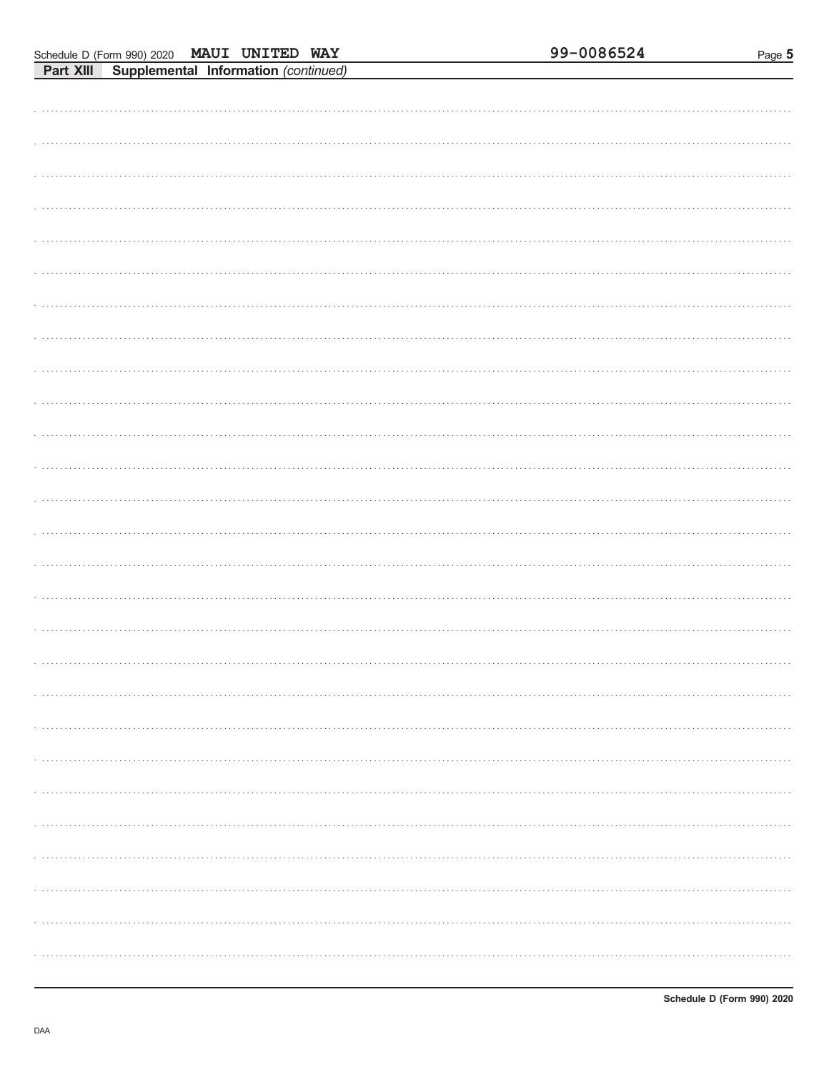Schedule D (Form 990) 2020 MAUI UNITED WAY 99-0086524

**Part XIII Supplemental Information** *(continued)*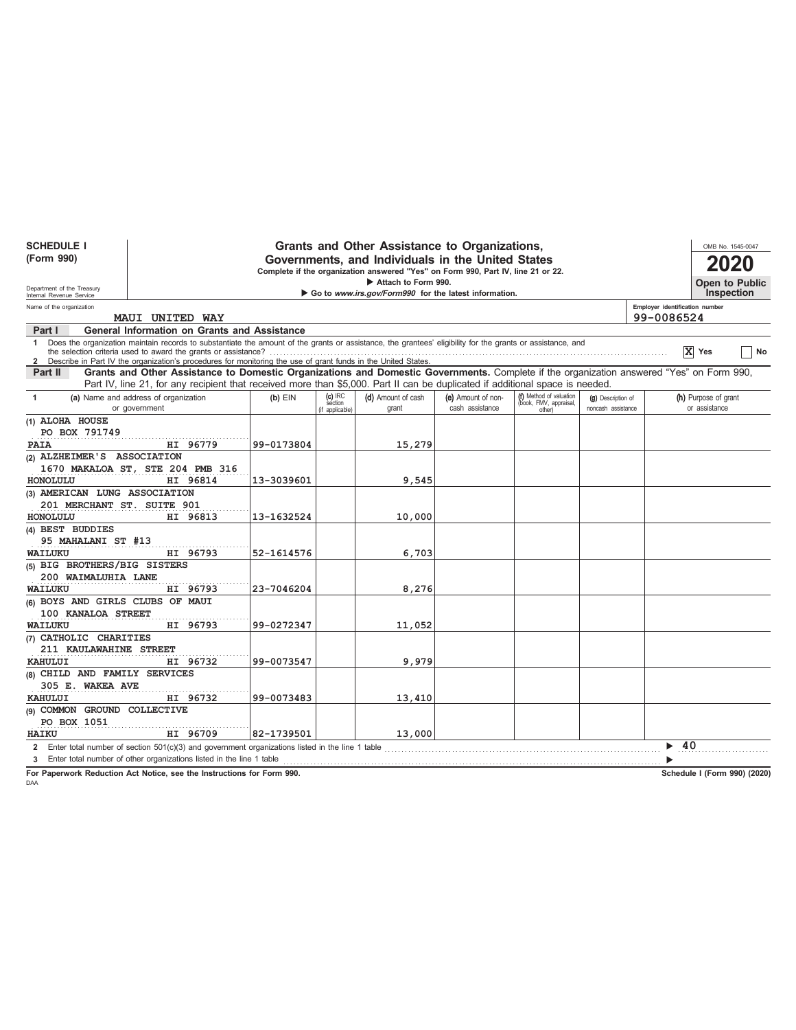**SCHEDULE I**
**(Form 990)**

Department of the Treasury
Internal Revenue Service

# Grants and Other Assistance to Organizations, Governments, and Individuals in the United States

**Complete if the organization answered "Yes" on Form 990, Part IV, line 21 or 22.**
▶ Attach to Form 990.
▶ Go to *www.irs.gov/Form990* for the latest information.

OMB No. 1545-0047
**2020**
**Open to Public Inspection**

Name of the organization: MAUI UNITED WAY
Employer identification number: 99-0086524

**Part I — General Information on Grants and Assistance**

1 Does the organization maintain records to substantiate the amount of the grants or assistance, the grantees' eligibility for the grants or assistance, and the selection criteria used to award the grants or assistance? [X] Yes [ ] No

2 Describe in Part IV the organization's procedures for monitoring the use of grant funds in the United States.

**Part II — Grants and Other Assistance to Domestic Organizations and Domestic Governments.** Complete if the organization answered "Yes" on Form 990, Part IV, line 21, for any recipient that received more than $5,000. Part II can be duplicated if additional space is needed.

| 1 (a) Name and address of organization or government | (b) EIN | (c) IRC section (if applicable) | (d) Amount of cash grant | (e) Amount of non-cash assistance | (f) Method of valuation (book, FMV, appraisal, other) | (g) Description of noncash assistance | (h) Purpose of grant or assistance |
|---|---|---|---|---|---|---|---|
| (1) ALOHA HOUSE<br>PO BOX 791749<br>PAIA HI 96779 | 99-0173804 | | 15,279 | | | | |
| (2) ALZHEIMER'S ASSOCIATION<br>1670 MAKALOA ST, STE 204 PMB 316<br>HONOLULU HI 96814 | 13-3039601 | | 9,545 | | | | |
| (3) AMERICAN LUNG ASSOCIATION<br>201 MERCHANT ST. SUITE 901<br>HONOLULU HI 96813 | 13-1632524 | | 10,000 | | | | |
| (4) BEST BUDDIES<br>95 MAHALANI ST #13<br>WAILUKU HI 96793 | 52-1614576 | | 6,703 | | | | |
| (5) BIG BROTHERS/BIG SISTERS<br>200 WAIMALUHIA LANE<br>WAILUKU HI 96793 | 23-7046204 | | 8,276 | | | | |
| (6) BOYS AND GIRLS CLUBS OF MAUI<br>100 KANALOA STREET<br>WAILUKU HI 96793 | 99-0272347 | | 11,052 | | | | |
| (7) CATHOLIC CHARITIES<br>211 KAULAWAHINE STREET<br>KAHULUI HI 96732 | 99-0073547 | | 9,979 | | | | |
| (8) CHILD AND FAMILY SERVICES<br>305 E. WAKEA AVE<br>KAHULUI HI 96732 | 99-0073483 | | 13,410 | | | | |
| (9) COMMON GROUND COLLECTIVE<br>PO BOX 1051<br>HAIKU HI 96709 | 82-1739501 | | 13,000 | | | | |

2 Enter total number of section 501(c)(3) and government organizations listed in the line 1 table ▶ 40

3 Enter total number of other organizations listed in the line 1 table ▶

**For Paperwork Reduction Act Notice, see the Instructions for Form 990.** DAA **Schedule I (Form 990) (2020)**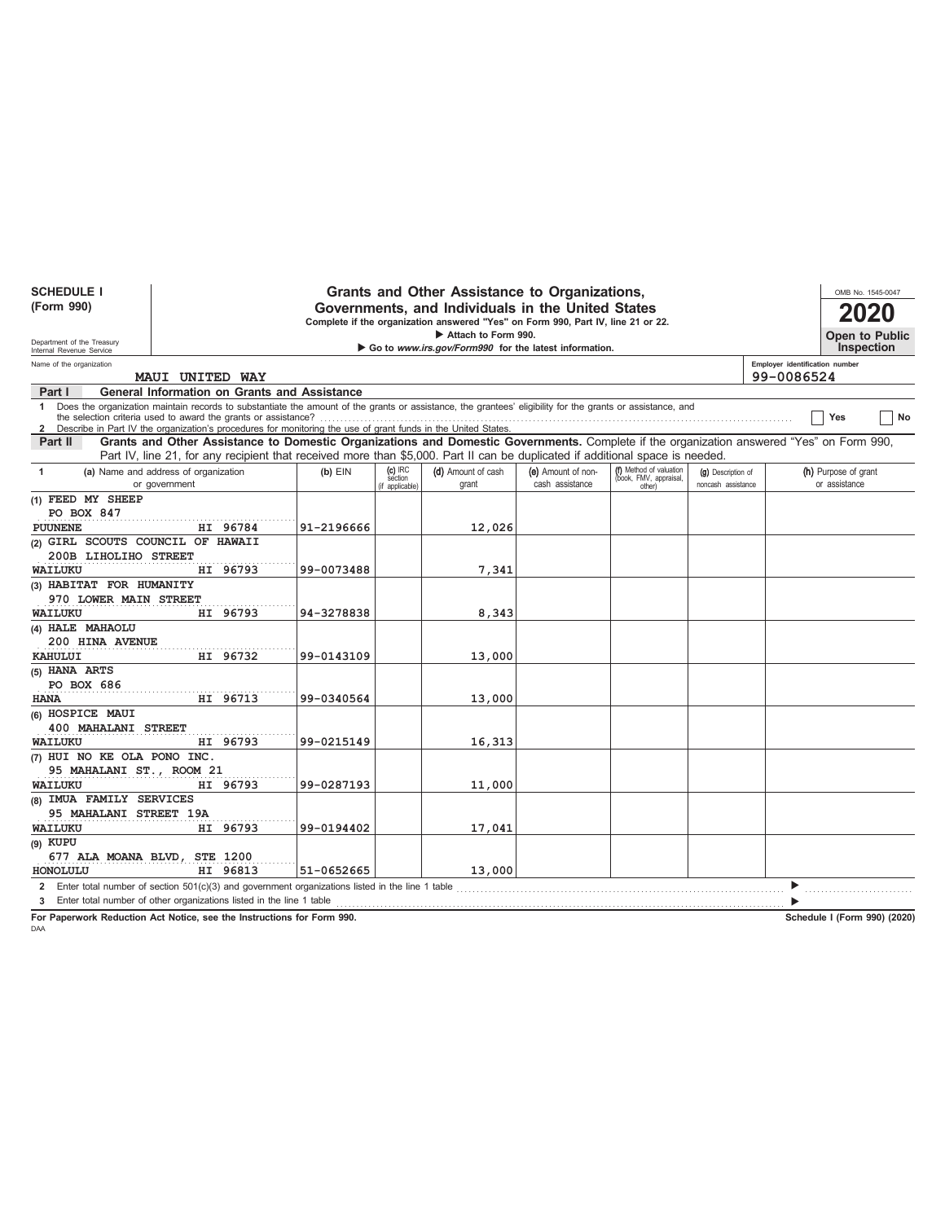**SCHEDULE I**
**(Form 990)**

Department of the Treasury
Internal Revenue Service

# Grants and Other Assistance to Organizations, Governments, and Individuals in the United States

**Complete if the organization answered "Yes" on Form 990, Part IV, line 21 or 22.**

▶ Attach to Form 990.

▶ Go to *www.irs.gov/Form990* for the latest information.

OMB No. 1545-0047

**2020**

**Open to Public Inspection**

Name of the organization: MAUI UNITED WAY

Employer identification number: 99-0086524

**Part I — General Information on Grants and Assistance**

1 Does the organization maintain records to substantiate the amount of the grants or assistance, the grantees' eligibility for the grants or assistance, and the selection criteria used to award the grants or assistance? ☐ Yes ☐ No

2 Describe in Part IV the organization's procedures for monitoring the use of grant funds in the United States.

**Part II — Grants and Other Assistance to Domestic Organizations and Domestic Governments.** Complete if the organization answered "Yes" on Form 990, Part IV, line 21, for any recipient that received more than $5,000. Part II can be duplicated if additional space is needed.

| 1 (a) Name and address of organization or government | (b) EIN | (c) IRC section (if applicable) | (d) Amount of cash grant | (e) Amount of non-cash assistance | (f) Method of valuation (book, FMV, appraisal, other) | (g) Description of noncash assistance | (h) Purpose of grant or assistance |
|---|---|---|---|---|---|---|---|
| (1) FEED MY SHEEP<br>PO BOX 847<br>PUUNENE HI 96784 | 91-2196666 | | 12,026 | | | | |
| (2) GIRL SCOUTS COUNCIL OF HAWAII<br>200B LIHOLIHO STREET<br>WAILUKU HI 96793 | 99-0073488 | | 7,341 | | | | |
| (3) HABITAT FOR HUMANITY<br>970 LOWER MAIN STREET<br>WAILUKU HI 96793 | 94-3278838 | | 8,343 | | | | |
| (4) HALE MAHAOLU<br>200 HINA AVENUE<br>KAHULUI HI 96732 | 99-0143109 | | 13,000 | | | | |
| (5) HANA ARTS<br>PO BOX 686<br>HANA HI 96713 | 99-0340564 | | 13,000 | | | | |
| (6) HOSPICE MAUI<br>400 MAHALANI STREET<br>WAILUKU HI 96793 | 99-0215149 | | 16,313 | | | | |
| (7) HUI NO KE OLA PONO INC.<br>95 MAHALANI ST., ROOM 21<br>WAILUKU HI 96793 | 99-0287193 | | 11,000 | | | | |
| (8) IMUA FAMILY SERVICES<br>95 MAHALANI STREET 19A<br>WAILUKU HI 96793 | 99-0194402 | | 17,041 | | | | |
| (9) KUPU<br>677 ALA MOANA BLVD, STE 1200<br>HONOLULU HI 96813 | 51-0652665 | | 13,000 | | | | |

2 Enter total number of section 501(c)(3) and government organizations listed in the line 1 table ▶

3 Enter total number of other organizations listed in the line 1 table ▶

**For Paperwork Reduction Act Notice, see the Instructions for Form 990.**

DAA

**Schedule I (Form 990) (2020)**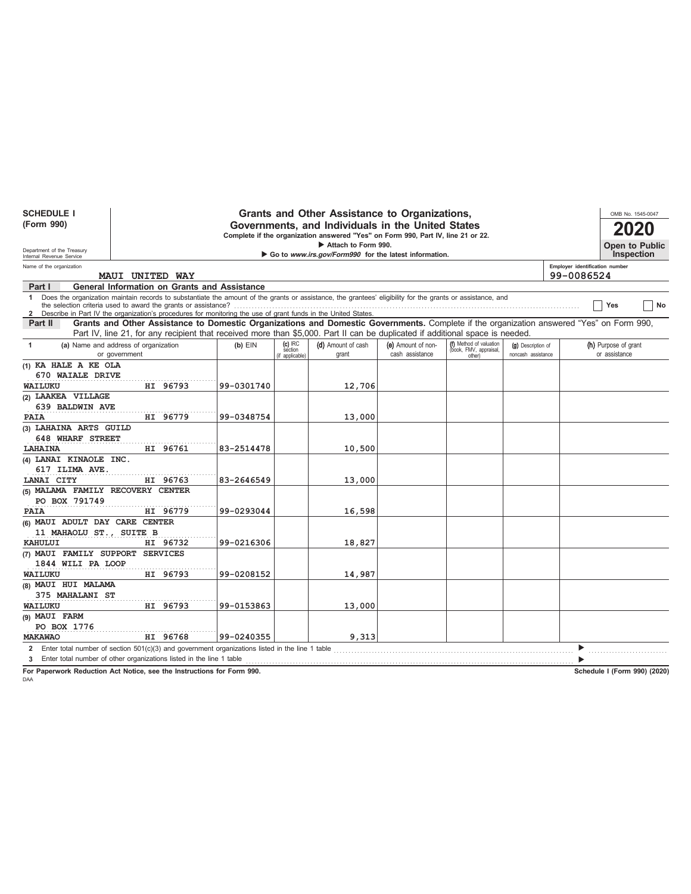**SCHEDULE I (Form 990)**

Department of the Treasury
Internal Revenue Service

# Grants and Other Assistance to Organizations, Governments, and Individuals in the United States

**Complete if the organization answered "Yes" on Form 990, Part IV, line 21 or 22.**

▶ Attach to Form 990.

▶ Go to *www.irs.gov/Form990* for the latest information.

OMB No. 1545-0047

**2020**

**Open to Public Inspection**

Name of the organization: MAUI UNITED WAY

Employer identification number: 99-0086524

**Part I — General Information on Grants and Assistance**

1 Does the organization maintain records to substantiate the amount of the grants or assistance, the grantees' eligibility for the grants or assistance, and the selection criteria used to award the grants or assistance? ☐ Yes ☐ No

2 Describe in Part IV the organization's procedures for monitoring the use of grant funds in the United States.

**Part II — Grants and Other Assistance to Domestic Organizations and Domestic Governments.** Complete if the organization answered "Yes" on Form 990, Part IV, line 21, for any recipient that received more than $5,000. Part II can be duplicated if additional space is needed.

| 1 (a) Name and address of organization or government | (b) EIN | (c) IRC section (if applicable) | (d) Amount of cash grant | (e) Amount of non-cash assistance | (f) Method of valuation (book, FMV, appraisal, other) | (g) Description of noncash assistance | (h) Purpose of grant or assistance |
|---|---|---|---|---|---|---|---|
| (1) KA HALE A KE OLA 670 WAIALE DRIVE WAILUKU HI 96793 | 99-0301740 | | 12,706 | | | | |
| (2) LAAKEA VILLAGE 639 BALDWIN AVE PAIA HI 96779 | 99-0348754 | | 13,000 | | | | |
| (3) LAHAINA ARTS GUILD 648 WHARF STREET LAHAINA HI 96761 | 83-2514478 | | 10,500 | | | | |
| (4) LANAI KINAOLE INC. 617 ILIMA AVE. LANAI CITY HI 96763 | 83-2646549 | | 13,000 | | | | |
| (5) MALAMA FAMILY RECOVERY CENTER PO BOX 791749 PAIA HI 96779 | 99-0293044 | | 16,598 | | | | |
| (6) MAUI ADULT DAY CARE CENTER 11 MAHAOLU ST., SUITE B KAHULUI HI 96732 | 99-0216306 | | 18,827 | | | | |
| (7) MAUI FAMILY SUPPORT SERVICES 1844 WILI PA LOOP WAILUKU HI 96793 | 99-0208152 | | 14,987 | | | | |
| (8) MAUI HUI MALAMA 375 MAHALANI ST WAILUKU HI 96793 | 99-0153863 | | 13,000 | | | | |
| (9) MAUI FARM PO BOX 1776 MAKAWAO HI 96768 | 99-0240355 | | 9,313 | | | | |

2 Enter total number of section 501(c)(3) and government organizations listed in the line 1 table ▶

3 Enter total number of other organizations listed in the line 1 table ▶

**For Paperwork Reduction Act Notice, see the Instructions for Form 990.**

Schedule I (Form 990) (2020)

DAA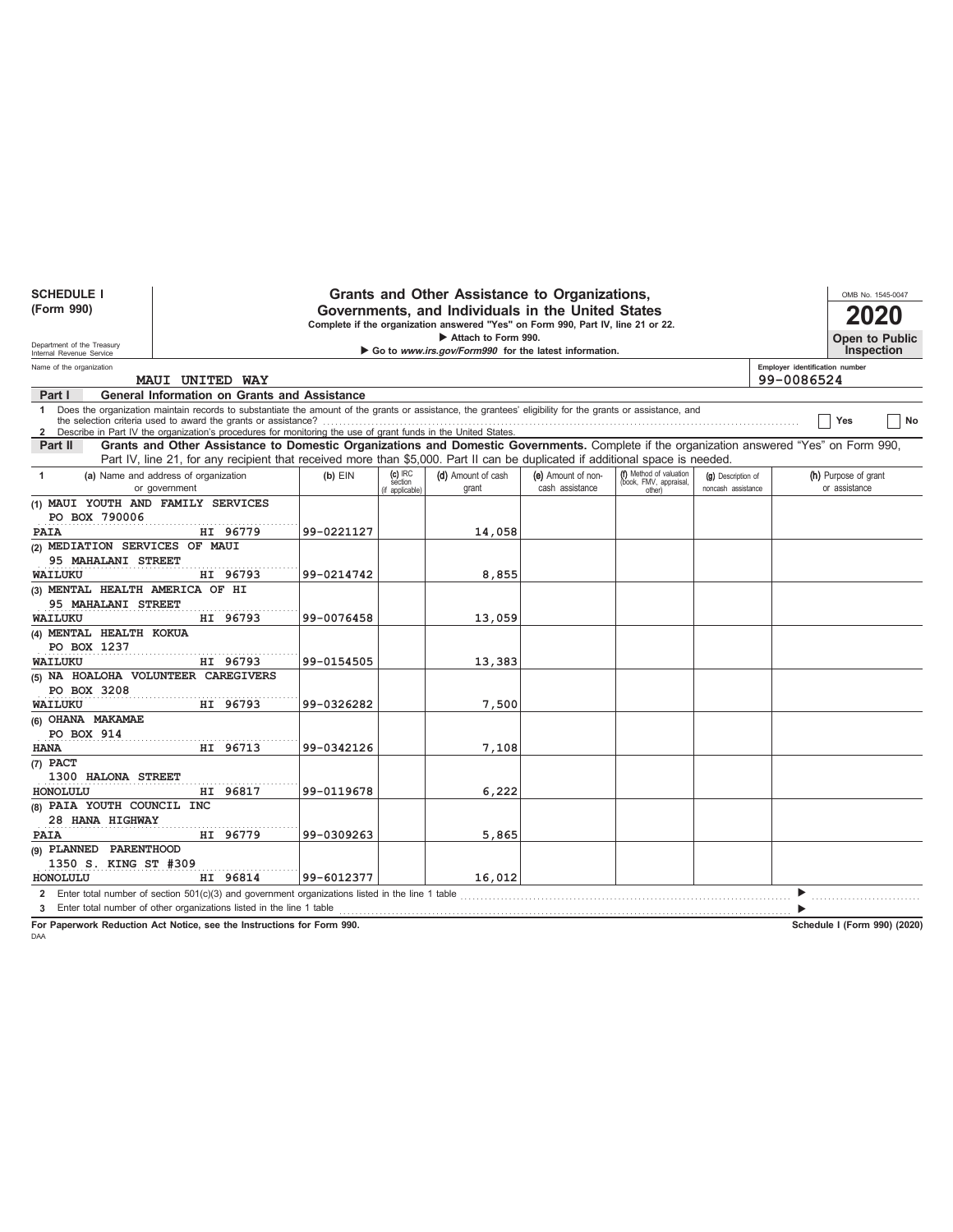**SCHEDULE I**
**(Form 990)**

Department of the Treasury
Internal Revenue Service

# Grants and Other Assistance to Organizations, Governments, and Individuals in the United States

**Complete if the organization answered "Yes" on Form 990, Part IV, line 21 or 22.**
▶ Attach to Form 990.
▶ Go to *www.irs.gov/Form990* for the latest information.

OMB No. 1545-0047
**2020**
**Open to Public Inspection**

Name of the organization: MAUI UNITED WAY
Employer identification number: 99-0086524

**Part I General Information on Grants and Assistance**

1 Does the organization maintain records to substantiate the amount of the grants or assistance, the grantees' eligibility for the grants or assistance, and the selection criteria used to award the grants or assistance? ☐ Yes ☐ No

2 Describe in Part IV the organization's procedures for monitoring the use of grant funds in the United States.

**Part II Grants and Other Assistance to Domestic Organizations and Domestic Governments.** Complete if the organization answered "Yes" on Form 990, Part IV, line 21, for any recipient that received more than $5,000. Part II can be duplicated if additional space is needed.

| 1 (a) Name and address of organization or government | (b) EIN | (c) IRC section (if applicable) | (d) Amount of cash grant | (e) Amount of non-cash assistance | (f) Method of valuation (book, FMV, appraisal, other) | (g) Description of noncash assistance | (h) Purpose of grant or assistance |
|---|---|---|---|---|---|---|---|
| (1) MAUI YOUTH AND FAMILY SERVICES<br>PO BOX 790006<br>PAIA HI 96779 | 99-0221127 | | 14,058 | | | | |
| (2) MEDIATION SERVICES OF MAUI<br>95 MAHALANI STREET<br>WAILUKU HI 96793 | 99-0214742 | | 8,855 | | | | |
| (3) MENTAL HEALTH AMERICA OF HI<br>95 MAHALANI STREET<br>WAILUKU HI 96793 | 99-0076458 | | 13,059 | | | | |
| (4) MENTAL HEALTH KOKUA<br>PO BOX 1237<br>WAILUKU HI 96793 | 99-0154505 | | 13,383 | | | | |
| (5) NA HOALOHA VOLUNTEER CAREGIVERS<br>PO BOX 3208<br>WAILUKU HI 96793 | 99-0326282 | | 7,500 | | | | |
| (6) OHANA MAKAMAE<br>PO BOX 914<br>HANA HI 96713 | 99-0342126 | | 7,108 | | | | |
| (7) PACT<br>1300 HALONA STREET<br>HONOLULU HI 96817 | 99-0119678 | | 6,222 | | | | |
| (8) PAIA YOUTH COUNCIL INC<br>28 HANA HIGHWAY<br>PAIA HI 96779 | 99-0309263 | | 5,865 | | | | |
| (9) PLANNED PARENTHOOD<br>1350 S. KING ST #309<br>HONOLULU HI 96814 | 99-6012377 | | 16,012 | | | | |

2 Enter total number of section 501(c)(3) and government organizations listed in the line 1 table ▶

3 Enter total number of other organizations listed in the line 1 table ▶

**For Paperwork Reduction Act Notice, see the Instructions for Form 990.**
DAA
**Schedule I (Form 990) (2020)**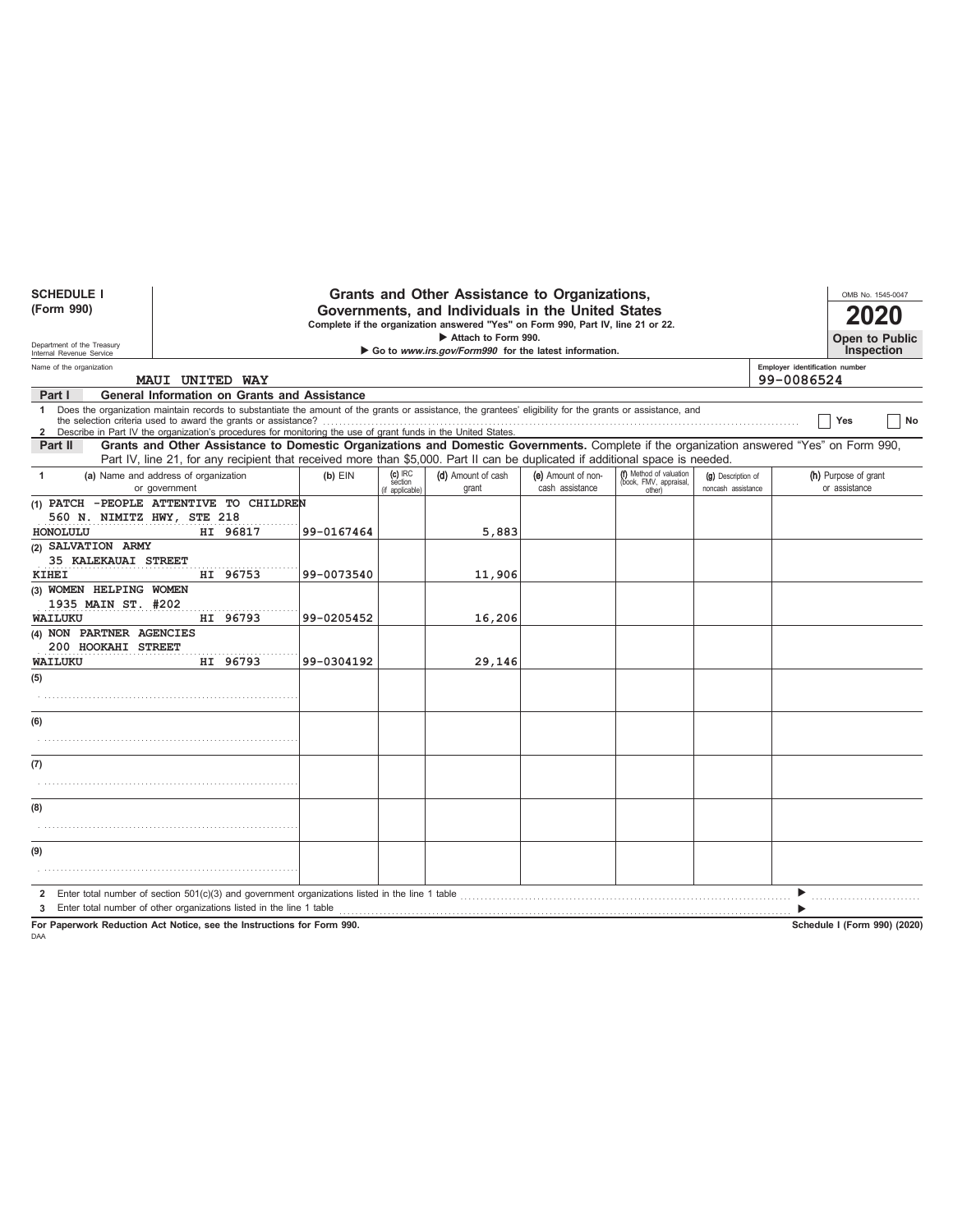**SCHEDULE I**
**(Form 990)**

Department of the Treasury
Internal Revenue Service

# Grants and Other Assistance to Organizations, Governments, and Individuals in the United States

**Complete if the organization answered "Yes" on Form 990, Part IV, line 21 or 22.**
▶ Attach to Form 990.
▶ Go to *www.irs.gov/Form990* for the latest information.

OMB No. 1545-0047

**2020**

**Open to Public Inspection**

Name of the organization: MAUI UNITED WAY

Employer identification number: 99-0086524

**Part I — General Information on Grants and Assistance**

1 Does the organization maintain records to substantiate the amount of the grants or assistance, the grantees' eligibility for the grants or assistance, and the selection criteria used to award the grants or assistance? ☐ Yes ☐ No

2 Describe in Part IV the organization's procedures for monitoring the use of grant funds in the United States.

**Part II — Grants and Other Assistance to Domestic Organizations and Domestic Governments.** Complete if the organization answered "Yes" on Form 990, Part IV, line 21, for any recipient that received more than $5,000. Part II can be duplicated if additional space is needed.

| 1 (a) Name and address of organization or government | (b) EIN | (c) IRC section (if applicable) | (d) Amount of cash grant | (e) Amount of non-cash assistance | (f) Method of valuation (book, FMV, appraisal, other) | (g) Description of noncash assistance | (h) Purpose of grant or assistance |
|---|---|---|---|---|---|---|---|
| (1) PATCH -PEOPLE ATTENTIVE TO CHILDREN<br>560 N. NIMITZ HWY, STE 218<br>HONOLULU HI 96817 | 99-0167464 | | 5,883 | | | | |
| (2) SALVATION ARMY<br>35 KALEKAUAI STREET<br>KIHEI HI 96753 | 99-0073540 | | 11,906 | | | | |
| (3) WOMEN HELPING WOMEN<br>1935 MAIN ST. #202<br>WAILUKU HI 96793 | 99-0205452 | | 16,206 | | | | |
| (4) NON PARTNER AGENCIES<br>200 HOOKAHI STREET<br>WAILUKU HI 96793 | 99-0304192 | | 29,146 | | | | |
| (5) | | | | | | | |
| (6) | | | | | | | |
| (7) | | | | | | | |
| (8) | | | | | | | |
| (9) | | | | | | | |

2 Enter total number of section 501(c)(3) and government organizations listed in the line 1 table ▶

3 Enter total number of other organizations listed in the line 1 table ▶

**For Paperwork Reduction Act Notice, see the Instructions for Form 990.**

**Schedule I (Form 990) (2020)**

DAA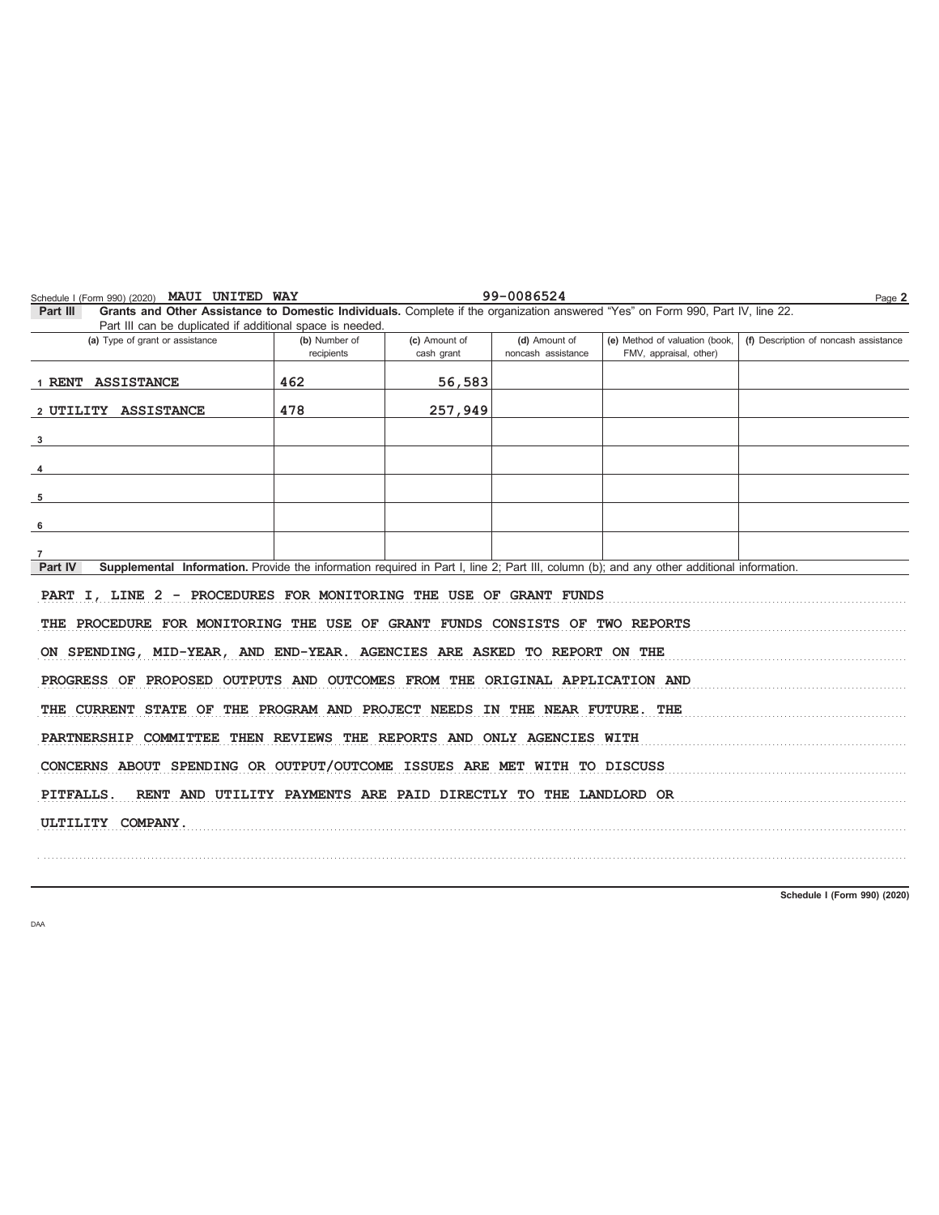Schedule I (Form 990) (2020) **MAUI UNITED WAY** 99-0086524 Page **2**

**Part III** **Grants and Other Assistance to Domestic Individuals.** Complete if the organization answered "Yes" on Form 990, Part IV, line 22. Part III can be duplicated if additional space is needed.

| (a) Type of grant or assistance | (b) Number of recipients | (c) Amount of cash grant | (d) Amount of noncash assistance | (e) Method of valuation (book, FMV, appraisal, other) | (f) Description of noncash assistance |
|---|---|---|---|---|---|
| 1 RENT ASSISTANCE | 462 | 56,583 | | | |
| 2 UTILITY ASSISTANCE | 478 | 257,949 | | | |
| 3 | | | | | |
| 4 | | | | | |
| 5 | | | | | |
| 6 | | | | | |
| 7 | | | | | |

**Part IV** **Supplemental Information.** Provide the information required in Part I, line 2; Part III, column (b); and any other additional information.

PART I, LINE 2 - PROCEDURES FOR MONITORING THE USE OF GRANT FUNDS

THE PROCEDURE FOR MONITORING THE USE OF GRANT FUNDS CONSISTS OF TWO REPORTS ON SPENDING, MID-YEAR, AND END-YEAR. AGENCIES ARE ASKED TO REPORT ON THE PROGRESS OF PROPOSED OUTPUTS AND OUTCOMES FROM THE ORIGINAL APPLICATION AND THE CURRENT STATE OF THE PROGRAM AND PROJECT NEEDS IN THE NEAR FUTURE. THE PARTNERSHIP COMMITTEE THEN REVIEWS THE REPORTS AND ONLY AGENCIES WITH CONCERNS ABOUT SPENDING OR OUTPUT/OUTCOME ISSUES ARE MET WITH TO DISCUSS PITFALLS. RENT AND UTILITY PAYMENTS ARE PAID DIRECTLY TO THE LANDLORD OR ULTILITY COMPANY.

**Schedule I (Form 990) (2020)**

DAA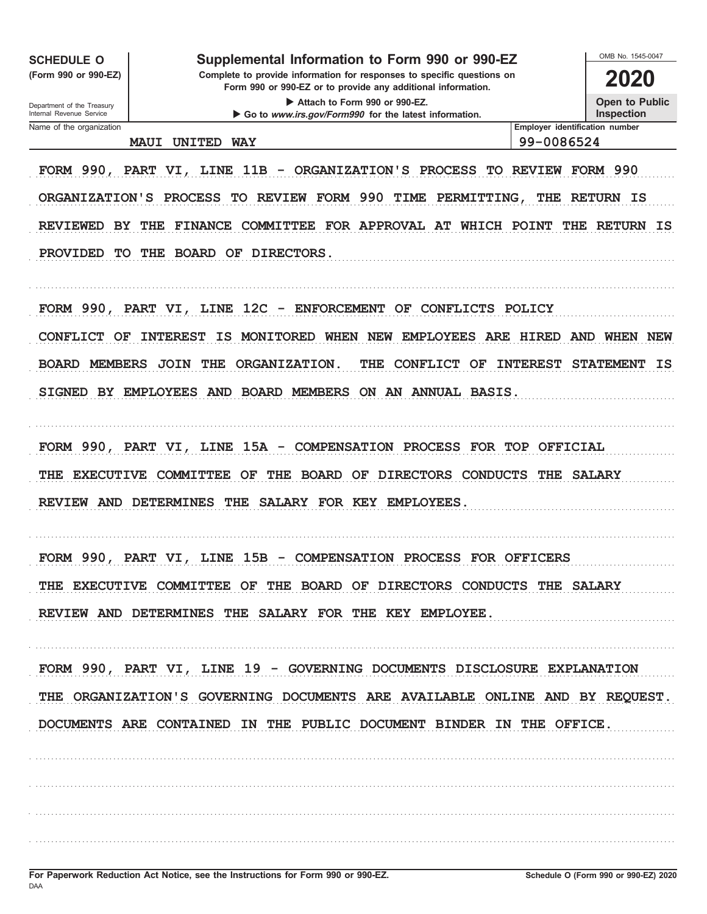**SCHEDULE O**
**(Form 990 or 990-EZ)**

Department of the Treasury
Internal Revenue Service

# Supplemental Information to Form 990 or 990-EZ

**Complete to provide information for responses to specific questions on Form 990 or 990-EZ or to provide any additional information.**

▶ Attach to Form 990 or 990-EZ.

▶ Go to *www.irs.gov/Form990* for the latest information.

OMB No. 1545-0047

**2020**

**Open to Public Inspection**

| Name of the organization | Employer identification number |
|---|---|
| MAUI UNITED WAY | 99-0086524 |

FORM 990, PART VI, LINE 11B - ORGANIZATION'S PROCESS TO REVIEW FORM 990

ORGANIZATION'S PROCESS TO REVIEW FORM 990 TIME PERMITTING, THE RETURN IS REVIEWED BY THE FINANCE COMMITTEE FOR APPROVAL AT WHICH POINT THE RETURN IS PROVIDED TO THE BOARD OF DIRECTORS.

FORM 990, PART VI, LINE 12C - ENFORCEMENT OF CONFLICTS POLICY

CONFLICT OF INTEREST IS MONITORED WHEN NEW EMPLOYEES ARE HIRED AND WHEN NEW BOARD MEMBERS JOIN THE ORGANIZATION. THE CONFLICT OF INTEREST STATEMENT IS SIGNED BY EMPLOYEES AND BOARD MEMBERS ON AN ANNUAL BASIS.

FORM 990, PART VI, LINE 15A - COMPENSATION PROCESS FOR TOP OFFICIAL

THE EXECUTIVE COMMITTEE OF THE BOARD OF DIRECTORS CONDUCTS THE SALARY REVIEW AND DETERMINES THE SALARY FOR KEY EMPLOYEES.

FORM 990, PART VI, LINE 15B - COMPENSATION PROCESS FOR OFFICERS

THE EXECUTIVE COMMITTEE OF THE BOARD OF DIRECTORS CONDUCTS THE SALARY REVIEW AND DETERMINES THE SALARY FOR THE KEY EMPLOYEE.

FORM 990, PART VI, LINE 19 - GOVERNING DOCUMENTS DISCLOSURE EXPLANATION

THE ORGANIZATION'S GOVERNING DOCUMENTS ARE AVAILABLE ONLINE AND BY REQUEST. DOCUMENTS ARE CONTAINED IN THE PUBLIC DOCUMENT BINDER IN THE OFFICE.

**For Paperwork Reduction Act Notice, see the Instructions for Form 990 or 990-EZ.** **Schedule O (Form 990 or 990-EZ) 2020**

DAA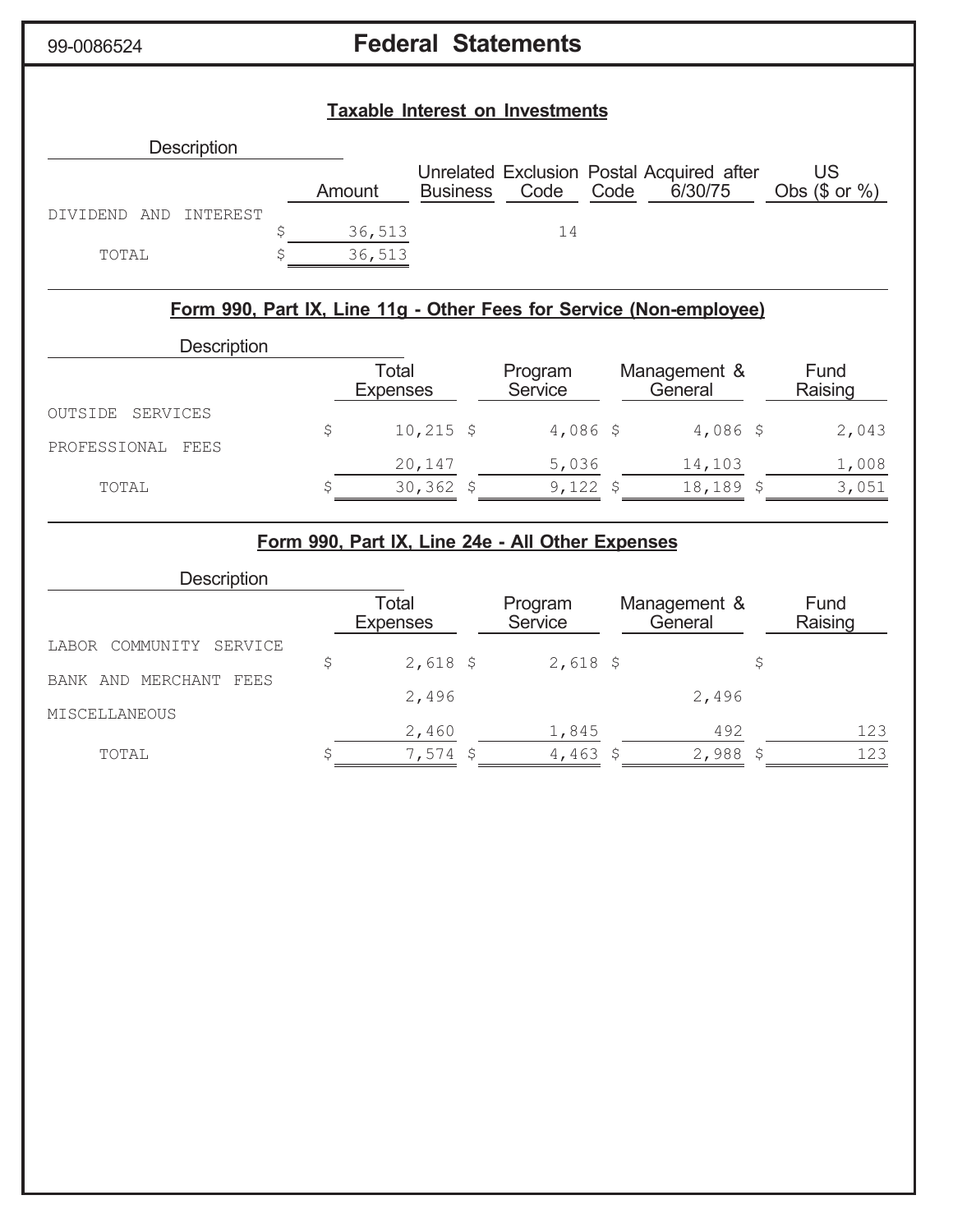99-0086524

# Federal Statements

## Taxable Interest on Investments

| Description | Amount | Unrelated Business | Exclusion Code | Postal Code | Acquired after 6/30/75 | US Obs ($ or %) |
|---|---|---|---|---|---|---|
| DIVIDEND AND INTEREST | $ 36,513 | | 14 | | | |
| TOTAL | $ 36,513 | | | | | |

## Form 990, Part IX, Line 11g - Other Fees for Service (Non-employee)

| Description | Total Expenses | Program Service | Management & General | Fund Raising |
|---|---|---|---|---|
| OUTSIDE SERVICES | $ 10,215 | $ 4,086 | $ 4,086 | $ 2,043 |
| PROFESSIONAL FEES | 20,147 | 5,036 | 14,103 | 1,008 |
| TOTAL | $ 30,362 | $ 9,122 | $ 18,189 | $ 3,051 |

## Form 990, Part IX, Line 24e - All Other Expenses

| Description | Total Expenses | Program Service | Management & General | Fund Raising |
|---|---|---|---|---|
| LABOR COMMUNITY SERVICE | $ 2,618 | $ 2,618 | $ | $ |
| BANK AND MERCHANT FEES | 2,496 | | 2,496 | |
| MISCELLANEOUS | 2,460 | 1,845 | 492 | 123 |
| TOTAL | $ 7,574 | $ 4,463 | $ 2,988 | $ 123 |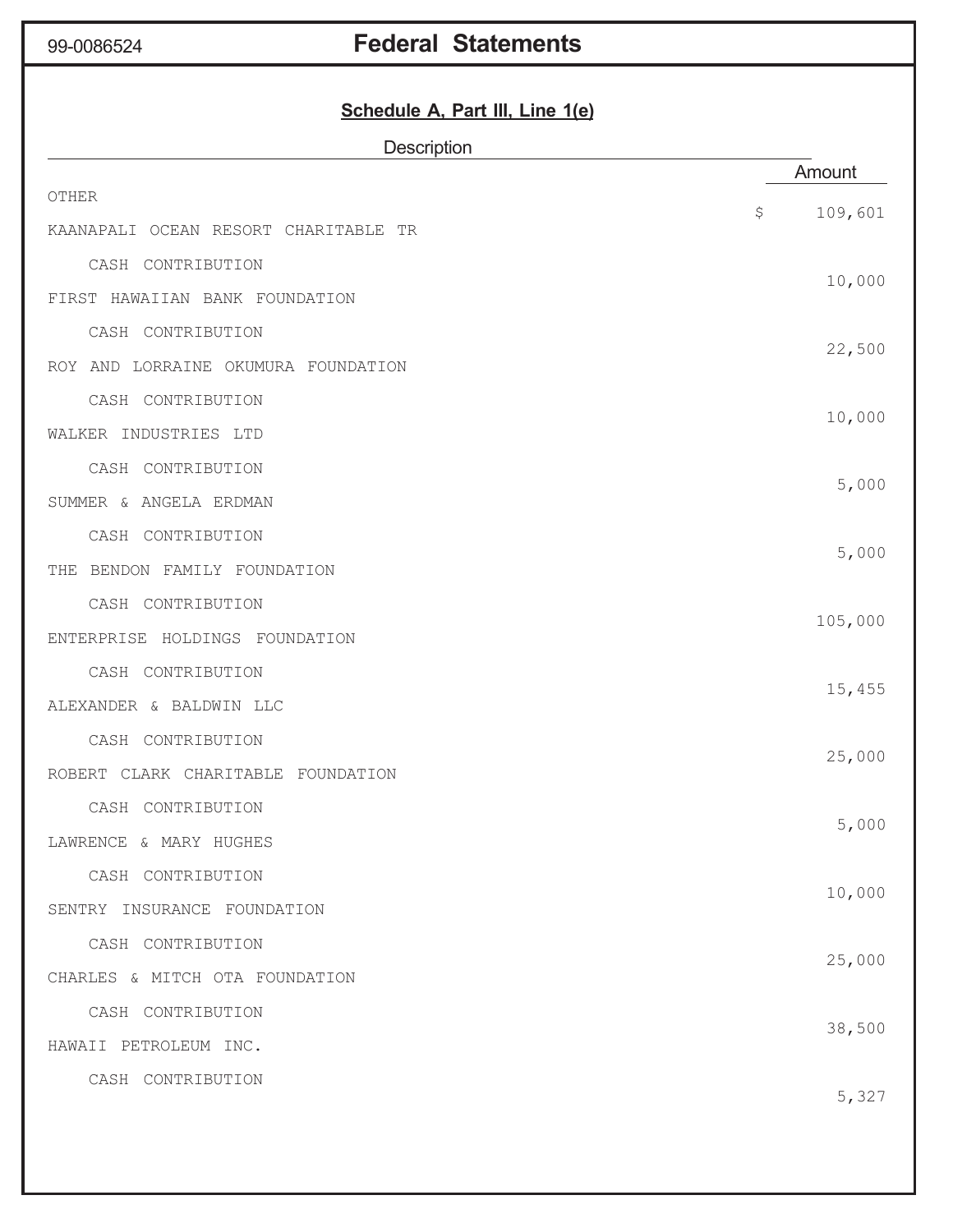99-0086524

# Federal Statements

## Schedule A, Part III, Line 1(e)

| Description | Amount |
|---|---|
| OTHER | $ 109,601 |
| KAANAPALI OCEAN RESORT CHARITABLE TR<br>CASH CONTRIBUTION | 10,000 |
| FIRST HAWAIIAN BANK FOUNDATION<br>CASH CONTRIBUTION | 22,500 |
| ROY AND LORRAINE OKUMURA FOUNDATION<br>CASH CONTRIBUTION | 10,000 |
| WALKER INDUSTRIES LTD<br>CASH CONTRIBUTION | 5,000 |
| SUMMER & ANGELA ERDMAN<br>CASH CONTRIBUTION | 5,000 |
| THE BENDON FAMILY FOUNDATION<br>CASH CONTRIBUTION | 105,000 |
| ENTERPRISE HOLDINGS FOUNDATION<br>CASH CONTRIBUTION | 15,455 |
| ALEXANDER & BALDWIN LLC<br>CASH CONTRIBUTION | 25,000 |
| ROBERT CLARK CHARITABLE FOUNDATION<br>CASH CONTRIBUTION | 5,000 |
| LAWRENCE & MARY HUGHES<br>CASH CONTRIBUTION | 10,000 |
| SENTRY INSURANCE FOUNDATION<br>CASH CONTRIBUTION | 25,000 |
| CHARLES & MITCH OTA FOUNDATION<br>CASH CONTRIBUTION | 38,500 |
| HAWAII PETROLEUM INC.<br>CASH CONTRIBUTION | 5,327 |